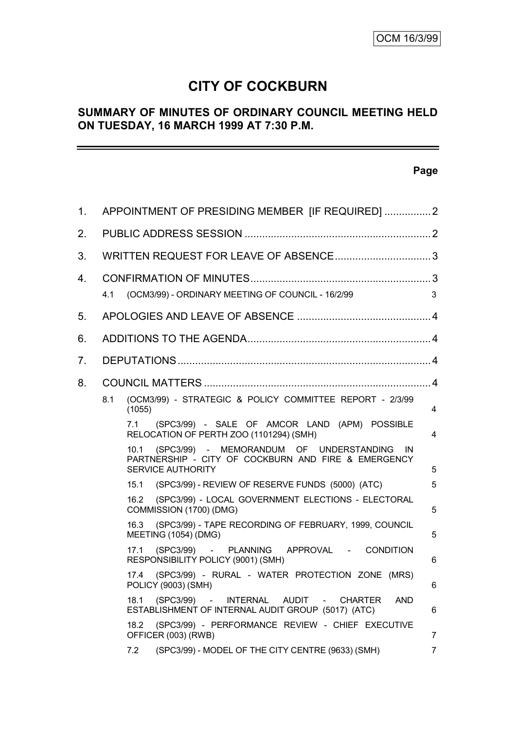OCM 16/3/99

# CITY OF COCKBURN

## SUMMARY OF MINUTES OF ORDINARY COUNCIL MEETING HELD ON TUESDAY, 16 MARCH 1999 AT 7:30 P.M.

**Page**

| | | |
|---|---|---|
| 1. | APPOINTMENT OF PRESIDING MEMBER [IF REQUIRED] | 2 |
| 2. | PUBLIC ADDRESS SESSION | 2 |
| 3. | WRITTEN REQUEST FOR LEAVE OF ABSENCE | 3 |
| 4. | CONFIRMATION OF MINUTES | 3 |
| | 4.1 (OCM3/99) - ORDINARY MEETING OF COUNCIL - 16/2/99 | 3 |
| 5. | APOLOGIES AND LEAVE OF ABSENCE | 4 |
| 6. | ADDITIONS TO THE AGENDA | 4 |
| 7. | DEPUTATIONS | 4 |
| 8. | COUNCIL MATTERS | 4 |
| | 8.1 (OCM3/99) - STRATEGIC & POLICY COMMITTEE REPORT - 2/3/99 (1055) | 4 |
| | 7.1 (SPC3/99) - SALE OF AMCOR LAND (APM) POSSIBLE RELOCATION OF PERTH ZOO (1101294) (SMH) | 4 |
| | 10.1 (SPC3/99) - MEMORANDUM OF UNDERSTANDING IN PARTNERSHIP - CITY OF COCKBURN AND FIRE & EMERGENCY SERVICE AUTHORITY | 5 |
| | 15.1 (SPC3/99) - REVIEW OF RESERVE FUNDS (5000) (ATC) | 5 |
| | 16.2 (SPC3/99) - LOCAL GOVERNMENT ELECTIONS - ELECTORAL COMMISSION (1700) (DMG) | 5 |
| | 16.3 (SPC3/99) - TAPE RECORDING OF FEBRUARY, 1999, COUNCIL MEETING (1054) (DMG) | 5 |
| | 17.1 (SPC3/99) - PLANNING APPROVAL - CONDITION RESPONSIBILITY POLICY (9001) (SMH) | 6 |
| | 17.4 (SPC3/99) - RURAL - WATER PROTECTION ZONE (MRS) POLICY (9003) (SMH) | 6 |
| | 18.1 (SPC3/99) - INTERNAL AUDIT - CHARTER AND ESTABLISHMENT OF INTERNAL AUDIT GROUP (5017) (ATC) | 6 |
| | 18.2 (SPC3/99) - PERFORMANCE REVIEW - CHIEF EXECUTIVE OFFICER (003) (RWB) | 7 |
| | 7.2 (SPC3/99) - MODEL OF THE CITY CENTRE (9633) (SMH) | 7 |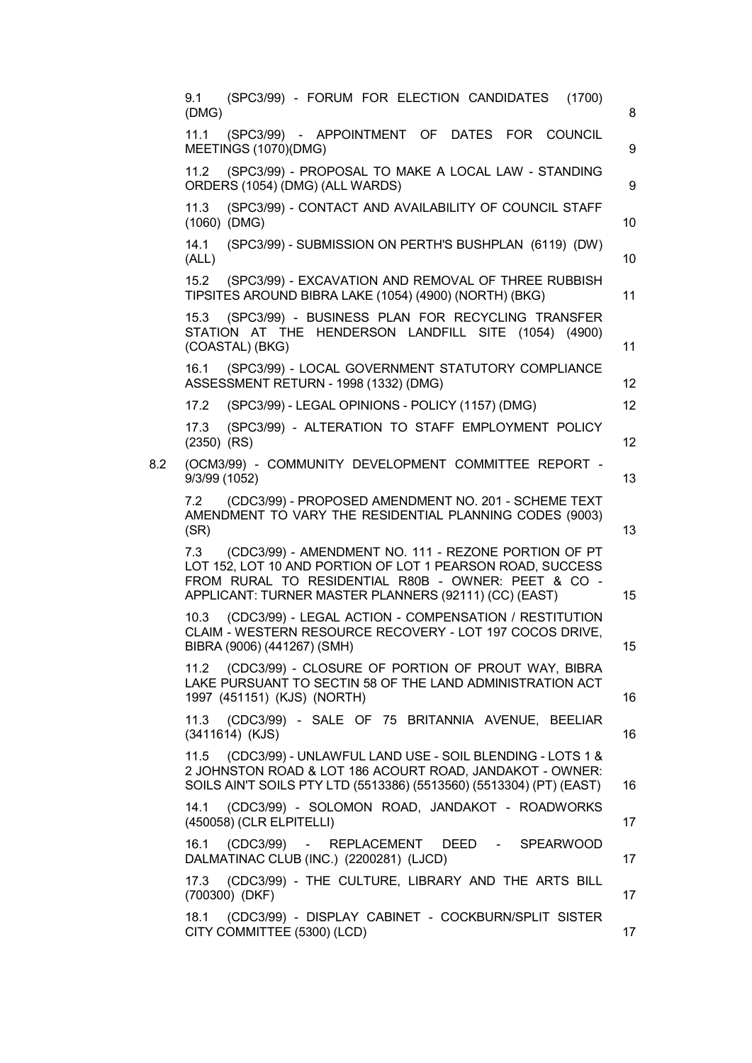9.1 (SPC3/99) - FORUM FOR ELECTION CANDIDATES (1700) (DMG) 8

11.1 (SPC3/99) - APPOINTMENT OF DATES FOR COUNCIL MEETINGS (1070)(DMG) 9

11.2 (SPC3/99) - PROPOSAL TO MAKE A LOCAL LAW - STANDING ORDERS (1054) (DMG) (ALL WARDS) 9

11.3 (SPC3/99) - CONTACT AND AVAILABILITY OF COUNCIL STAFF (1060) (DMG) 10

14.1 (SPC3/99) - SUBMISSION ON PERTH'S BUSHPLAN (6119) (DW) (ALL) 10

15.2 (SPC3/99) - EXCAVATION AND REMOVAL OF THREE RUBBISH TIPSITES AROUND BIBRA LAKE (1054) (4900) (NORTH) (BKG) 11

15.3 (SPC3/99) - BUSINESS PLAN FOR RECYCLING TRANSFER STATION AT THE HENDERSON LANDFILL SITE (1054) (4900) (COASTAL) (BKG) 11

16.1 (SPC3/99) - LOCAL GOVERNMENT STATUTORY COMPLIANCE ASSESSMENT RETURN - 1998 (1332) (DMG) 12

17.2 (SPC3/99) - LEGAL OPINIONS - POLICY (1157) (DMG) 12

17.3 (SPC3/99) - ALTERATION TO STAFF EMPLOYMENT POLICY (2350) (RS) 12

8.2 (OCM3/99) - COMMUNITY DEVELOPMENT COMMITTEE REPORT - 9/3/99 (1052) 13

7.2 (CDC3/99) - PROPOSED AMENDMENT NO. 201 - SCHEME TEXT AMENDMENT TO VARY THE RESIDENTIAL PLANNING CODES (9003) (SR) 13

7.3 (CDC3/99) - AMENDMENT NO. 111 - REZONE PORTION OF PT LOT 152, LOT 10 AND PORTION OF LOT 1 PEARSON ROAD, SUCCESS FROM RURAL TO RESIDENTIAL R80B - OWNER: PEET & CO - APPLICANT: TURNER MASTER PLANNERS (92111) (CC) (EAST) 15

10.3 (CDC3/99) - LEGAL ACTION - COMPENSATION / RESTITUTION CLAIM - WESTERN RESOURCE RECOVERY - LOT 197 COCOS DRIVE, BIBRA (9006) (441267) (SMH) 15

11.2 (CDC3/99) - CLOSURE OF PORTION OF PROUT WAY, BIBRA LAKE PURSUANT TO SECTIN 58 OF THE LAND ADMINISTRATION ACT 1997 (451151) (KJS) (NORTH) 16

11.3 (CDC3/99) - SALE OF 75 BRITANNIA AVENUE, BEELIAR (3411614) (KJS) 16

11.5 (CDC3/99) - UNLAWFUL LAND USE - SOIL BLENDING - LOTS 1 & 2 JOHNSTON ROAD & LOT 186 ACOURT ROAD, JANDAKOT - OWNER: SOILS AIN'T SOILS PTY LTD (5513386) (5513560) (5513304) (PT) (EAST) 16

14.1 (CDC3/99) - SOLOMON ROAD, JANDAKOT - ROADWORKS (450058) (CLR ELPITELLI) 17

16.1 (CDC3/99) - REPLACEMENT DEED - SPEARWOOD DALMATINAC CLUB (INC.) (2200281) (LJCD) 17

17.3 (CDC3/99) - THE CULTURE, LIBRARY AND THE ARTS BILL (700300) (DKF) 17

18.1 (CDC3/99) - DISPLAY CABINET - COCKBURN/SPLIT SISTER CITY COMMITTEE (5300) (LCD) 17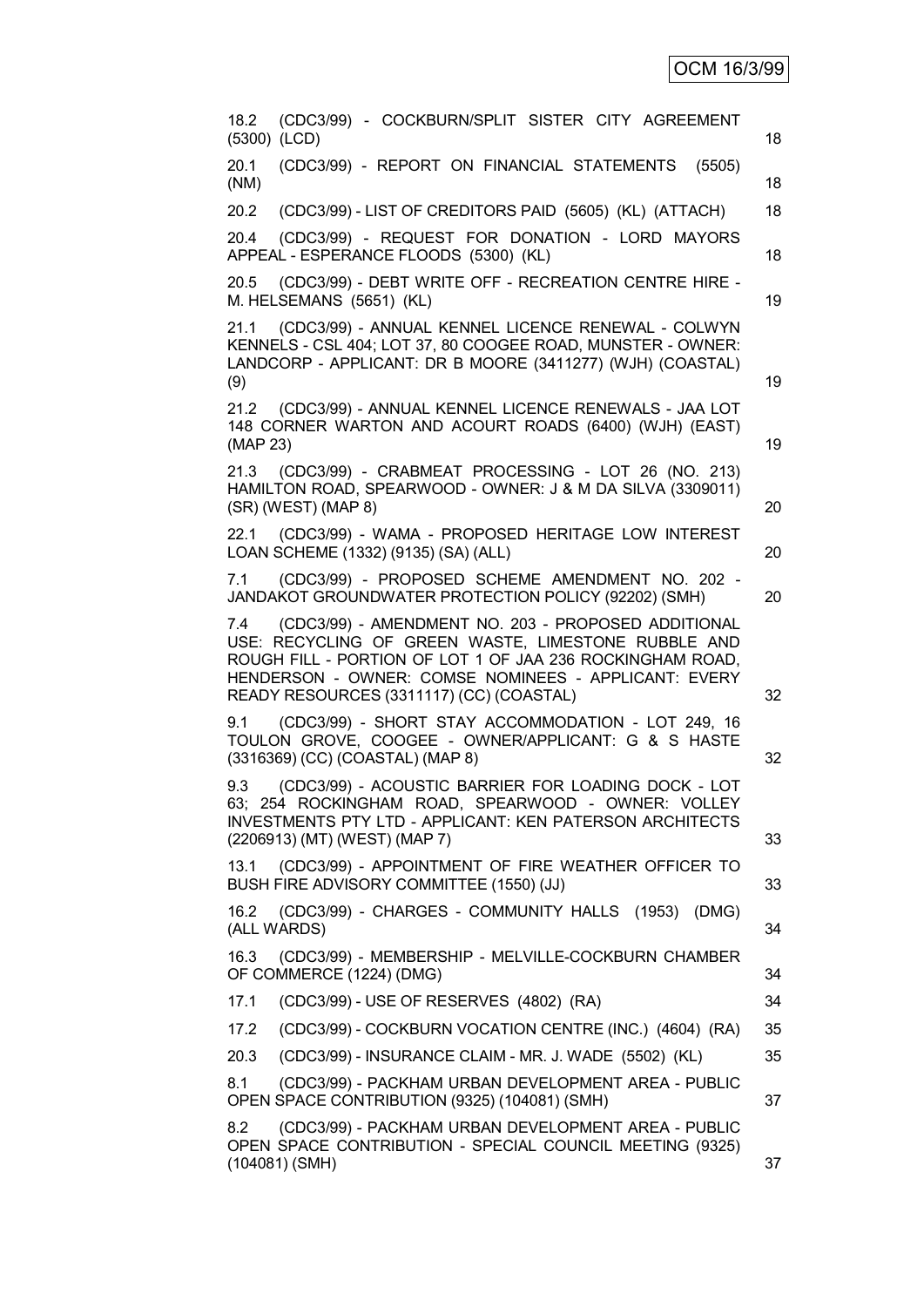18.2 (CDC3/99) - COCKBURN/SPLIT SISTER CITY AGREEMENT (5300) (LCD) 18

20.1 (CDC3/99) - REPORT ON FINANCIAL STATEMENTS (5505) (NM) 18

20.2 (CDC3/99) - LIST OF CREDITORS PAID (5605) (KL) (ATTACH) 18

20.4 (CDC3/99) - REQUEST FOR DONATION - LORD MAYORS APPEAL - ESPERANCE FLOODS (5300) (KL) 18

20.5 (CDC3/99) - DEBT WRITE OFF - RECREATION CENTRE HIRE - M. HELSEMANS (5651) (KL) 19

21.1 (CDC3/99) - ANNUAL KENNEL LICENCE RENEWAL - COLWYN KENNELS - CSL 404; LOT 37, 80 COOGEE ROAD, MUNSTER - OWNER: LANDCORP - APPLICANT: DR B MOORE (3411277) (WJH) (COASTAL) (9) 19

21.2 (CDC3/99) - ANNUAL KENNEL LICENCE RENEWALS - JAA LOT 148 CORNER WARTON AND ACOURT ROADS (6400) (WJH) (EAST) (MAP 23) 19

21.3 (CDC3/99) - CRABMEAT PROCESSING - LOT 26 (NO. 213) HAMILTON ROAD, SPEARWOOD - OWNER: J & M DA SILVA (3309011) (SR) (WEST) (MAP 8) 20

22.1 (CDC3/99) - WAMA - PROPOSED HERITAGE LOW INTEREST LOAN SCHEME (1332) (9135) (SA) (ALL) 20

7.1 (CDC3/99) - PROPOSED SCHEME AMENDMENT NO. 202 - JANDAKOT GROUNDWATER PROTECTION POLICY (92202) (SMH) 20

7.4 (CDC3/99) - AMENDMENT NO. 203 - PROPOSED ADDITIONAL USE: RECYCLING OF GREEN WASTE, LIMESTONE RUBBLE AND ROUGH FILL - PORTION OF LOT 1 OF JAA 236 ROCKINGHAM ROAD, HENDERSON - OWNER: COMSE NOMINEES - APPLICANT: EVERY READY RESOURCES (3311117) (CC) (COASTAL) 32

9.1 (CDC3/99) - SHORT STAY ACCOMMODATION - LOT 249, 16 TOULON GROVE, COOGEE - OWNER/APPLICANT: G & S HASTE (3316369) (CC) (COASTAL) (MAP 8) 32

9.3 (CDC3/99) - ACOUSTIC BARRIER FOR LOADING DOCK - LOT 63; 254 ROCKINGHAM ROAD, SPEARWOOD - OWNER: VOLLEY INVESTMENTS PTY LTD - APPLICANT: KEN PATERSON ARCHITECTS (2206913) (MT) (WEST) (MAP 7) 33

13.1 (CDC3/99) - APPOINTMENT OF FIRE WEATHER OFFICER TO BUSH FIRE ADVISORY COMMITTEE (1550) (JJ) 33

16.2 (CDC3/99) - CHARGES - COMMUNITY HALLS (1953) (DMG) (ALL WARDS) 34

16.3 (CDC3/99) - MEMBERSHIP - MELVILLE-COCKBURN CHAMBER OF COMMERCE (1224) (DMG) 34

17.1 (CDC3/99) - USE OF RESERVES (4802) (RA) 34

17.2 (CDC3/99) - COCKBURN VOCATION CENTRE (INC.) (4604) (RA) 35

20.3 (CDC3/99) - INSURANCE CLAIM - MR. J. WADE (5502) (KL) 35

8.1 (CDC3/99) - PACKHAM URBAN DEVELOPMENT AREA - PUBLIC OPEN SPACE CONTRIBUTION (9325) (104081) (SMH) 37

8.2 (CDC3/99) - PACKHAM URBAN DEVELOPMENT AREA - PUBLIC OPEN SPACE CONTRIBUTION - SPECIAL COUNCIL MEETING (9325) (104081) (SMH) 37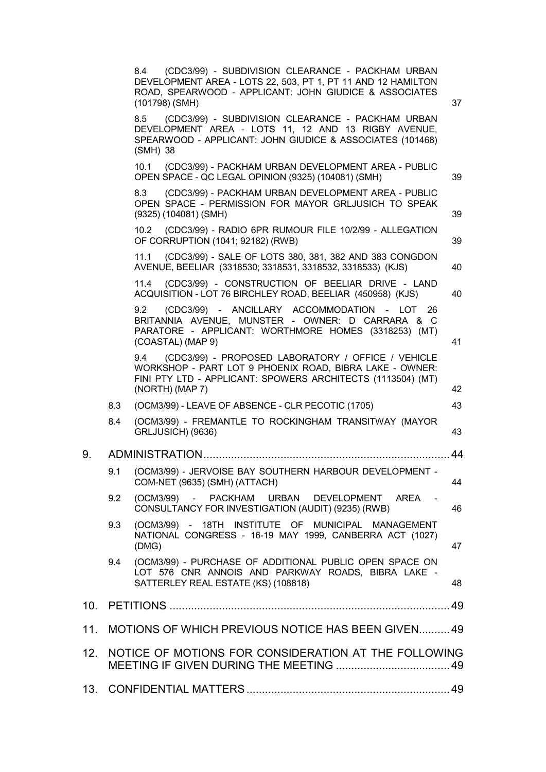8.4 (CDC3/99) - SUBDIVISION CLEARANCE - PACKHAM URBAN DEVELOPMENT AREA - LOTS 22, 503, PT 1, PT 11 AND 12 HAMILTON ROAD, SPEARWOOD - APPLICANT: JOHN GIUDICE & ASSOCIATES (101798) (SMH) 37

8.5 (CDC3/99) - SUBDIVISION CLEARANCE - PACKHAM URBAN DEVELOPMENT AREA - LOTS 11, 12 AND 13 RIGBY AVENUE, SPEARWOOD - APPLICANT: JOHN GIUDICE & ASSOCIATES (101468) (SMH) 38

10.1 (CDC3/99) - PACKHAM URBAN DEVELOPMENT AREA - PUBLIC OPEN SPACE - QC LEGAL OPINION (9325) (104081) (SMH) 39

8.3 (CDC3/99) - PACKHAM URBAN DEVELOPMENT AREA - PUBLIC OPEN SPACE - PERMISSION FOR MAYOR GRLJUSICH TO SPEAK (9325) (104081) (SMH) 39

10.2 (CDC3/99) - RADIO 6PR RUMOUR FILE 10/2/99 - ALLEGATION OF CORRUPTION (1041; 92182) (RWB) 39

11.1 (CDC3/99) - SALE OF LOTS 380, 381, 382 AND 383 CONGDON AVENUE, BEELIAR (3318530; 3318531, 3318532, 3318533) (KJS) 40

11.4 (CDC3/99) - CONSTRUCTION OF BEELIAR DRIVE - LAND ACQUISITION - LOT 76 BIRCHLEY ROAD, BEELIAR (450958) (KJS) 40

9.2 (CDC3/99) - ANCILLARY ACCOMMODATION - LOT 26 BRITANNIA AVENUE, MUNSTER - OWNER: D CARRARA & C PARATORE - APPLICANT: WORTHMORE HOMES (3318253) (MT) (COASTAL) (MAP 9) 41

9.4 (CDC3/99) - PROPOSED LABORATORY / OFFICE / VEHICLE WORKSHOP - PART LOT 9 PHOENIX ROAD, BIBRA LAKE - OWNER: FINI PTY LTD - APPLICANT: SPOWERS ARCHITECTS (1113504) (MT) (NORTH) (MAP 7) 42

8.3 (OCM3/99) - LEAVE OF ABSENCE - CLR PECOTIC (1705) 43

8.4 (OCM3/99) - FREMANTLE TO ROCKINGHAM TRANSITWAY (MAYOR GRLJUSICH) (9636) 43

9. ADMINISTRATION 44

9.1 (OCM3/99) - JERVOISE BAY SOUTHERN HARBOUR DEVELOPMENT - COM-NET (9635) (SMH) (ATTACH) 44

9.2 (OCM3/99) - PACKHAM URBAN DEVELOPMENT AREA - CONSULTANCY FOR INVESTIGATION (AUDIT) (9235) (RWB) 46

9.3 (OCM3/99) - 18TH INSTITUTE OF MUNICIPAL MANAGEMENT NATIONAL CONGRESS - 16-19 MAY 1999, CANBERRA ACT (1027) (DMG) 47

9.4 (OCM3/99) - PURCHASE OF ADDITIONAL PUBLIC OPEN SPACE ON LOT 576 CNR ANNOIS AND PARKWAY ROADS, BIBRA LAKE - SATTERLEY REAL ESTATE (KS) (108818) 48

10. PETITIONS 49

11. MOTIONS OF WHICH PREVIOUS NOTICE HAS BEEN GIVEN 49

12. NOTICE OF MOTIONS FOR CONSIDERATION AT THE FOLLOWING MEETING IF GIVEN DURING THE MEETING 49

13. CONFIDENTIAL MATTERS 49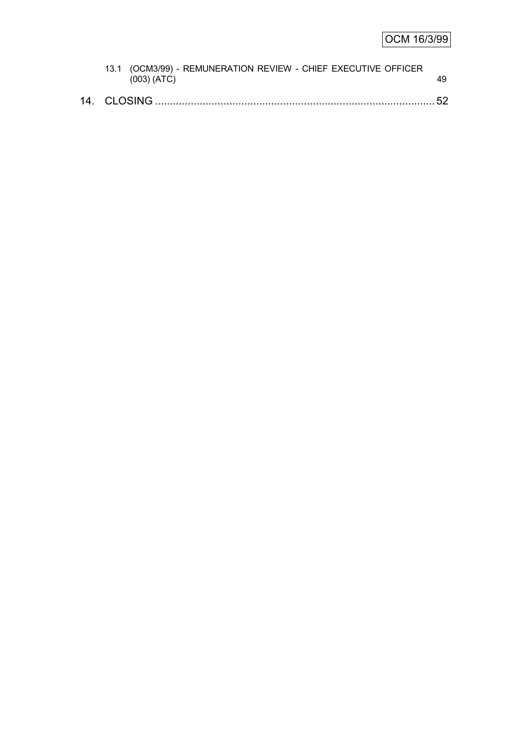13.1 (OCM3/99) - REMUNERATION REVIEW - CHIEF EXECUTIVE OFFICER (003) (ATC) 49

14. CLOSING ............................................................................................ 52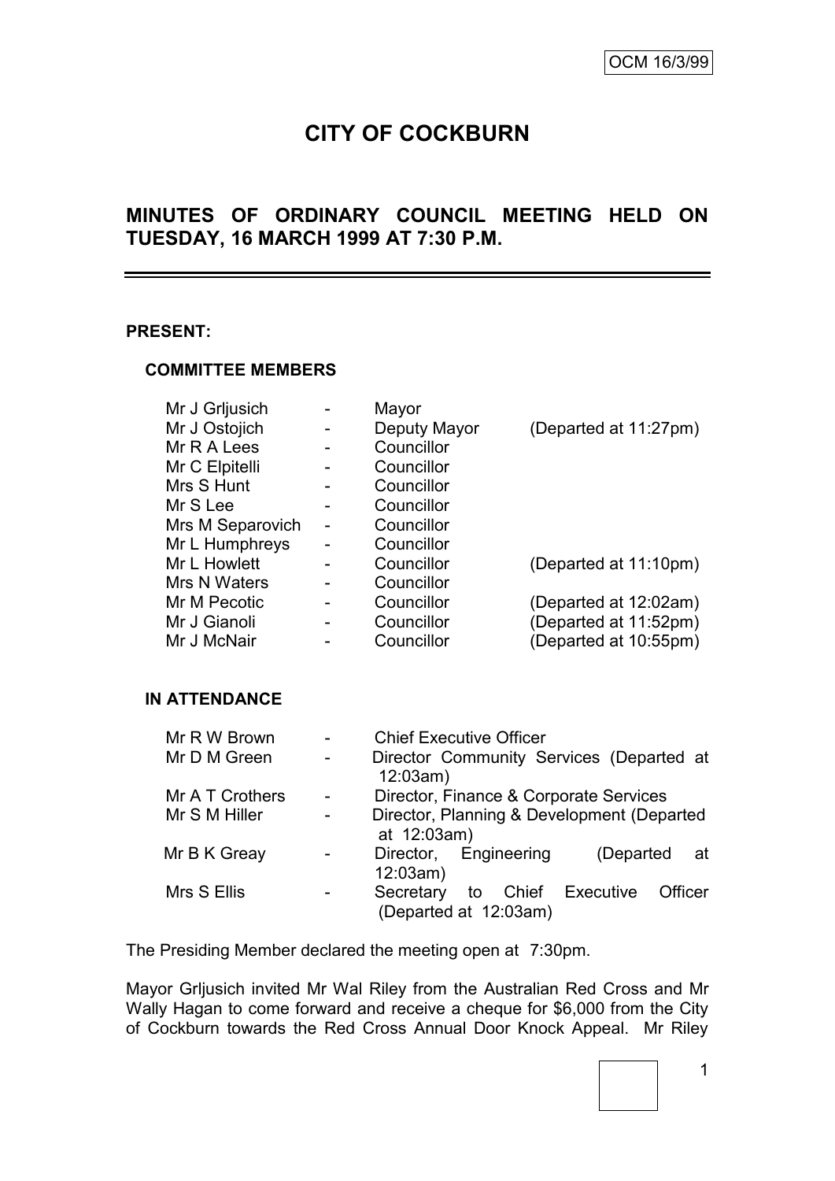OCM 16/3/99

# CITY OF COCKBURN

## MINUTES OF ORDINARY COUNCIL MEETING HELD ON TUESDAY, 16 MARCH 1999 AT 7:30 P.M.

**PRESENT:**

**COMMITTEE MEMBERS**

| | | | |
|---|---|---|---|
| Mr J Grljusich | - | Mayor | |
| Mr J Ostojich | - | Deputy Mayor | (Departed at 11:27pm) |
| Mr R A Lees | - | Councillor | |
| Mr C Elpitelli | - | Councillor | |
| Mrs S Hunt | - | Councillor | |
| Mr S Lee | - | Councillor | |
| Mrs M Separovich | - | Councillor | |
| Mr L Humphreys | - | Councillor | |
| Mr L Howlett | - | Councillor | (Departed at 11:10pm) |
| Mrs N Waters | - | Councillor | |
| Mr M Pecotic | - | Councillor | (Departed at 12:02am) |
| Mr J Gianoli | - | Councillor | (Departed at 11:52pm) |
| Mr J McNair | - | Councillor | (Departed at 10:55pm) |

**IN ATTENDANCE**

| | | |
|---|---|---|
| Mr R W Brown | - | Chief Executive Officer |
| Mr D M Green | - | Director Community Services (Departed at 12:03am) |
| Mr A T Crothers | - | Director, Finance & Corporate Services |
| Mr S M Hiller | - | Director, Planning & Development (Departed at 12:03am) |
| Mr B K Greay | - | Director, Engineering (Departed at 12:03am) |
| Mrs S Ellis | - | Secretary to Chief Executive Officer (Departed at 12:03am) |

The Presiding Member declared the meeting open at 7:30pm.

Mayor Grljusich invited Mr Wal Riley from the Australian Red Cross and Mr Wally Hagan to come forward and receive a cheque for $6,000 from the City of Cockburn towards the Red Cross Annual Door Knock Appeal. Mr Riley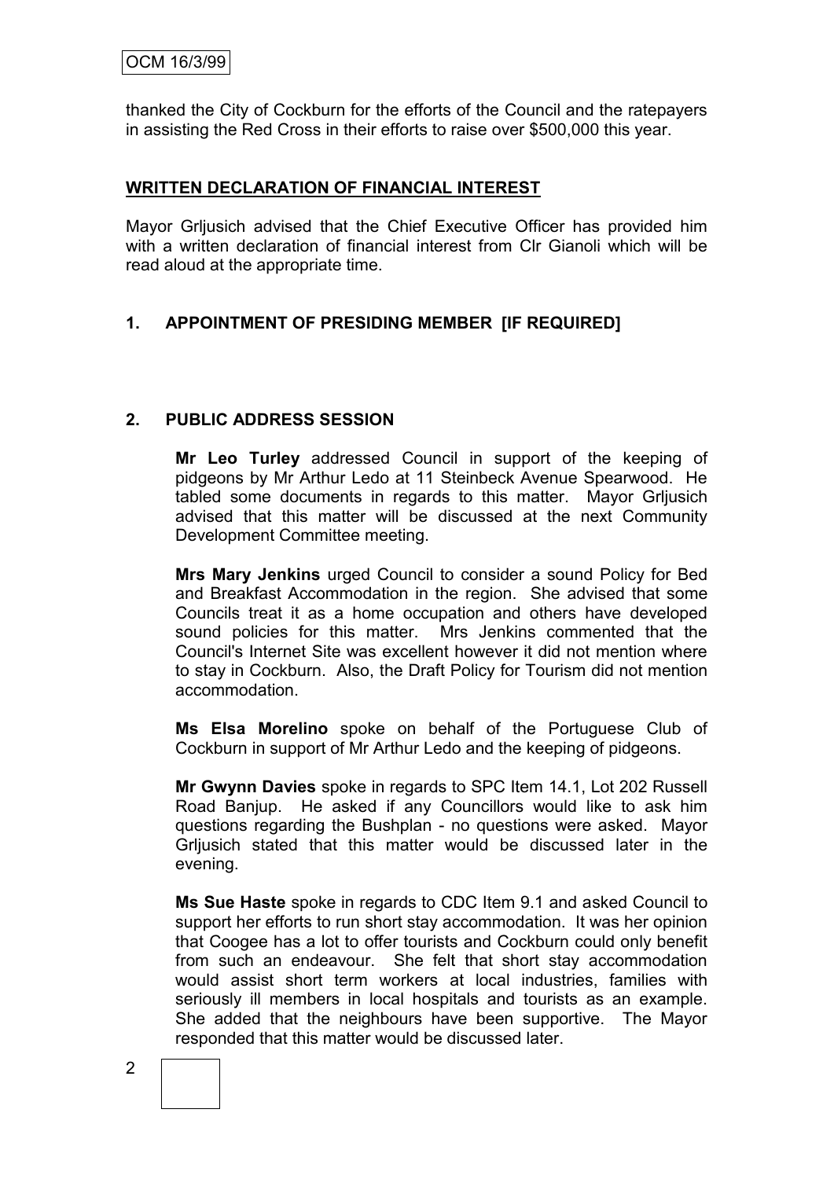thanked the City of Cockburn for the efforts of the Council and the ratepayers in assisting the Red Cross in their efforts to raise over $500,000 this year.

## WRITTEN DECLARATION OF FINANCIAL INTEREST

Mayor Grljusich advised that the Chief Executive Officer has provided him with a written declaration of financial interest from Clr Gianoli which will be read aloud at the appropriate time.

## 1. APPOINTMENT OF PRESIDING MEMBER [IF REQUIRED]

## 2. PUBLIC ADDRESS SESSION

**Mr Leo Turley** addressed Council in support of the keeping of pidgeons by Mr Arthur Ledo at 11 Steinbeck Avenue Spearwood. He tabled some documents in regards to this matter. Mayor Grljusich advised that this matter will be discussed at the next Community Development Committee meeting.

**Mrs Mary Jenkins** urged Council to consider a sound Policy for Bed and Breakfast Accommodation in the region. She advised that some Councils treat it as a home occupation and others have developed sound policies for this matter. Mrs Jenkins commented that the Council's Internet Site was excellent however it did not mention where to stay in Cockburn. Also, the Draft Policy for Tourism did not mention accommodation.

**Ms Elsa Morelino** spoke on behalf of the Portuguese Club of Cockburn in support of Mr Arthur Ledo and the keeping of pidgeons.

**Mr Gwynn Davies** spoke in regards to SPC Item 14.1, Lot 202 Russell Road Banjup. He asked if any Councillors would like to ask him questions regarding the Bushplan - no questions were asked. Mayor Grljusich stated that this matter would be discussed later in the evening.

**Ms Sue Haste** spoke in regards to CDC Item 9.1 and asked Council to support her efforts to run short stay accommodation. It was her opinion that Coogee has a lot to offer tourists and Cockburn could only benefit from such an endeavour. She felt that short stay accommodation would assist short term workers at local industries, families with seriously ill members in local hospitals and tourists as an example. She added that the neighbours have been supportive. The Mayor responded that this matter would be discussed later.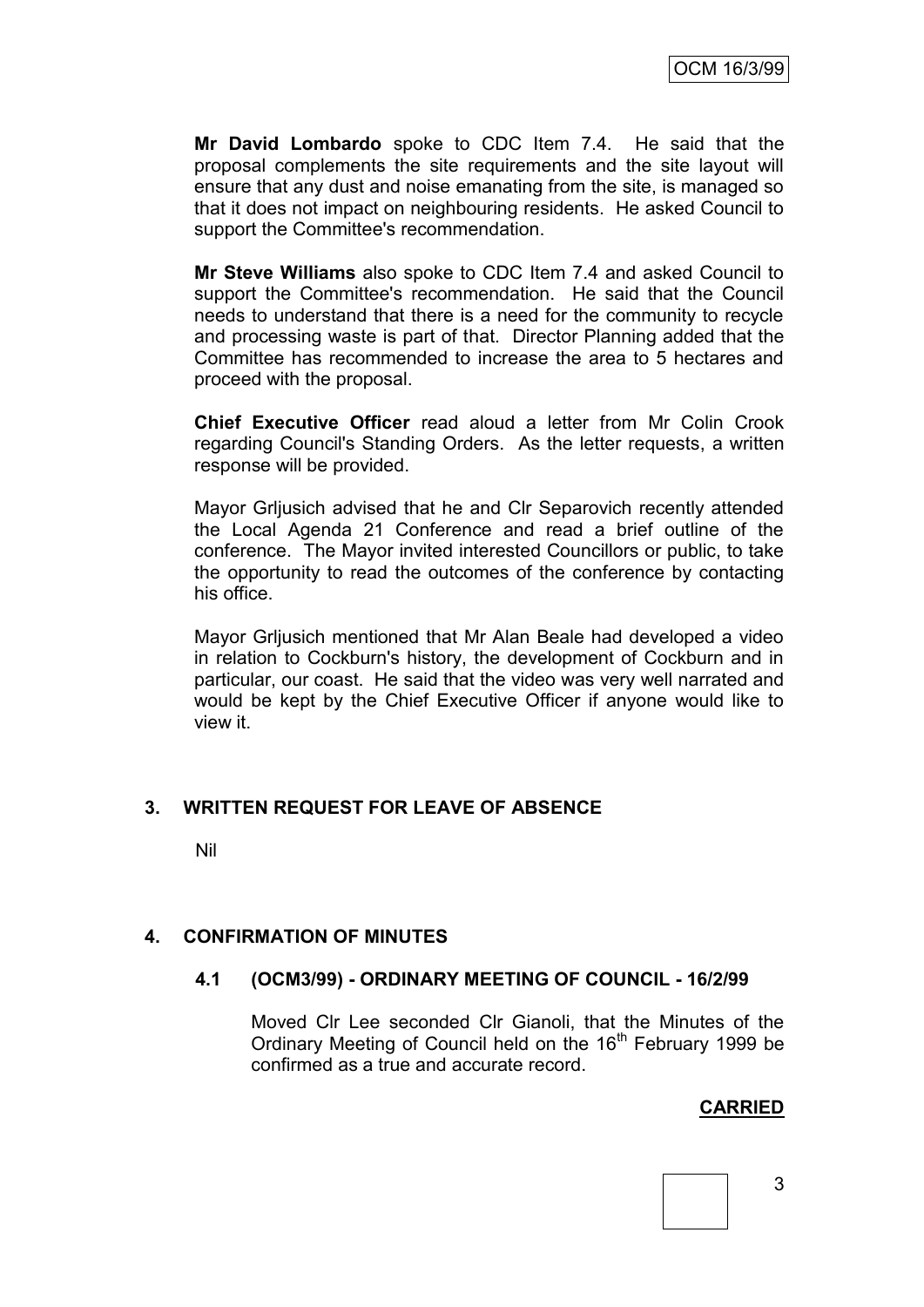**Mr David Lombardo** spoke to CDC Item 7.4. He said that the proposal complements the site requirements and the site layout will ensure that any dust and noise emanating from the site, is managed so that it does not impact on neighbouring residents. He asked Council to support the Committee's recommendation.

**Mr Steve Williams** also spoke to CDC Item 7.4 and asked Council to support the Committee's recommendation. He said that the Council needs to understand that there is a need for the community to recycle and processing waste is part of that. Director Planning added that the Committee has recommended to increase the area to 5 hectares and proceed with the proposal.

**Chief Executive Officer** read aloud a letter from Mr Colin Crook regarding Council's Standing Orders. As the letter requests, a written response will be provided.

Mayor Grljusich advised that he and Clr Separovich recently attended the Local Agenda 21 Conference and read a brief outline of the conference. The Mayor invited interested Councillors or public, to take the opportunity to read the outcomes of the conference by contacting his office.

Mayor Grljusich mentioned that Mr Alan Beale had developed a video in relation to Cockburn's history, the development of Cockburn and in particular, our coast. He said that the video was very well narrated and would be kept by the Chief Executive Officer if anyone would like to view it.

## 3. WRITTEN REQUEST FOR LEAVE OF ABSENCE

Nil

## 4. CONFIRMATION OF MINUTES

### 4.1 (OCM3/99) - ORDINARY MEETING OF COUNCIL - 16/2/99

Moved Clr Lee seconded Clr Gianoli, that the Minutes of the Ordinary Meeting of Council held on the 16th February 1999 be confirmed as a true and accurate record.

**CARRIED**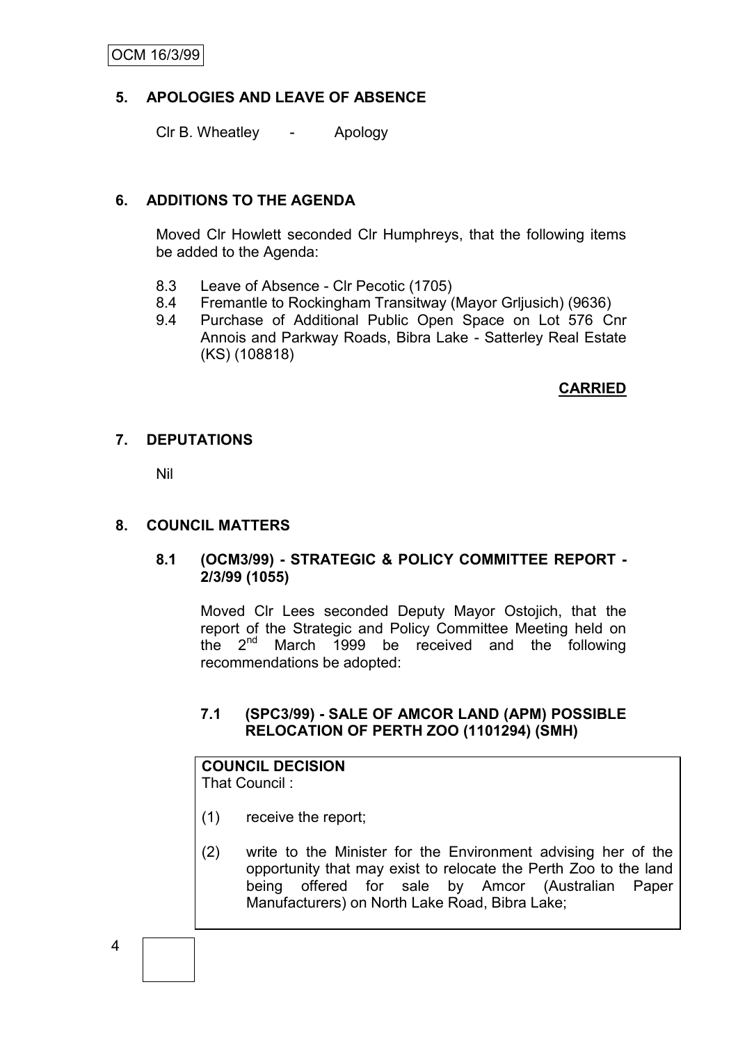## 5. APOLOGIES AND LEAVE OF ABSENCE

Clr B. Wheatley - Apology

## 6. ADDITIONS TO THE AGENDA

Moved Clr Howlett seconded Clr Humphreys, that the following items be added to the Agenda:

- 8.3 Leave of Absence - Clr Pecotic (1705)
- 8.4 Fremantle to Rockingham Transitway (Mayor Grljusich) (9636)
- 9.4 Purchase of Additional Public Open Space on Lot 576 Cnr Annois and Parkway Roads, Bibra Lake - Satterley Real Estate (KS) (108818)

**CARRIED**

## 7. DEPUTATIONS

Nil

## 8. COUNCIL MATTERS

### 8.1 (OCM3/99) - STRATEGIC & POLICY COMMITTEE REPORT - 2/3/99 (1055)

Moved Clr Lees seconded Deputy Mayor Ostojich, that the report of the Strategic and Policy Committee Meeting held on the 2nd March 1999 be received and the following recommendations be adopted:

### 7.1 (SPC3/99) - SALE OF AMCOR LAND (APM) POSSIBLE RELOCATION OF PERTH ZOO (1101294) (SMH)

**COUNCIL DECISION**

That Council :

(1) receive the report;

(2) write to the Minister for the Environment advising her of the opportunity that may exist to relocate the Perth Zoo to the land being offered for sale by Amcor (Australian Paper Manufacturers) on North Lake Road, Bibra Lake;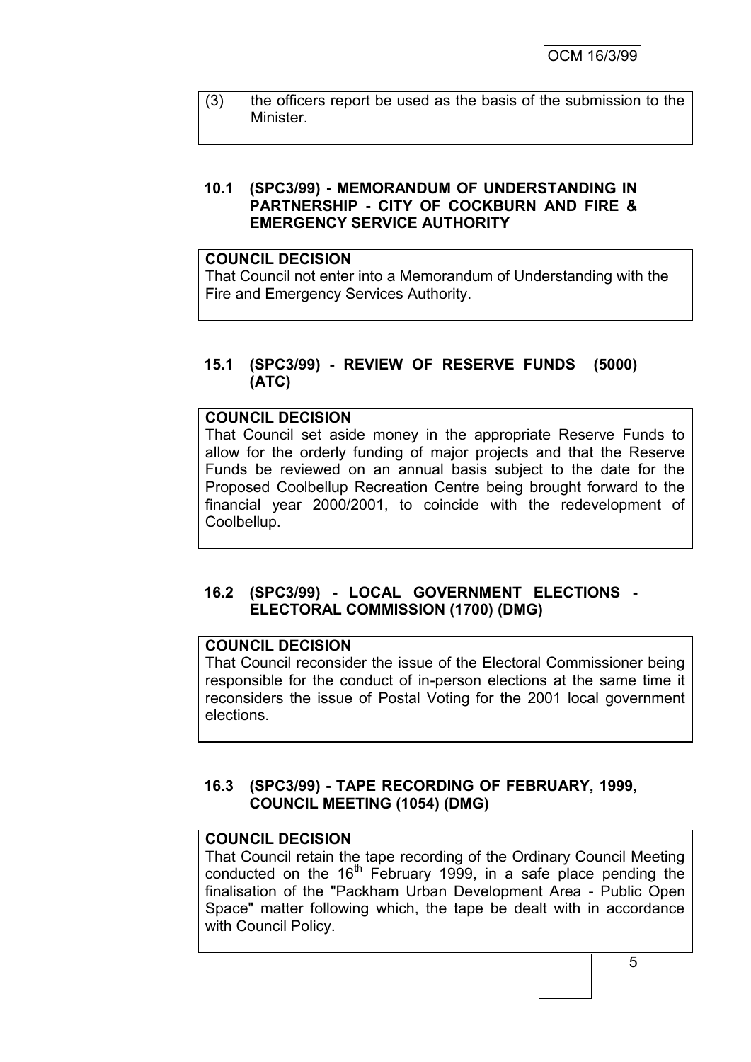(3) the officers report be used as the basis of the submission to the Minister.

### 10.1 (SPC3/99) - MEMORANDUM OF UNDERSTANDING IN PARTNERSHIP - CITY OF COCKBURN AND FIRE & EMERGENCY SERVICE AUTHORITY

**COUNCIL DECISION**

That Council not enter into a Memorandum of Understanding with the Fire and Emergency Services Authority.

### 15.1 (SPC3/99) - REVIEW OF RESERVE FUNDS (5000) (ATC)

**COUNCIL DECISION**

That Council set aside money in the appropriate Reserve Funds to allow for the orderly funding of major projects and that the Reserve Funds be reviewed on an annual basis subject to the date for the Proposed Coolbellup Recreation Centre being brought forward to the financial year 2000/2001, to coincide with the redevelopment of Coolbellup.

### 16.2 (SPC3/99) - LOCAL GOVERNMENT ELECTIONS - ELECTORAL COMMISSION (1700) (DMG)

**COUNCIL DECISION**

That Council reconsider the issue of the Electoral Commissioner being responsible for the conduct of in-person elections at the same time it reconsiders the issue of Postal Voting for the 2001 local government elections.

### 16.3 (SPC3/99) - TAPE RECORDING OF FEBRUARY, 1999, COUNCIL MEETING (1054) (DMG)

**COUNCIL DECISION**

That Council retain the tape recording of the Ordinary Council Meeting conducted on the 16th February 1999, in a safe place pending the finalisation of the "Packham Urban Development Area - Public Open Space" matter following which, the tape be dealt with in accordance with Council Policy.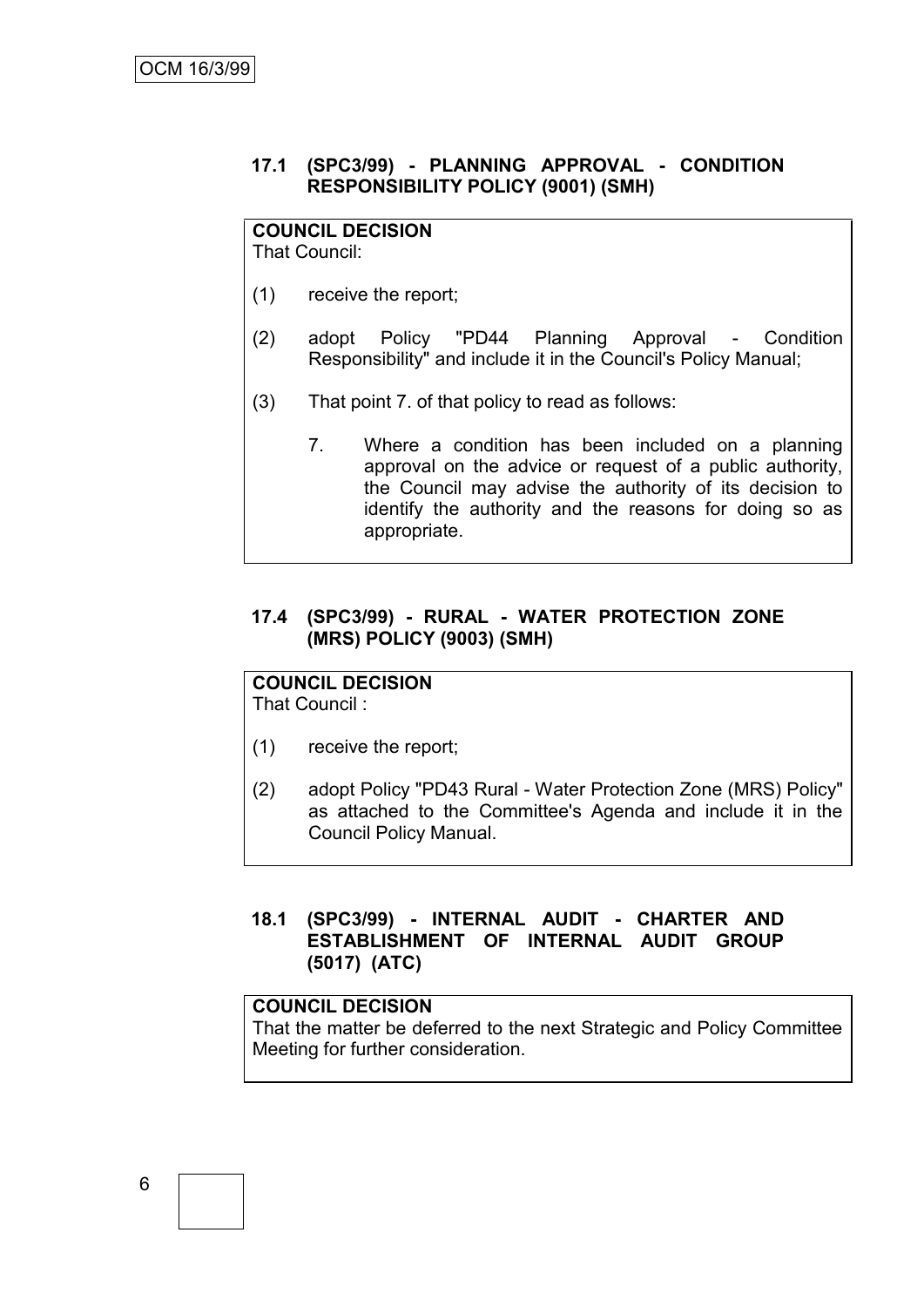### 17.1 (SPC3/99) - PLANNING APPROVAL - CONDITION RESPONSIBILITY POLICY (9001) (SMH)

**COUNCIL DECISION**
That Council:

(1) receive the report;

(2) adopt Policy "PD44 Planning Approval - Condition Responsibility" and include it in the Council's Policy Manual;

(3) That point 7. of that policy to read as follows:

  7. Where a condition has been included on a planning approval on the advice or request of a public authority, the Council may advise the authority of its decision to identify the authority and the reasons for doing so as appropriate.

### 17.4 (SPC3/99) - RURAL - WATER PROTECTION ZONE (MRS) POLICY (9003) (SMH)

**COUNCIL DECISION**
That Council :

(1) receive the report;

(2) adopt Policy "PD43 Rural - Water Protection Zone (MRS) Policy" as attached to the Committee's Agenda and include it in the Council Policy Manual.

### 18.1 (SPC3/99) - INTERNAL AUDIT - CHARTER AND ESTABLISHMENT OF INTERNAL AUDIT GROUP (5017) (ATC)

**COUNCIL DECISION**
That the matter be deferred to the next Strategic and Policy Committee Meeting for further consideration.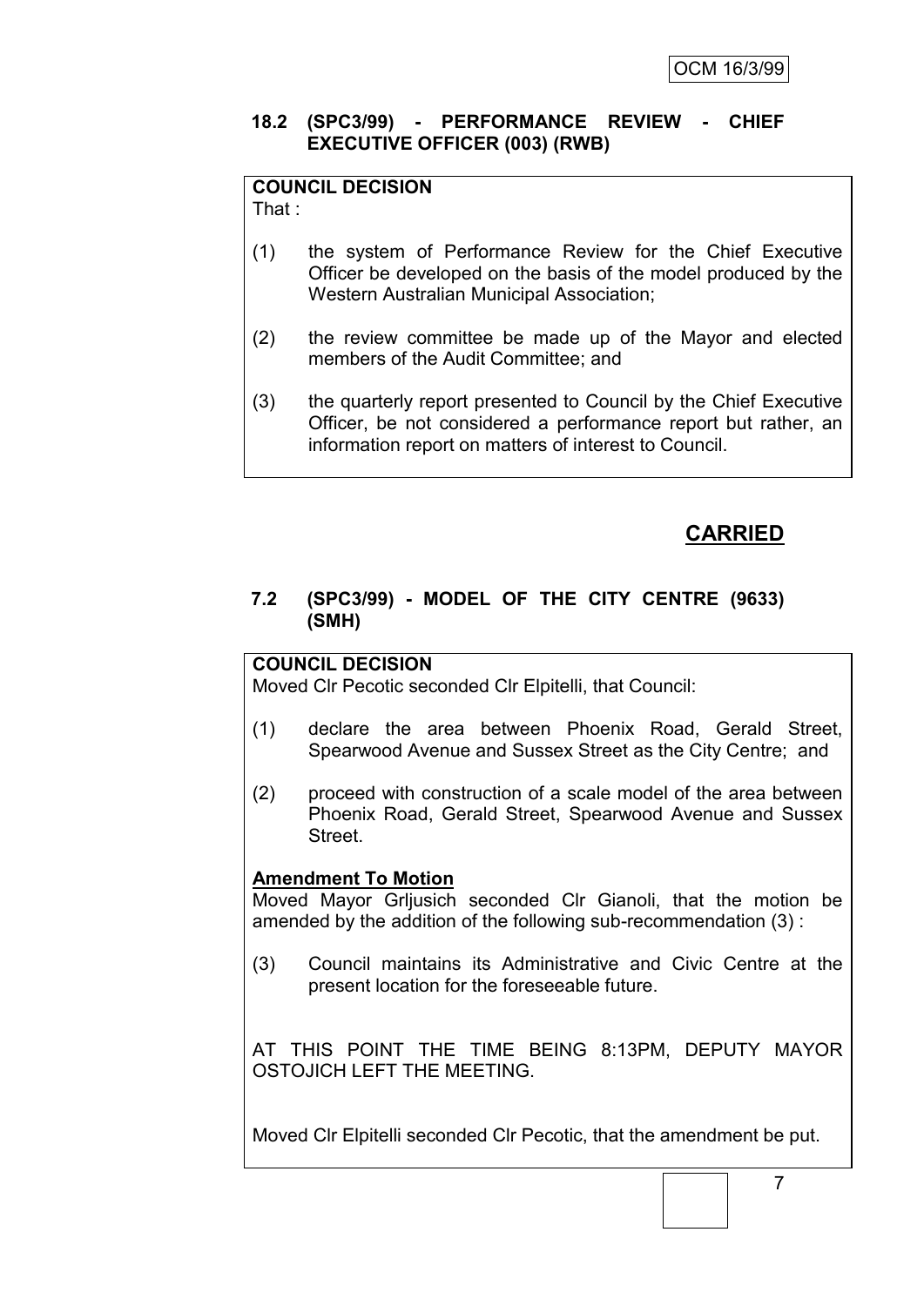### 18.2 (SPC3/99) - PERFORMANCE REVIEW - CHIEF EXECUTIVE OFFICER (003) (RWB)

**COUNCIL DECISION**

That :

(1) the system of Performance Review for the Chief Executive Officer be developed on the basis of the model produced by the Western Australian Municipal Association;

(2) the review committee be made up of the Mayor and elected members of the Audit Committee; and

(3) the quarterly report presented to Council by the Chief Executive Officer, be not considered a performance report but rather, an information report on matters of interest to Council.

**CARRIED**

### 7.2 (SPC3/99) - MODEL OF THE CITY CENTRE (9633) (SMH)

**COUNCIL DECISION**

Moved Clr Pecotic seconded Clr Elpitelli, that Council:

(1) declare the area between Phoenix Road, Gerald Street, Spearwood Avenue and Sussex Street as the City Centre; and

(2) proceed with construction of a scale model of the area between Phoenix Road, Gerald Street, Spearwood Avenue and Sussex Street.

**Amendment To Motion**

Moved Mayor Grljusich seconded Clr Gianoli, that the motion be amended by the addition of the following sub-recommendation (3) :

(3) Council maintains its Administrative and Civic Centre at the present location for the foreseeable future.

AT THIS POINT THE TIME BEING 8:13PM, DEPUTY MAYOR OSTOJICH LEFT THE MEETING.

Moved Clr Elpitelli seconded Clr Pecotic, that the amendment be put.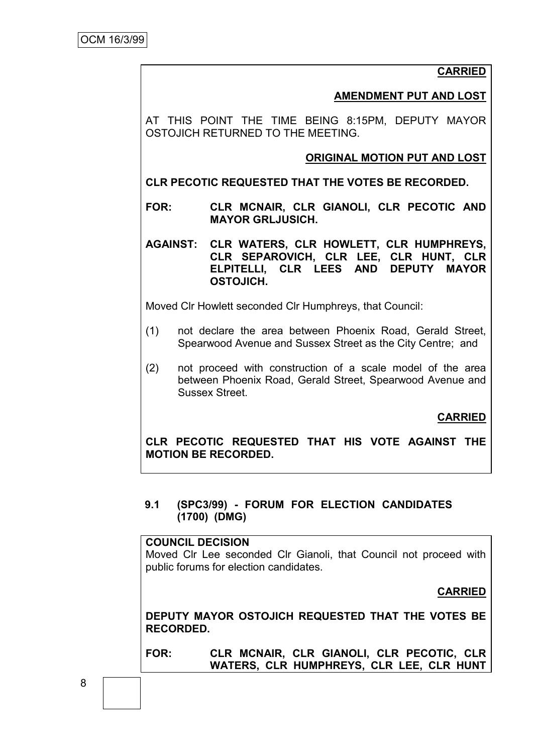**CARRIED**

**AMENDMENT PUT AND LOST**

AT THIS POINT THE TIME BEING 8:15PM, DEPUTY MAYOR OSTOJICH RETURNED TO THE MEETING.

**ORIGINAL MOTION PUT AND LOST**

**CLR PECOTIC REQUESTED THAT THE VOTES BE RECORDED.**

**FOR: CLR MCNAIR, CLR GIANOLI, CLR PECOTIC AND MAYOR GRLJUSICH.**

**AGAINST: CLR WATERS, CLR HOWLETT, CLR HUMPHREYS, CLR SEPAROVICH, CLR LEE, CLR HUNT, CLR ELPITELLI, CLR LEES AND DEPUTY MAYOR OSTOJICH.**

Moved Clr Howlett seconded Clr Humphreys, that Council:

(1) not declare the area between Phoenix Road, Gerald Street, Spearwood Avenue and Sussex Street as the City Centre; and

(2) not proceed with construction of a scale model of the area between Phoenix Road, Gerald Street, Spearwood Avenue and Sussex Street.

**CARRIED**

**CLR PECOTIC REQUESTED THAT HIS VOTE AGAINST THE MOTION BE RECORDED.**

### 9.1 (SPC3/99) - FORUM FOR ELECTION CANDIDATES (1700) (DMG)

**COUNCIL DECISION**

Moved Clr Lee seconded Clr Gianoli, that Council not proceed with public forums for election candidates.

**CARRIED**

**DEPUTY MAYOR OSTOJICH REQUESTED THAT THE VOTES BE RECORDED.**

**FOR: CLR MCNAIR, CLR GIANOLI, CLR PECOTIC, CLR WATERS, CLR HUMPHREYS, CLR LEE, CLR HUNT**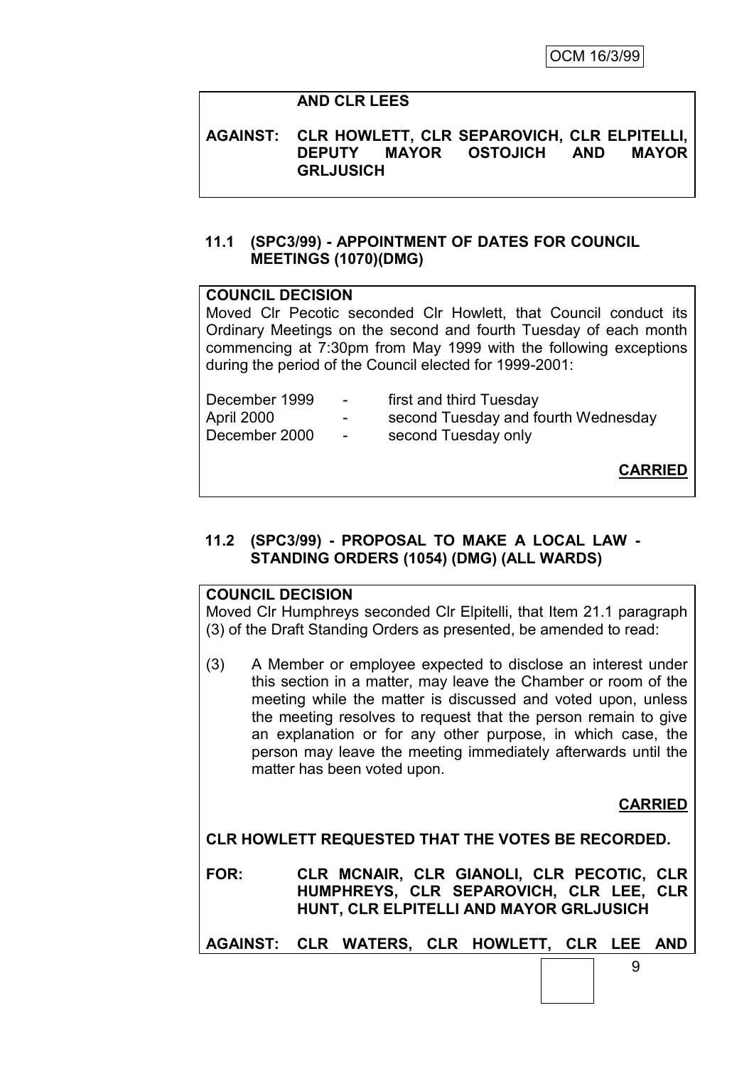**AND CLR LEES**

**AGAINST: CLR HOWLETT, CLR SEPAROVICH, CLR ELPITELLI, DEPUTY MAYOR OSTOJICH AND MAYOR GRLJUSICH**

### 11.1 (SPC3/99) - APPOINTMENT OF DATES FOR COUNCIL MEETINGS (1070)(DMG)

**COUNCIL DECISION**

Moved Clr Pecotic seconded Clr Howlett, that Council conduct its Ordinary Meetings on the second and fourth Tuesday of each month commencing at 7:30pm from May 1999 with the following exceptions during the period of the Council elected for 1999-2001:

| | | |
|---|---|---|
| December 1999 | - | first and third Tuesday |
| April 2000 | - | second Tuesday and fourth Wednesday |
| December 2000 | - | second Tuesday only |

**CARRIED**

### 11.2 (SPC3/99) - PROPOSAL TO MAKE A LOCAL LAW - STANDING ORDERS (1054) (DMG) (ALL WARDS)

**COUNCIL DECISION**

Moved Clr Humphreys seconded Clr Elpitelli, that Item 21.1 paragraph (3) of the Draft Standing Orders as presented, be amended to read:

(3) A Member or employee expected to disclose an interest under this section in a matter, may leave the Chamber or room of the meeting while the matter is discussed and voted upon, unless the meeting resolves to request that the person remain to give an explanation or for any other purpose, in which case, the person may leave the meeting immediately afterwards until the matter has been voted upon.

**CARRIED**

**CLR HOWLETT REQUESTED THAT THE VOTES BE RECORDED.**

**FOR: CLR MCNAIR, CLR GIANOLI, CLR PECOTIC, CLR HUMPHREYS, CLR SEPAROVICH, CLR LEE, CLR HUNT, CLR ELPITELLI AND MAYOR GRLJUSICH**

**AGAINST: CLR WATERS, CLR HOWLETT, CLR LEE AND**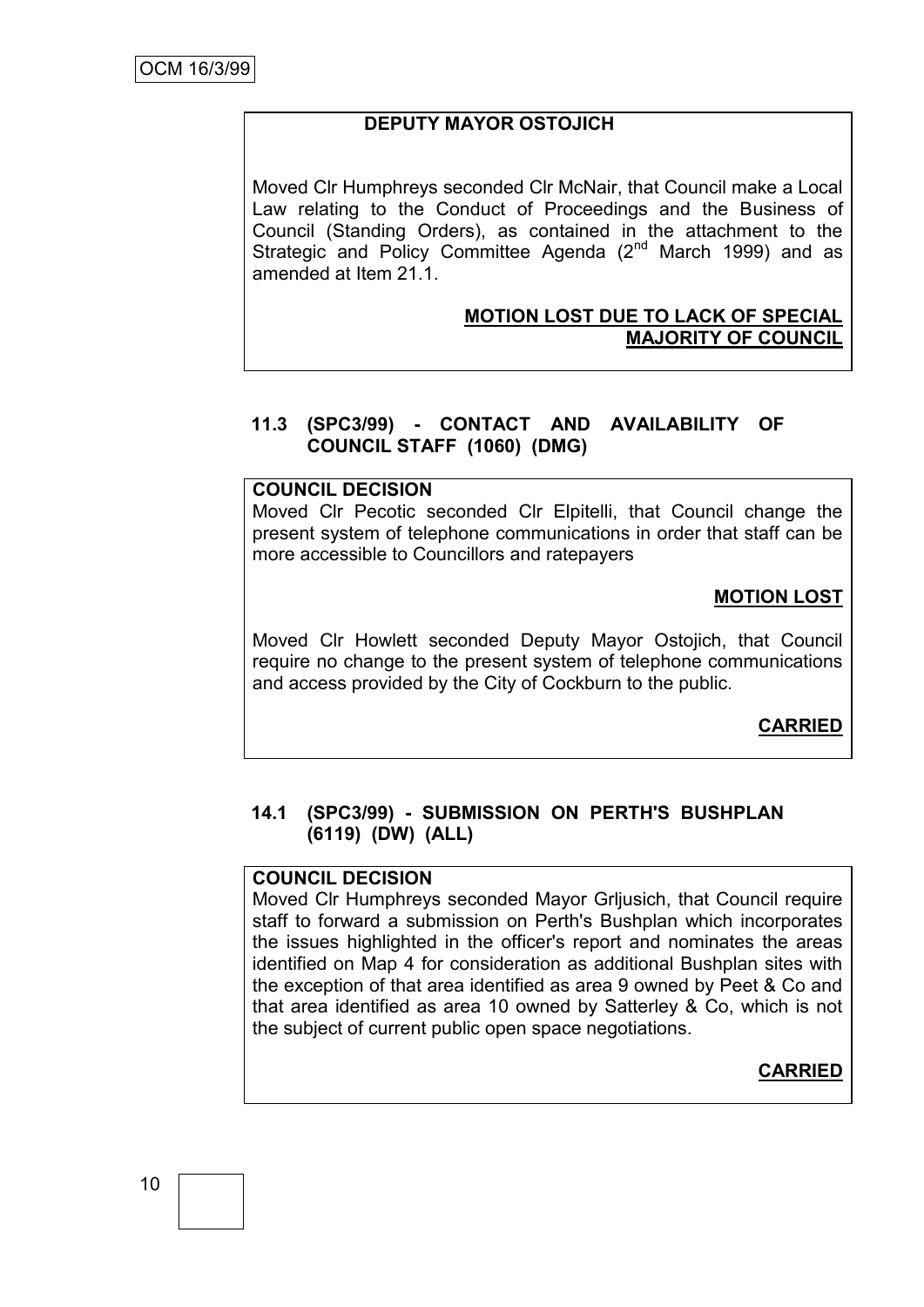**DEPUTY MAYOR OSTOJICH**

Moved Clr Humphreys seconded Clr McNair, that Council make a Local Law relating to the Conduct of Proceedings and the Business of Council (Standing Orders), as contained in the attachment to the Strategic and Policy Committee Agenda (2nd March 1999) and as amended at Item 21.1.

**MOTION LOST DUE TO LACK OF SPECIAL MAJORITY OF COUNCIL**

### 11.3 (SPC3/99) - CONTACT AND AVAILABILITY OF COUNCIL STAFF (1060) (DMG)

**COUNCIL DECISION**

Moved Clr Pecotic seconded Clr Elpitelli, that Council change the present system of telephone communications in order that staff can be more accessible to Councillors and ratepayers

**MOTION LOST**

Moved Clr Howlett seconded Deputy Mayor Ostojich, that Council require no change to the present system of telephone communications and access provided by the City of Cockburn to the public.

**CARRIED**

### 14.1 (SPC3/99) - SUBMISSION ON PERTH'S BUSHPLAN (6119) (DW) (ALL)

**COUNCIL DECISION**

Moved Clr Humphreys seconded Mayor Grljusich, that Council require staff to forward a submission on Perth's Bushplan which incorporates the issues highlighted in the officer's report and nominates the areas identified on Map 4 for consideration as additional Bushplan sites with the exception of that area identified as area 9 owned by Peet & Co and that area identified as area 10 owned by Satterley & Co, which is not the subject of current public open space negotiations.

**CARRIED**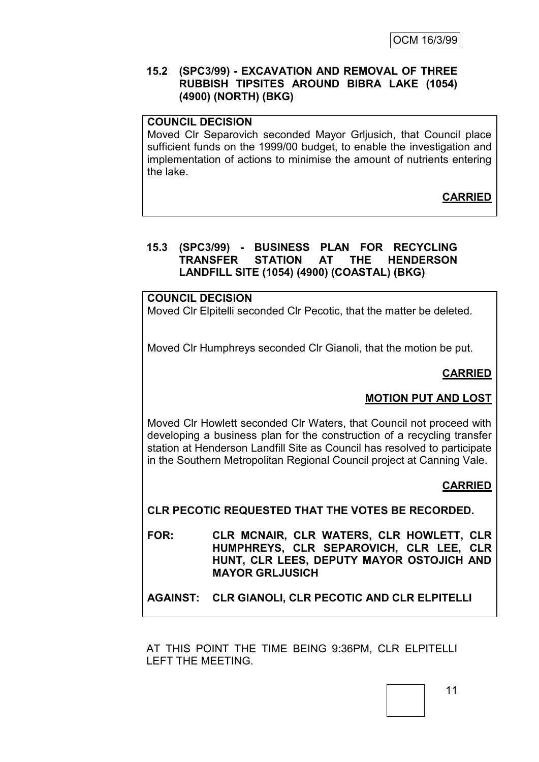### 15.2 (SPC3/99) - EXCAVATION AND REMOVAL OF THREE RUBBISH TIPSITES AROUND BIBRA LAKE (1054) (4900) (NORTH) (BKG)

**COUNCIL DECISION**

Moved Clr Separovich seconded Mayor Grljusich, that Council place sufficient funds on the 1999/00 budget, to enable the investigation and implementation of actions to minimise the amount of nutrients entering the lake.

**CARRIED**

### 15.3 (SPC3/99) - BUSINESS PLAN FOR RECYCLING TRANSFER STATION AT THE HENDERSON LANDFILL SITE (1054) (4900) (COASTAL) (BKG)

**COUNCIL DECISION**

Moved Clr Elpitelli seconded Clr Pecotic, that the matter be deleted.

Moved Clr Humphreys seconded Clr Gianoli, that the motion be put.

**CARRIED**

**MOTION PUT AND LOST**

Moved Clr Howlett seconded Clr Waters, that Council not proceed with developing a business plan for the construction of a recycling transfer station at Henderson Landfill Site as Council has resolved to participate in the Southern Metropolitan Regional Council project at Canning Vale.

**CARRIED**

**CLR PECOTIC REQUESTED THAT THE VOTES BE RECORDED.**

**FOR:** **CLR MCNAIR, CLR WATERS, CLR HOWLETT, CLR HUMPHREYS, CLR SEPAROVICH, CLR LEE, CLR HUNT, CLR LEES, DEPUTY MAYOR OSTOJICH AND MAYOR GRLJUSICH**

**AGAINST:** **CLR GIANOLI, CLR PECOTIC AND CLR ELPITELLI**

AT THIS POINT THE TIME BEING 9:36PM, CLR ELPITELLI LEFT THE MEETING.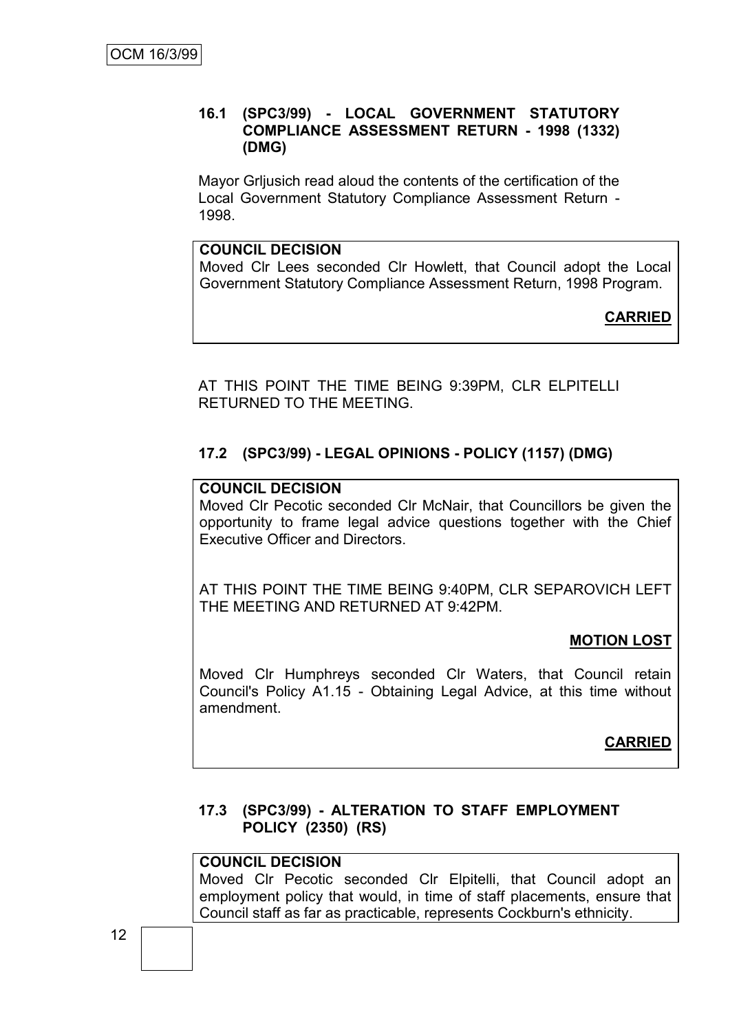### 16.1 (SPC3/99) - LOCAL GOVERNMENT STATUTORY COMPLIANCE ASSESSMENT RETURN - 1998 (1332) (DMG)

Mayor Grljusich read aloud the contents of the certification of the Local Government Statutory Compliance Assessment Return - 1998.

**COUNCIL DECISION**

Moved Clr Lees seconded Clr Howlett, that Council adopt the Local Government Statutory Compliance Assessment Return, 1998 Program.

**CARRIED**

AT THIS POINT THE TIME BEING 9:39PM, CLR ELPITELLI RETURNED TO THE MEETING.

### 17.2 (SPC3/99) - LEGAL OPINIONS - POLICY (1157) (DMG)

**COUNCIL DECISION**

Moved Clr Pecotic seconded Clr McNair, that Councillors be given the opportunity to frame legal advice questions together with the Chief Executive Officer and Directors.

AT THIS POINT THE TIME BEING 9:40PM, CLR SEPAROVICH LEFT THE MEETING AND RETURNED AT 9:42PM.

**MOTION LOST**

Moved Clr Humphreys seconded Clr Waters, that Council retain Council's Policy A1.15 - Obtaining Legal Advice, at this time without amendment.

**CARRIED**

### 17.3 (SPC3/99) - ALTERATION TO STAFF EMPLOYMENT POLICY (2350) (RS)

**COUNCIL DECISION**

Moved Clr Pecotic seconded Clr Elpitelli, that Council adopt an employment policy that would, in time of staff placements, ensure that Council staff as far as practicable, represents Cockburn's ethnicity.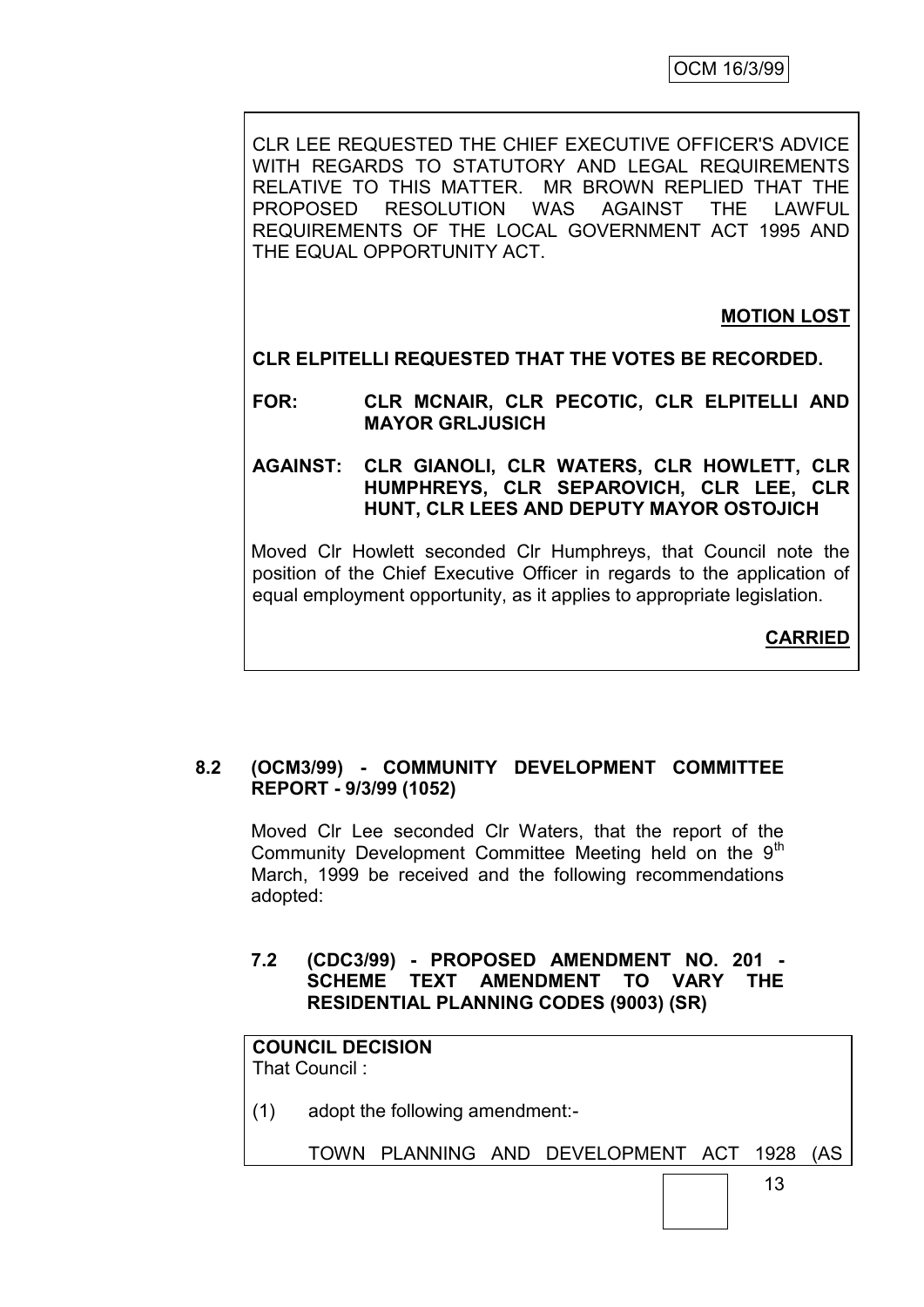CLR LEE REQUESTED THE CHIEF EXECUTIVE OFFICER'S ADVICE WITH REGARDS TO STATUTORY AND LEGAL REQUIREMENTS RELATIVE TO THIS MATTER. MR BROWN REPLIED THAT THE PROPOSED RESOLUTION WAS AGAINST THE LAWFUL REQUIREMENTS OF THE LOCAL GOVERNMENT ACT 1995 AND THE EQUAL OPPORTUNITY ACT.

**MOTION LOST**

**CLR ELPITELLI REQUESTED THAT THE VOTES BE RECORDED.**

**FOR:** **CLR MCNAIR, CLR PECOTIC, CLR ELPITELLI AND MAYOR GRLJUSICH**

**AGAINST:** **CLR GIANOLI, CLR WATERS, CLR HOWLETT, CLR HUMPHREYS, CLR SEPAROVICH, CLR LEE, CLR HUNT, CLR LEES AND DEPUTY MAYOR OSTOJICH**

Moved Clr Howlett seconded Clr Humphreys, that Council note the position of the Chief Executive Officer in regards to the application of equal employment opportunity, as it applies to appropriate legislation.

**CARRIED**

## 8.2 (OCM3/99) - COMMUNITY DEVELOPMENT COMMITTEE REPORT - 9/3/99 (1052)

Moved Clr Lee seconded Clr Waters, that the report of the Community Development Committee Meeting held on the 9th March, 1999 be received and the following recommendations adopted:

### 7.2 (CDC3/99) - PROPOSED AMENDMENT NO. 201 - SCHEME TEXT AMENDMENT TO VARY THE RESIDENTIAL PLANNING CODES (9003) (SR)

**COUNCIL DECISION**
That Council :

(1) adopt the following amendment:-

TOWN PLANNING AND DEVELOPMENT ACT 1928 (AS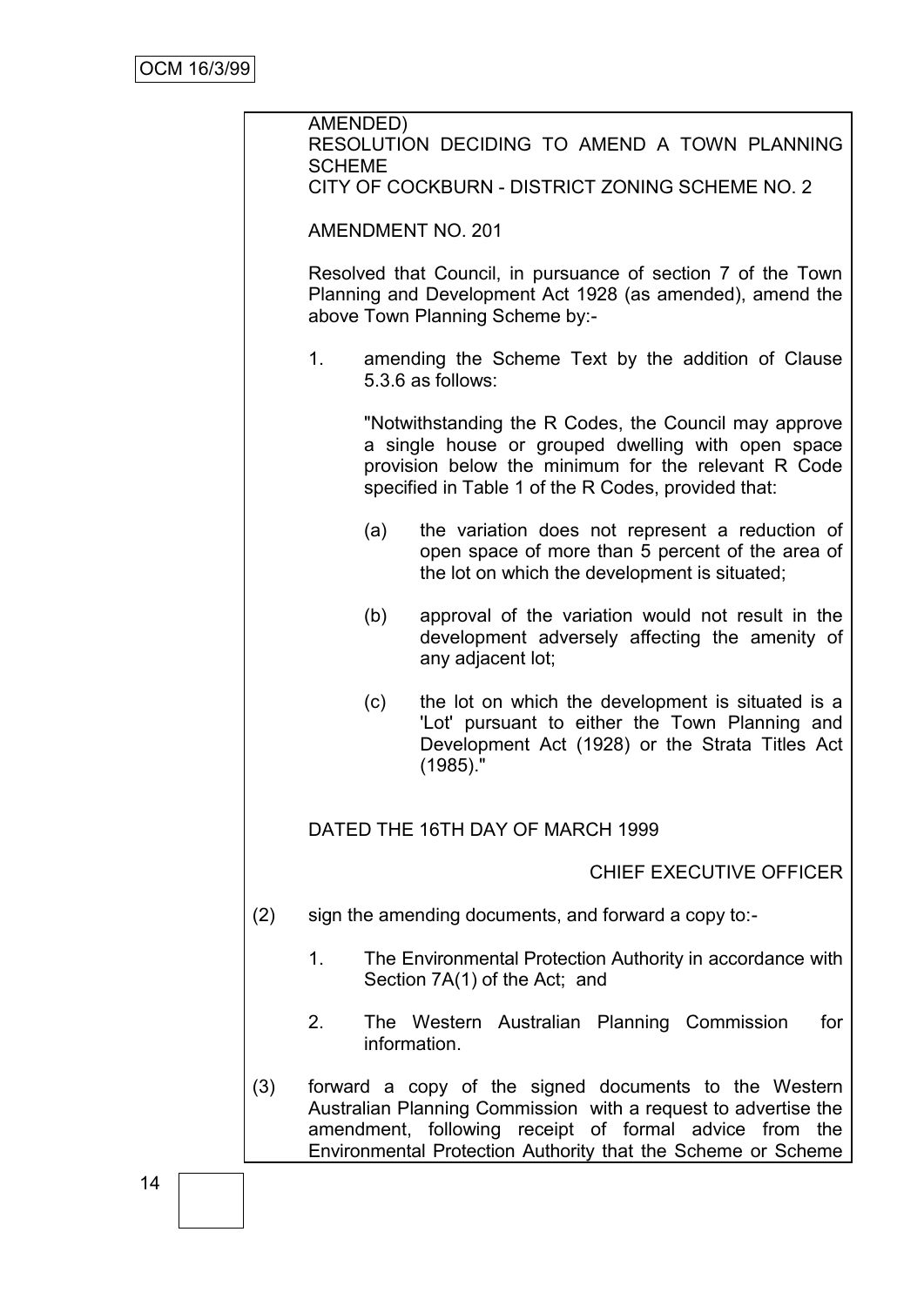AMENDED)
RESOLUTION DECIDING TO AMEND A TOWN PLANNING SCHEME
CITY OF COCKBURN - DISTRICT ZONING SCHEME NO. 2

AMENDMENT NO. 201

Resolved that Council, in pursuance of section 7 of the Town Planning and Development Act 1928 (as amended), amend the above Town Planning Scheme by:-

1. amending the Scheme Text by the addition of Clause 5.3.6 as follows:

   "Notwithstanding the R Codes, the Council may approve a single house or grouped dwelling with open space provision below the minimum for the relevant R Code specified in Table 1 of the R Codes, provided that:

   (a) the variation does not represent a reduction of open space of more than 5 percent of the area of the lot on which the development is situated;

   (b) approval of the variation would not result in the development adversely affecting the amenity of any adjacent lot;

   (c) the lot on which the development is situated is a 'Lot' pursuant to either the Town Planning and Development Act (1928) or the Strata Titles Act (1985)."

DATED THE 16TH DAY OF MARCH 1999

CHIEF EXECUTIVE OFFICER

(2) sign the amending documents, and forward a copy to:-

   1. The Environmental Protection Authority in accordance with Section 7A(1) of the Act; and

   2. The Western Australian Planning Commission for information.

(3) forward a copy of the signed documents to the Western Australian Planning Commission with a request to advertise the amendment, following receipt of formal advice from the Environmental Protection Authority that the Scheme or Scheme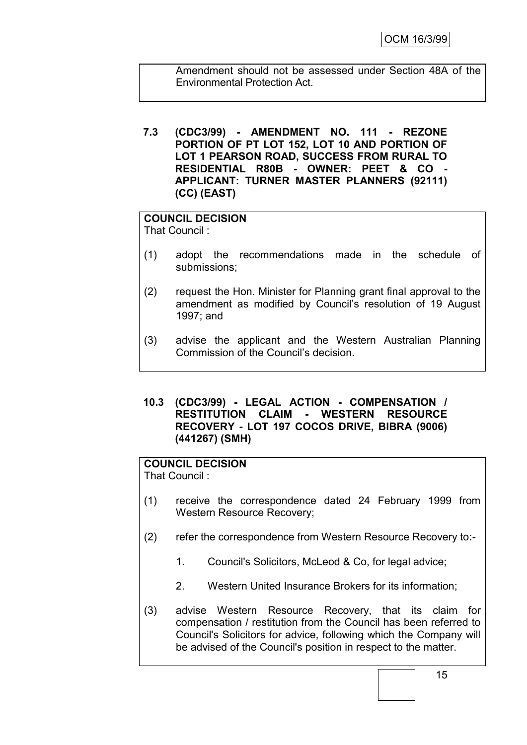Amendment should not be assessed under Section 48A of the Environmental Protection Act.

**7.3 (CDC3/99) - AMENDMENT NO. 111 - REZONE PORTION OF PT LOT 152, LOT 10 AND PORTION OF LOT 1 PEARSON ROAD, SUCCESS FROM RURAL TO RESIDENTIAL R80B - OWNER: PEET & CO - APPLICANT: TURNER MASTER PLANNERS (92111) (CC) (EAST)**

**COUNCIL DECISION**

That Council :

(1) adopt the recommendations made in the schedule of submissions;

(2) request the Hon. Minister for Planning grant final approval to the amendment as modified by Council's resolution of 19 August 1997; and

(3) advise the applicant and the Western Australian Planning Commission of the Council's decision.

**10.3 (CDC3/99) - LEGAL ACTION - COMPENSATION / RESTITUTION CLAIM - WESTERN RESOURCE RECOVERY - LOT 197 COCOS DRIVE, BIBRA (9006) (441267) (SMH)**

**COUNCIL DECISION**

That Council :

(1) receive the correspondence dated 24 February 1999 from Western Resource Recovery;

(2) refer the correspondence from Western Resource Recovery to:-

   1. Council's Solicitors, McLeod & Co, for legal advice;

   2. Western United Insurance Brokers for its information;

(3) advise Western Resource Recovery, that its claim for compensation / restitution from the Council has been referred to Council's Solicitors for advice, following which the Company will be advised of the Council's position in respect to the matter.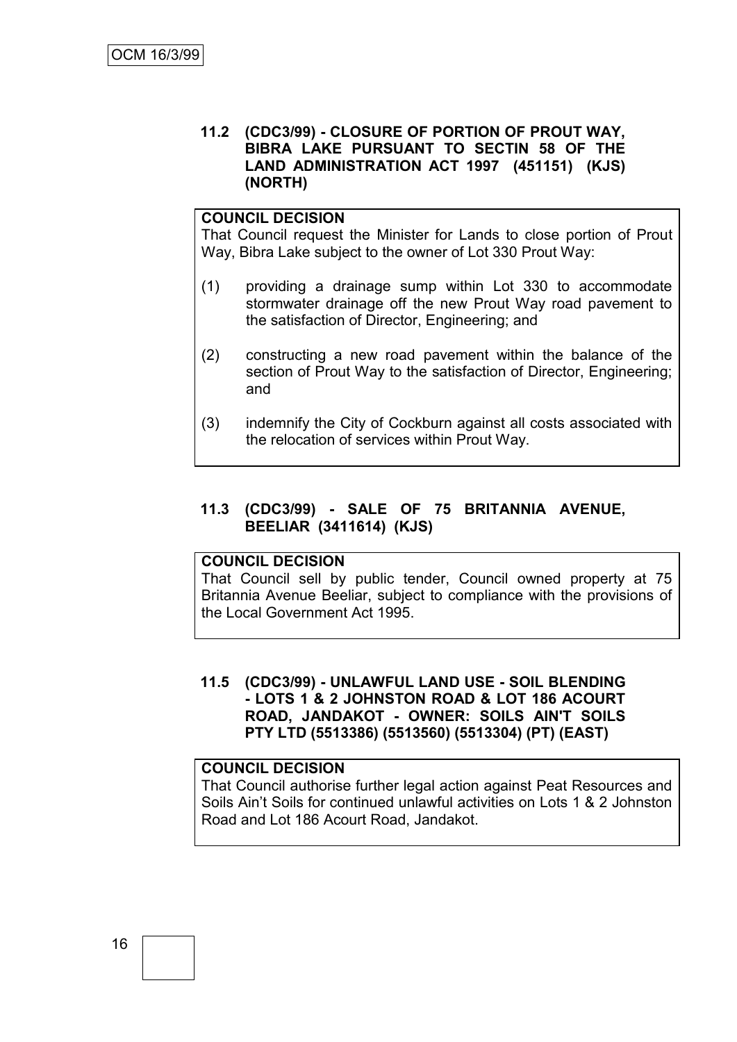### 11.2 (CDC3/99) - CLOSURE OF PORTION OF PROUT WAY, BIBRA LAKE PURSUANT TO SECTIN 58 OF THE LAND ADMINISTRATION ACT 1997 (451151) (KJS) (NORTH)

**COUNCIL DECISION**

That Council request the Minister for Lands to close portion of Prout Way, Bibra Lake subject to the owner of Lot 330 Prout Way:

(1) providing a drainage sump within Lot 330 to accommodate stormwater drainage off the new Prout Way road pavement to the satisfaction of Director, Engineering; and

(2) constructing a new road pavement within the balance of the section of Prout Way to the satisfaction of Director, Engineering; and

(3) indemnify the City of Cockburn against all costs associated with the relocation of services within Prout Way.

### 11.3 (CDC3/99) - SALE OF 75 BRITANNIA AVENUE, BEELIAR (3411614) (KJS)

**COUNCIL DECISION**

That Council sell by public tender, Council owned property at 75 Britannia Avenue Beeliar, subject to compliance with the provisions of the Local Government Act 1995.

### 11.5 (CDC3/99) - UNLAWFUL LAND USE - SOIL BLENDING - LOTS 1 & 2 JOHNSTON ROAD & LOT 186 ACOURT ROAD, JANDAKOT - OWNER: SOILS AIN'T SOILS PTY LTD (5513386) (5513560) (5513304) (PT) (EAST)

**COUNCIL DECISION**

That Council authorise further legal action against Peat Resources and Soils Ain't Soils for continued unlawful activities on Lots 1 & 2 Johnston Road and Lot 186 Acourt Road, Jandakot.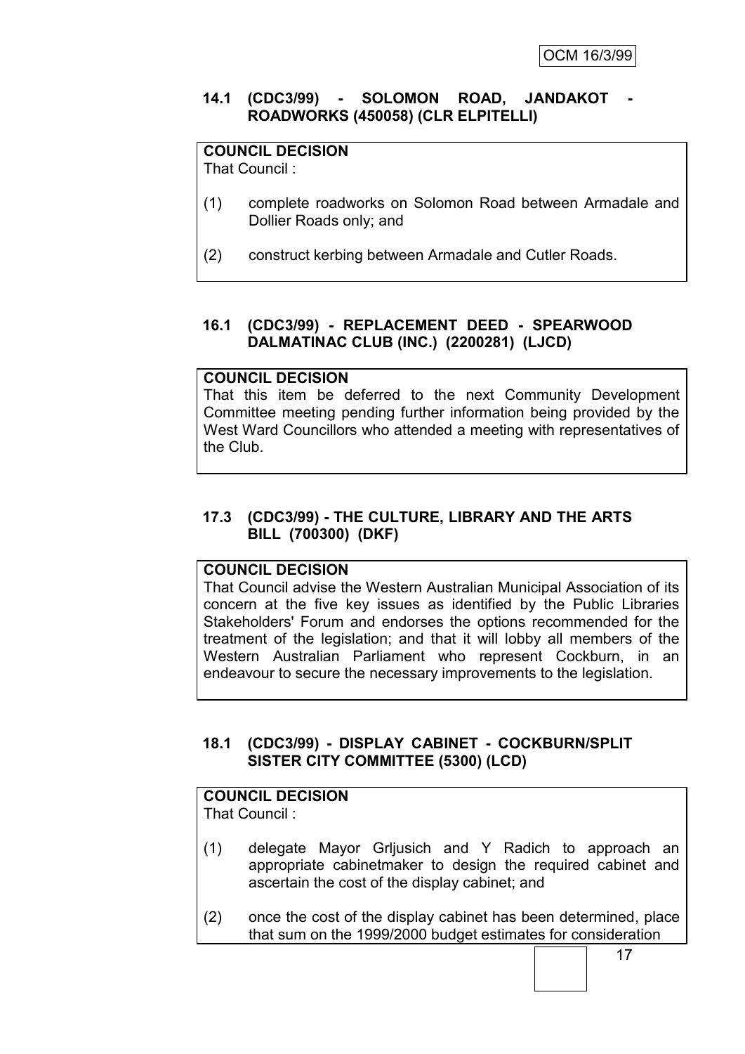### 14.1 (CDC3/99) - SOLOMON ROAD, JANDAKOT - ROADWORKS (450058) (CLR ELPITELLI)

**COUNCIL DECISION**

That Council :

(1) complete roadworks on Solomon Road between Armadale and Dollier Roads only; and

(2) construct kerbing between Armadale and Cutler Roads.

### 16.1 (CDC3/99) - REPLACEMENT DEED - SPEARWOOD DALMATINAC CLUB (INC.) (2200281) (LJCD)

**COUNCIL DECISION**

That this item be deferred to the next Community Development Committee meeting pending further information being provided by the West Ward Councillors who attended a meeting with representatives of the Club.

### 17.3 (CDC3/99) - THE CULTURE, LIBRARY AND THE ARTS BILL (700300) (DKF)

**COUNCIL DECISION**

That Council advise the Western Australian Municipal Association of its concern at the five key issues as identified by the Public Libraries Stakeholders' Forum and endorses the options recommended for the treatment of the legislation; and that it will lobby all members of the Western Australian Parliament who represent Cockburn, in an endeavour to secure the necessary improvements to the legislation.

### 18.1 (CDC3/99) - DISPLAY CABINET - COCKBURN/SPLIT SISTER CITY COMMITTEE (5300) (LCD)

**COUNCIL DECISION**

That Council :

(1) delegate Mayor Grljusich and Y Radich to approach an appropriate cabinetmaker to design the required cabinet and ascertain the cost of the display cabinet; and

(2) once the cost of the display cabinet has been determined, place that sum on the 1999/2000 budget estimates for consideration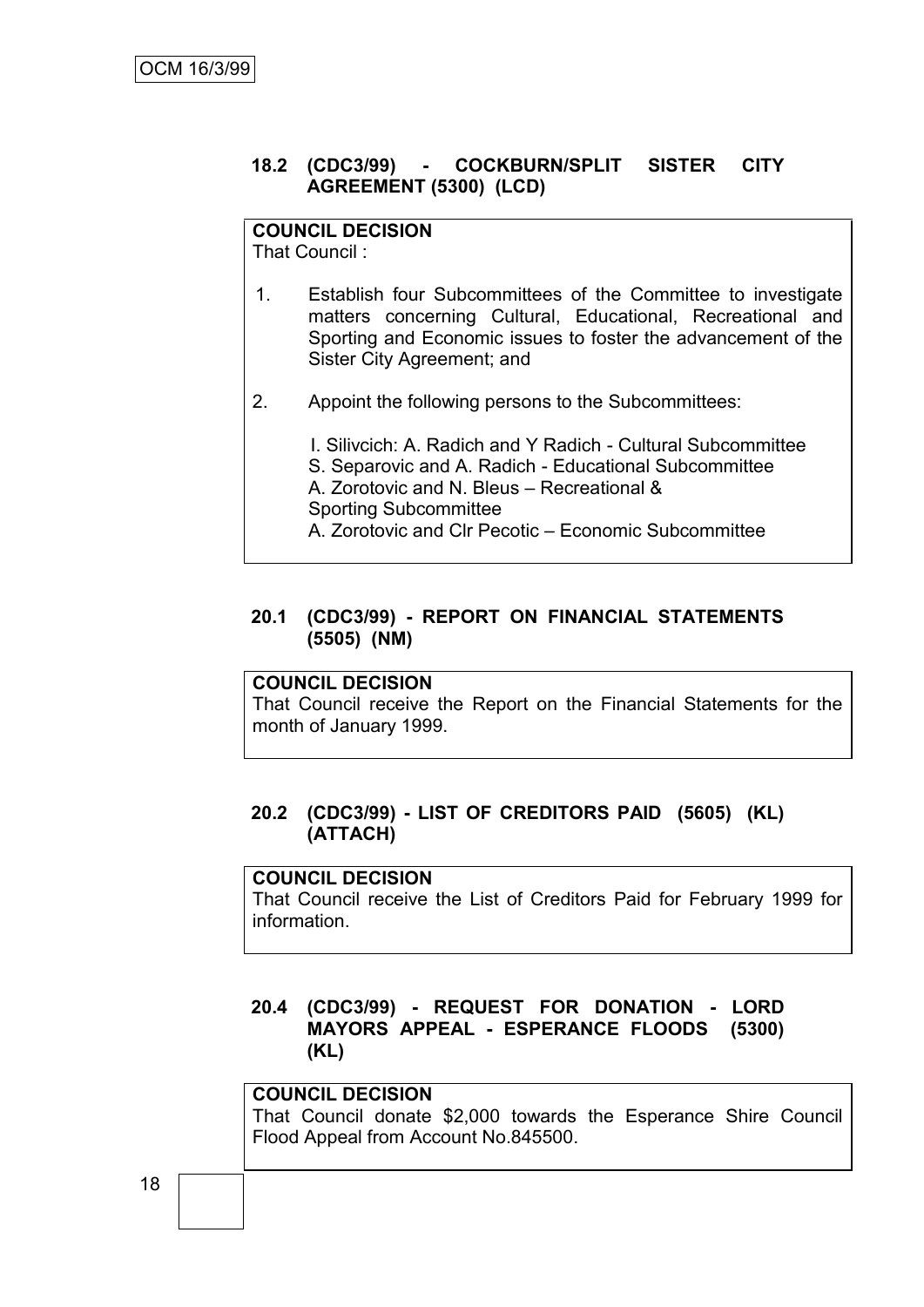### 18.2 (CDC3/99) - COCKBURN/SPLIT SISTER CITY AGREEMENT (5300) (LCD)

**COUNCIL DECISION**
That Council :

1. Establish four Subcommittees of the Committee to investigate matters concerning Cultural, Educational, Recreational and Sporting and Economic issues to foster the advancement of the Sister City Agreement; and

2. Appoint the following persons to the Subcommittees:

   I. Silivcich: A. Radich and Y Radich - Cultural Subcommittee
   S. Separovic and A. Radich - Educational Subcommittee
   A. Zorotovic and N. Bleus – Recreational & Sporting Subcommittee
   A. Zorotovic and Clr Pecotic – Economic Subcommittee

### 20.1 (CDC3/99) - REPORT ON FINANCIAL STATEMENTS (5505) (NM)

**COUNCIL DECISION**
That Council receive the Report on the Financial Statements for the month of January 1999.

### 20.2 (CDC3/99) - LIST OF CREDITORS PAID (5605) (KL) (ATTACH)

**COUNCIL DECISION**
That Council receive the List of Creditors Paid for February 1999 for information.

### 20.4 (CDC3/99) - REQUEST FOR DONATION - LORD MAYORS APPEAL - ESPERANCE FLOODS (5300) (KL)

**COUNCIL DECISION**
That Council donate $2,000 towards the Esperance Shire Council Flood Appeal from Account No.845500.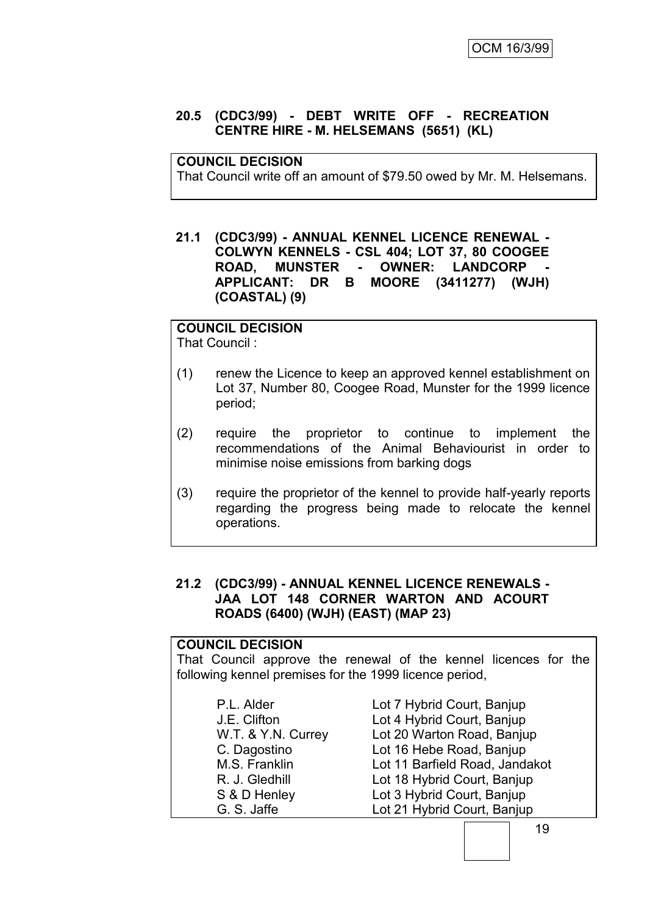### 20.5 (CDC3/99) - DEBT WRITE OFF - RECREATION CENTRE HIRE - M. HELSEMANS (5651) (KL)

**COUNCIL DECISION**

That Council write off an amount of $79.50 owed by Mr. M. Helsemans.

### 21.1 (CDC3/99) - ANNUAL KENNEL LICENCE RENEWAL - COLWYN KENNELS - CSL 404; LOT 37, 80 COOGEE ROAD, MUNSTER - OWNER: LANDCORP - APPLICANT: DR B MOORE (3411277) (WJH) (COASTAL) (9)

**COUNCIL DECISION**

That Council :

(1) renew the Licence to keep an approved kennel establishment on Lot 37, Number 80, Coogee Road, Munster for the 1999 licence period;

(2) require the proprietor to continue to implement the recommendations of the Animal Behaviourist in order to minimise noise emissions from barking dogs

(3) require the proprietor of the kennel to provide half-yearly reports regarding the progress being made to relocate the kennel operations.

### 21.2 (CDC3/99) - ANNUAL KENNEL LICENCE RENEWALS - JAA LOT 148 CORNER WARTON AND ACOURT ROADS (6400) (WJH) (EAST) (MAP 23)

**COUNCIL DECISION**

That Council approve the renewal of the kennel licences for the following kennel premises for the 1999 licence period,

| | |
|---|---|
| P.L. Alder | Lot 7 Hybrid Court, Banjup |
| J.E. Clifton | Lot 4 Hybrid Court, Banjup |
| W.T. & Y.N. Currey | Lot 20 Warton Road, Banjup |
| C. Dagostino | Lot 16 Hebe Road, Banjup |
| M.S. Franklin | Lot 11 Barfield Road, Jandakot |
| R. J. Gledhill | Lot 18 Hybrid Court, Banjup |
| S & D Henley | Lot 3 Hybrid Court, Banjup |
| G. S. Jaffe | Lot 21 Hybrid Court, Banjup |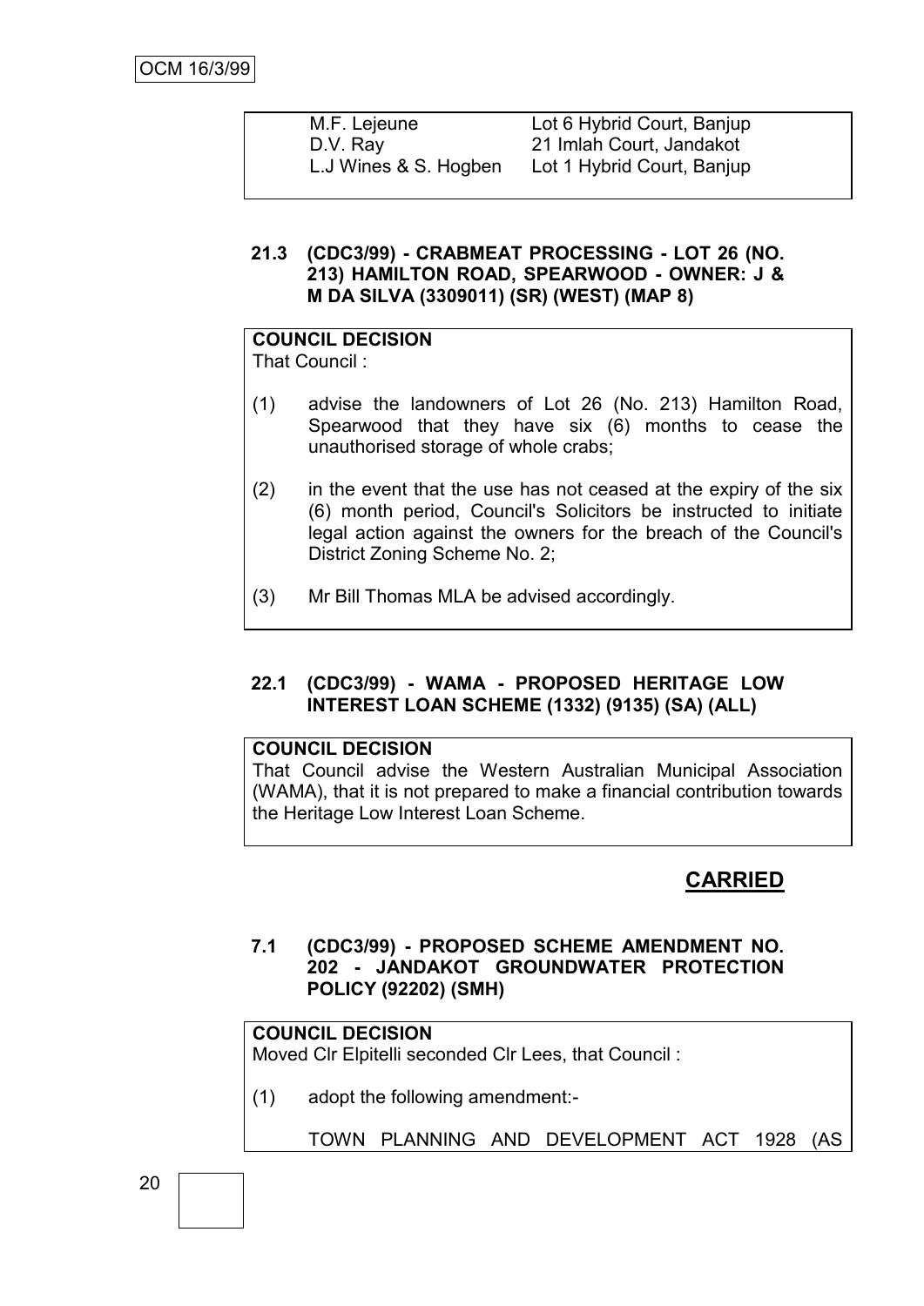| | |
|---|---|
| M.F. Lejeune | Lot 6 Hybrid Court, Banjup |
| D.V. Ray | 21 Imlah Court, Jandakot |
| L.J Wines & S. Hogben | Lot 1 Hybrid Court, Banjup |

**21.3 (CDC3/99) - CRABMEAT PROCESSING - LOT 26 (NO. 213) HAMILTON ROAD, SPEARWOOD - OWNER: J & M DA SILVA (3309011) (SR) (WEST) (MAP 8)**

**COUNCIL DECISION**

That Council :

(1) advise the landowners of Lot 26 (No. 213) Hamilton Road, Spearwood that they have six (6) months to cease the unauthorised storage of whole crabs;

(2) in the event that the use has not ceased at the expiry of the six (6) month period, Council's Solicitors be instructed to initiate legal action against the owners for the breach of the Council's District Zoning Scheme No. 2;

(3) Mr Bill Thomas MLA be advised accordingly.

**22.1 (CDC3/99) - WAMA - PROPOSED HERITAGE LOW INTEREST LOAN SCHEME (1332) (9135) (SA) (ALL)**

**COUNCIL DECISION**

That Council advise the Western Australian Municipal Association (WAMA), that it is not prepared to make a financial contribution towards the Heritage Low Interest Loan Scheme.

**CARRIED**

**7.1 (CDC3/99) - PROPOSED SCHEME AMENDMENT NO. 202 - JANDAKOT GROUNDWATER PROTECTION POLICY (92202) (SMH)**

**COUNCIL DECISION**

Moved Clr Elpitelli seconded Clr Lees, that Council :

(1) adopt the following amendment:-

TOWN PLANNING AND DEVELOPMENT ACT 1928 (AS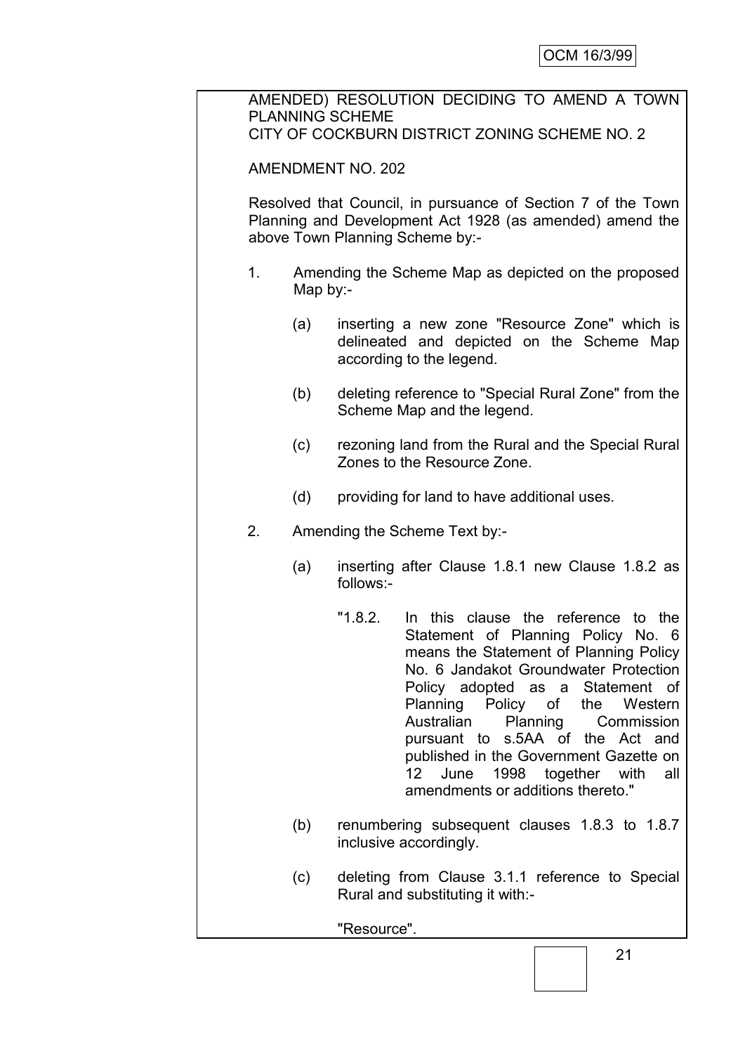AMENDED) RESOLUTION DECIDING TO AMEND A TOWN PLANNING SCHEME
CITY OF COCKBURN DISTRICT ZONING SCHEME NO. 2

AMENDMENT NO. 202

Resolved that Council, in pursuance of Section 7 of the Town Planning and Development Act 1928 (as amended) amend the above Town Planning Scheme by:-

1. Amending the Scheme Map as depicted on the proposed Map by:-

   (a) inserting a new zone "Resource Zone" which is delineated and depicted on the Scheme Map according to the legend.

   (b) deleting reference to "Special Rural Zone" from the Scheme Map and the legend.

   (c) rezoning land from the Rural and the Special Rural Zones to the Resource Zone.

   (d) providing for land to have additional uses.

2. Amending the Scheme Text by:-

   (a) inserting after Clause 1.8.1 new Clause 1.8.2 as follows:-

      "1.8.2. In this clause the reference to the Statement of Planning Policy No. 6 means the Statement of Planning Policy No. 6 Jandakot Groundwater Protection Policy adopted as a Statement of Planning Policy of the Western Australian Planning Commission pursuant to s.5AA of the Act and published in the Government Gazette on 12 June 1998 together with all amendments or additions thereto."

   (b) renumbering subsequent clauses 1.8.3 to 1.8.7 inclusive accordingly.

   (c) deleting from Clause 3.1.1 reference to Special Rural and substituting it with:-

      "Resource".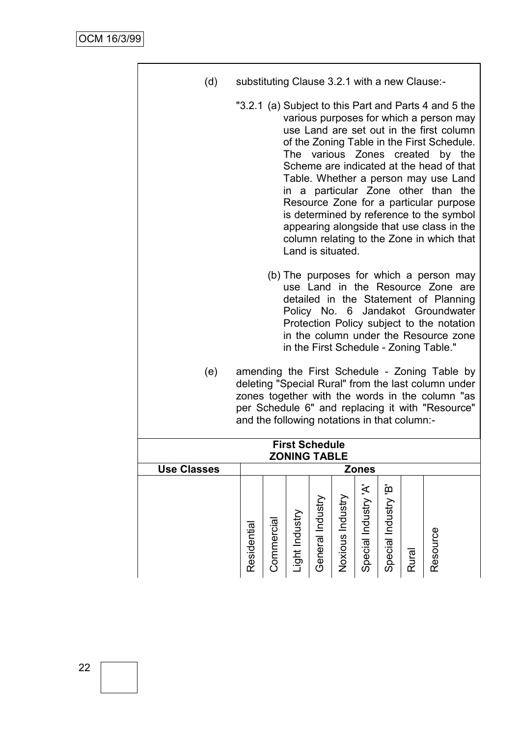(d) substituting Clause 3.2.1 with a new Clause:-

"3.2.1 (a) Subject to this Part and Parts 4 and 5 the various purposes for which a person may use Land are set out in the first column of the Zoning Table in the First Schedule. The various Zones created by the Scheme are indicated at the head of that Table. Whether a person may use Land in a particular Zone other than the Resource Zone for a particular purpose is determined by reference to the symbol appearing alongside that use class in the column relating to the Zone in which that Land is situated.

(b) The purposes for which a person may use Land in the Resource Zone are detailed in the Statement of Planning Policy No. 6 Jandakot Groundwater Protection Policy subject to the notation in the column under the Resource zone in the First Schedule - Zoning Table."

(e) amending the First Schedule - Zoning Table by deleting "Special Rural" from the last column under zones together with the words in the column "as per Schedule 6" and replacing it with "Resource" and the following notations in that column:-

**First Schedule**
**ZONING TABLE**

| Use Classes | Zones | | | | | | | | |
|---|---|---|---|---|---|---|---|---|---|
| | Residential | Commercial | Light Industry | General Industry | Noxious Industry | Special Industry 'A' | Special Industry 'B' | Rural | Resource |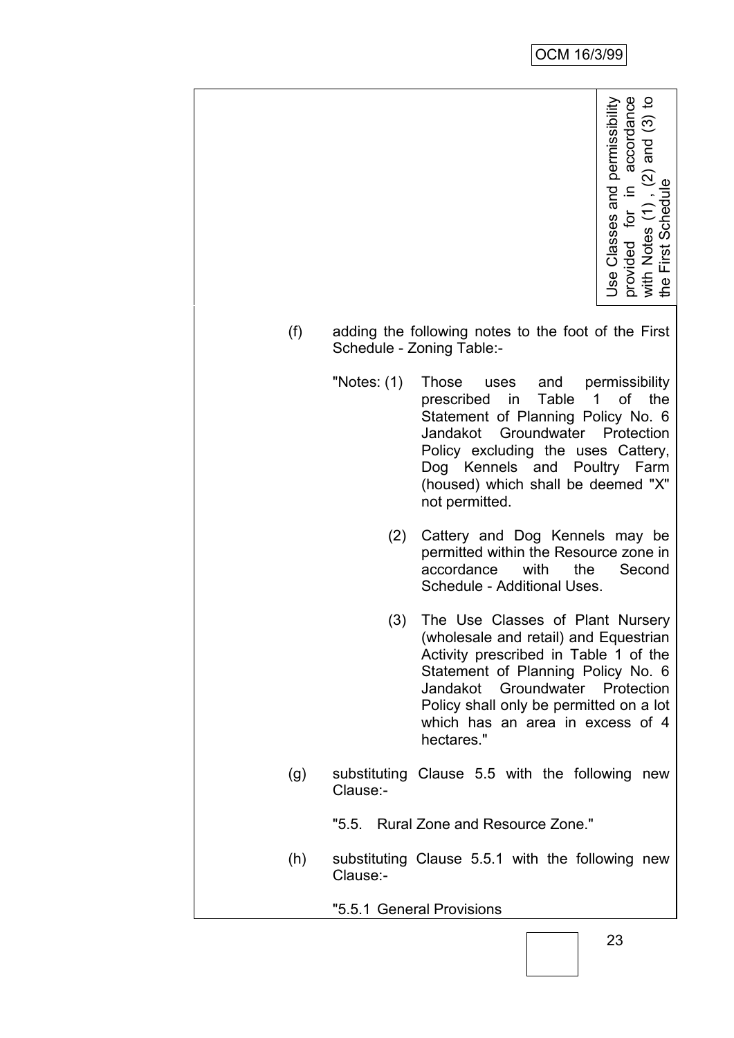Use Classes and permissibility provided for in accordance with Notes (1), (2) and (3) to the First Schedule

(f) adding the following notes to the foot of the First Schedule - Zoning Table:-

"Notes: (1) Those uses and permissibility prescribed in Table 1 of the Statement of Planning Policy No. 6 Jandakot Groundwater Protection Policy excluding the uses Cattery, Dog Kennels and Poultry Farm (housed) which shall be deemed "X" not permitted.

(2) Cattery and Dog Kennels may be permitted within the Resource zone in accordance with the Second Schedule - Additional Uses.

(3) The Use Classes of Plant Nursery (wholesale and retail) and Equestrian Activity prescribed in Table 1 of the Statement of Planning Policy No. 6 Jandakot Groundwater Protection Policy shall only be permitted on a lot which has an area in excess of 4 hectares."

(g) substituting Clause 5.5 with the following new Clause:-

"5.5. Rural Zone and Resource Zone."

(h) substituting Clause 5.5.1 with the following new Clause:-

"5.5.1 General Provisions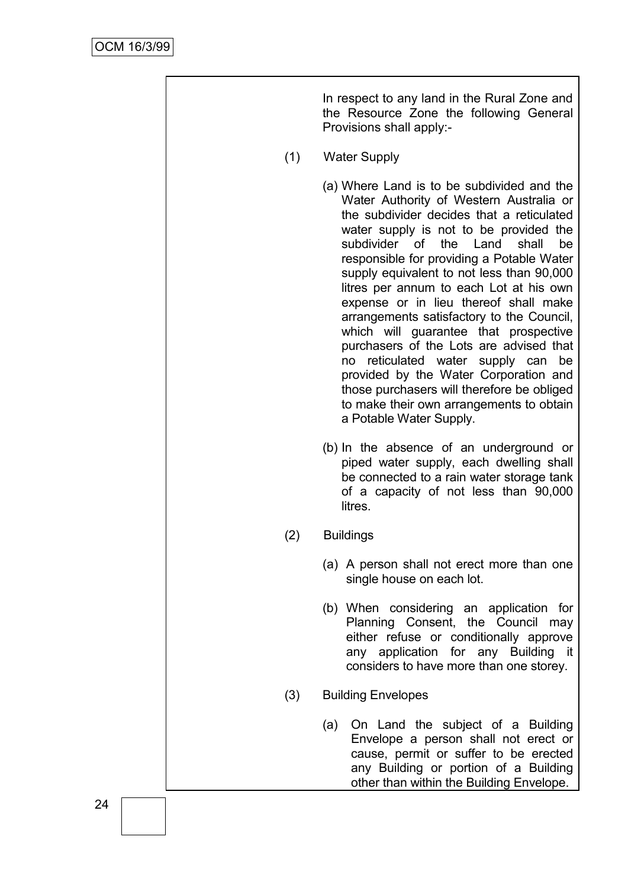In respect to any land in the Rural Zone and the Resource Zone the following General Provisions shall apply:-

(1) Water Supply

(a) Where Land is to be subdivided and the Water Authority of Western Australia or the subdivider decides that a reticulated water supply is not to be provided the subdivider of the Land shall be responsible for providing a Potable Water supply equivalent to not less than 90,000 litres per annum to each Lot at his own expense or in lieu thereof shall make arrangements satisfactory to the Council, which will guarantee that prospective purchasers of the Lots are advised that no reticulated water supply can be provided by the Water Corporation and those purchasers will therefore be obliged to make their own arrangements to obtain a Potable Water Supply.

(b) In the absence of an underground or piped water supply, each dwelling shall be connected to a rain water storage tank of a capacity of not less than 90,000 litres.

(2) Buildings

(a) A person shall not erect more than one single house on each lot.

(b) When considering an application for Planning Consent, the Council may either refuse or conditionally approve any application for any Building it considers to have more than one storey.

(3) Building Envelopes

(a) On Land the subject of a Building Envelope a person shall not erect or cause, permit or suffer to be erected any Building or portion of a Building other than within the Building Envelope.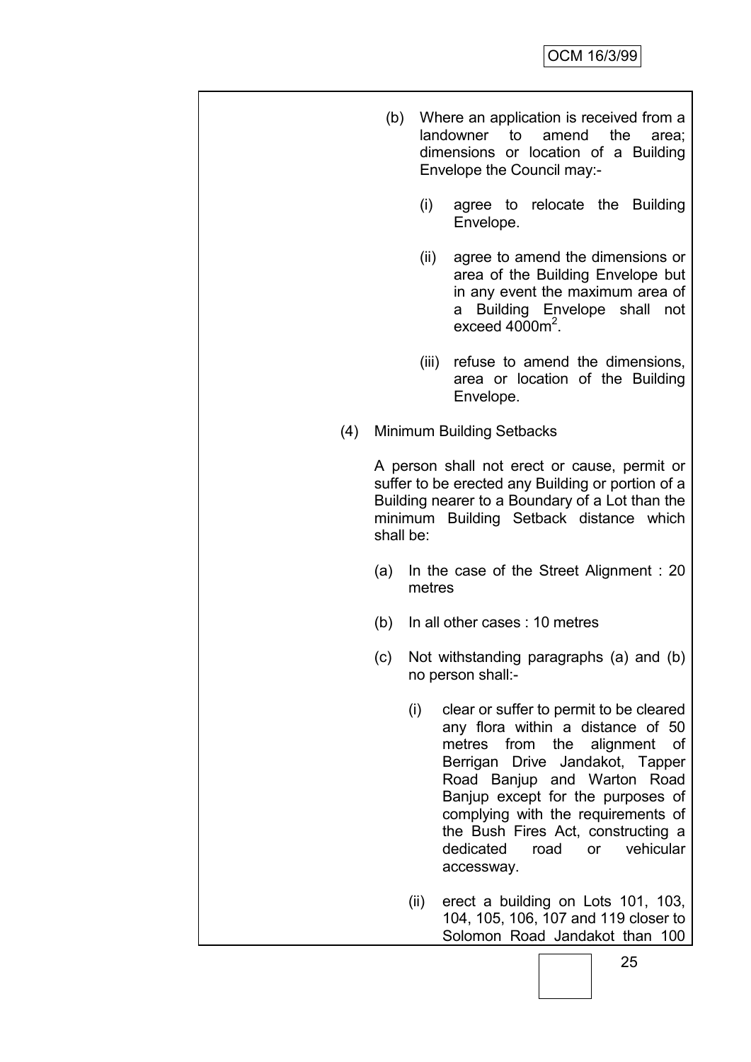(b) Where an application is received from a landowner to amend the area; dimensions or location of a Building Envelope the Council may:-

   (i) agree to relocate the Building Envelope.

   (ii) agree to amend the dimensions or area of the Building Envelope but in any event the maximum area of a Building Envelope shall not exceed $4000m^2$.

   (iii) refuse to amend the dimensions, area or location of the Building Envelope.

(4) Minimum Building Setbacks

A person shall not erect or cause, permit or suffer to be erected any Building or portion of a Building nearer to a Boundary of a Lot than the minimum Building Setback distance which shall be:

(a) In the case of the Street Alignment : 20 metres

(b) In all other cases : 10 metres

(c) Not withstanding paragraphs (a) and (b) no person shall:-

   (i) clear or suffer to permit to be cleared any flora within a distance of 50 metres from the alignment of Berrigan Drive Jandakot, Tapper Road Banjup and Warton Road Banjup except for the purposes of complying with the requirements of the Bush Fires Act, constructing a dedicated road or vehicular accessway.

   (ii) erect a building on Lots 101, 103, 104, 105, 106, 107 and 119 closer to Solomon Road Jandakot than 100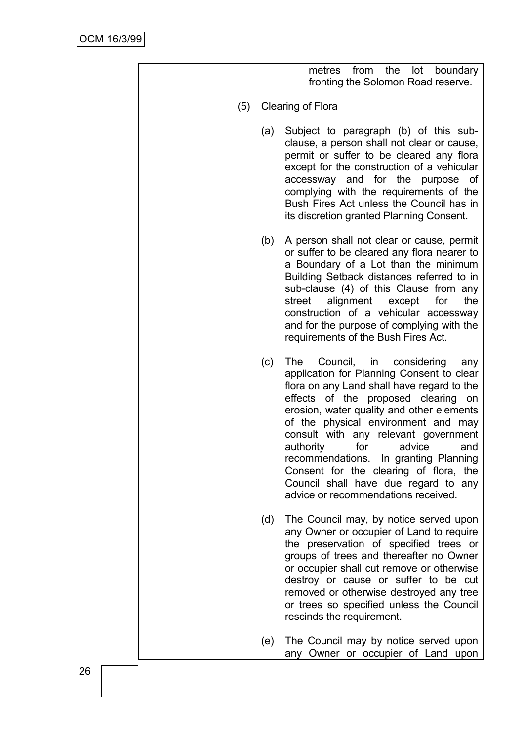metres from the lot boundary fronting the Solomon Road reserve.

(5) Clearing of Flora

(a) Subject to paragraph (b) of this sub-clause, a person shall not clear or cause, permit or suffer to be cleared any flora except for the construction of a vehicular accessway and for the purpose of complying with the requirements of the Bush Fires Act unless the Council has in its discretion granted Planning Consent.

(b) A person shall not clear or cause, permit or suffer to be cleared any flora nearer to a Boundary of a Lot than the minimum Building Setback distances referred to in sub-clause (4) of this Clause from any street alignment except for the construction of a vehicular accessway and for the purpose of complying with the requirements of the Bush Fires Act.

(c) The Council, in considering any application for Planning Consent to clear flora on any Land shall have regard to the effects of the proposed clearing on erosion, water quality and other elements of the physical environment and may consult with any relevant government authority for advice and recommendations. In granting Planning Consent for the clearing of flora, the Council shall have due regard to any advice or recommendations received.

(d) The Council may, by notice served upon any Owner or occupier of Land to require the preservation of specified trees or groups of trees and thereafter no Owner or occupier shall cut remove or otherwise destroy or cause or suffer to be cut removed or otherwise destroyed any tree or trees so specified unless the Council rescinds the requirement.

(e) The Council may by notice served upon any Owner or occupier of Land upon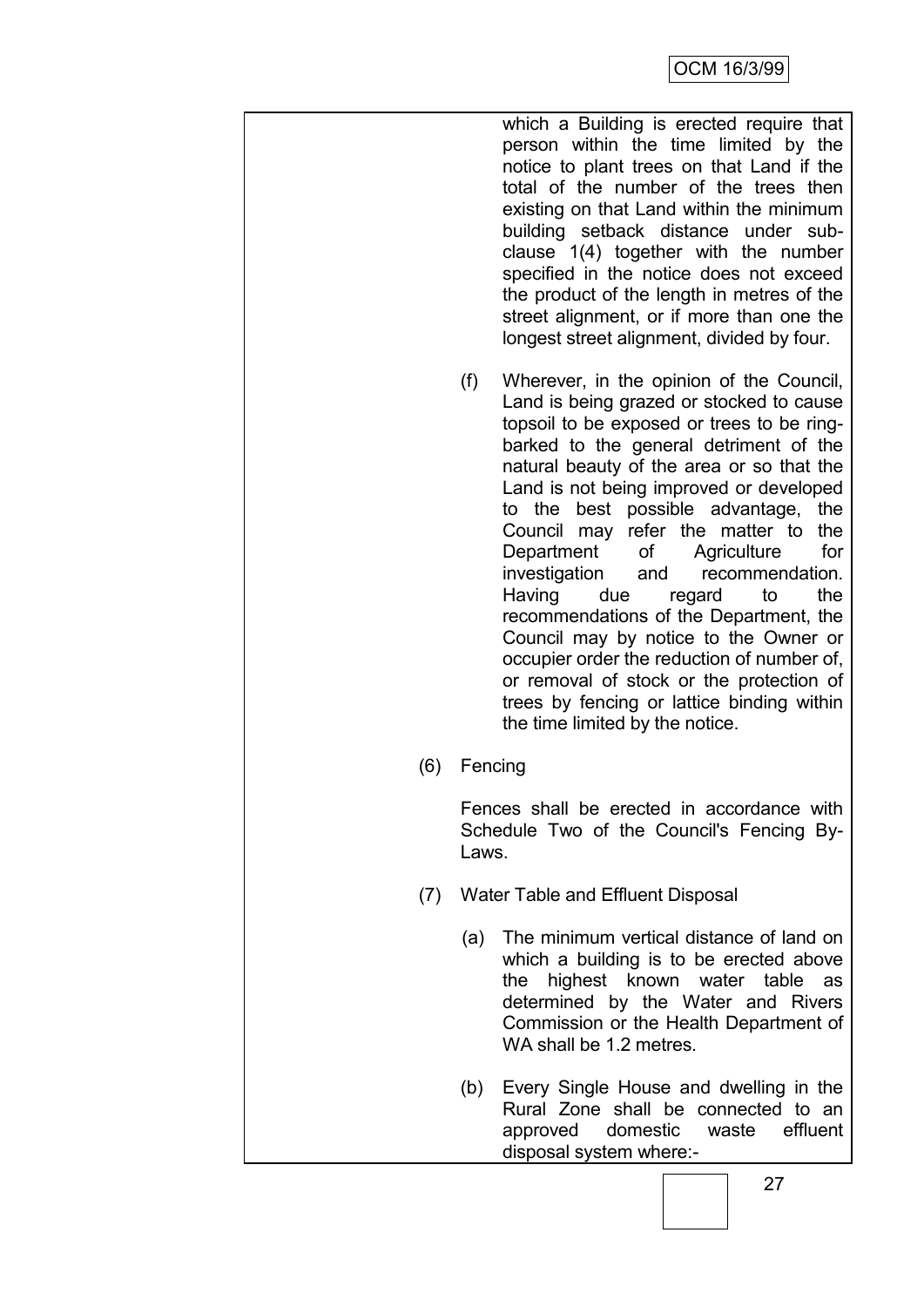which a Building is erected require that person within the time limited by the notice to plant trees on that Land if the total of the number of the trees then existing on that Land within the minimum building setback distance under sub-clause 1(4) together with the number specified in the notice does not exceed the product of the length in metres of the street alignment, or if more than one the longest street alignment, divided by four.

(f) Wherever, in the opinion of the Council, Land is being grazed or stocked to cause topsoil to be exposed or trees to be ring-barked to the general detriment of the natural beauty of the area or so that the Land is not being improved or developed to the best possible advantage, the Council may refer the matter to the Department of Agriculture for investigation and recommendation. Having due regard to the recommendations of the Department, the Council may by notice to the Owner or occupier order the reduction of number of, or removal of stock or the protection of trees by fencing or lattice binding within the time limited by the notice.

(6) Fencing

Fences shall be erected in accordance with Schedule Two of the Council's Fencing By-Laws.

(7) Water Table and Effluent Disposal

(a) The minimum vertical distance of land on which a building is to be erected above the highest known water table as determined by the Water and Rivers Commission or the Health Department of WA shall be 1.2 metres.

(b) Every Single House and dwelling in the Rural Zone shall be connected to an approved domestic waste effluent disposal system where:-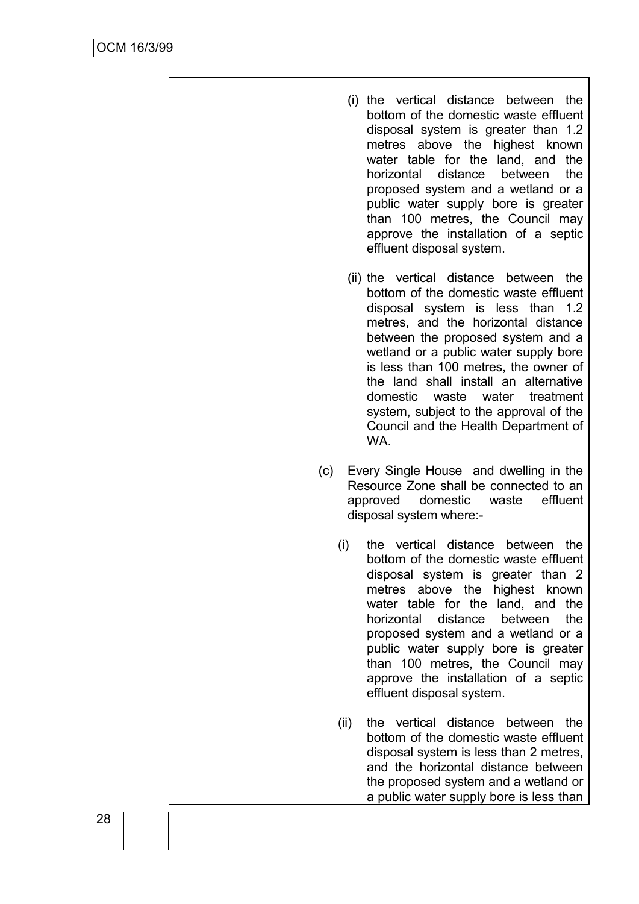(i) the vertical distance between the bottom of the domestic waste effluent disposal system is greater than 1.2 metres above the highest known water table for the land, and the horizontal distance between the proposed system and a wetland or a public water supply bore is greater than 100 metres, the Council may approve the installation of a septic effluent disposal system.

(ii) the vertical distance between the bottom of the domestic waste effluent disposal system is less than 1.2 metres, and the horizontal distance between the proposed system and a wetland or a public water supply bore is less than 100 metres, the owner of the land shall install an alternative domestic waste water treatment system, subject to the approval of the Council and the Health Department of WA.

(c) Every Single House and dwelling in the Resource Zone shall be connected to an approved domestic waste effluent disposal system where:-

(i) the vertical distance between the bottom of the domestic waste effluent disposal system is greater than 2 metres above the highest known water table for the land, and the horizontal distance between the proposed system and a wetland or a public water supply bore is greater than 100 metres, the Council may approve the installation of a septic effluent disposal system.

(ii) the vertical distance between the bottom of the domestic waste effluent disposal system is less than 2 metres, and the horizontal distance between the proposed system and a wetland or a public water supply bore is less than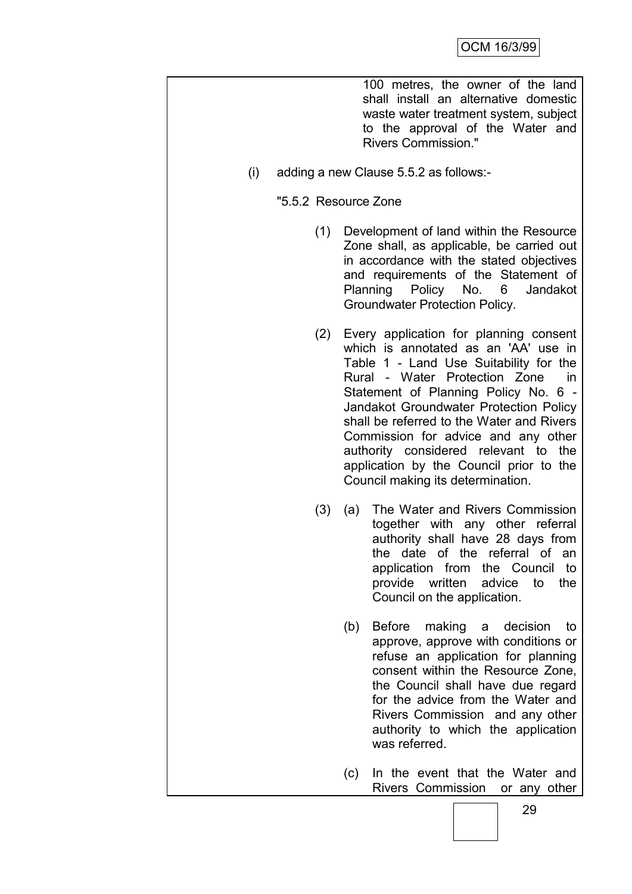100 metres, the owner of the land shall install an alternative domestic waste water treatment system, subject to the approval of the Water and Rivers Commission."

(i) adding a new Clause 5.5.2 as follows:-

"5.5.2 Resource Zone

(1) Development of land within the Resource Zone shall, as applicable, be carried out in accordance with the stated objectives and requirements of the Statement of Planning Policy No. 6 Jandakot Groundwater Protection Policy.

(2) Every application for planning consent which is annotated as an 'AA' use in Table 1 - Land Use Suitability for the Rural - Water Protection Zone in Statement of Planning Policy No. 6 - Jandakot Groundwater Protection Policy shall be referred to the Water and Rivers Commission for advice and any other authority considered relevant to the application by the Council prior to the Council making its determination.

(3) (a) The Water and Rivers Commission together with any other referral authority shall have 28 days from the date of the referral of an application from the Council to provide written advice to the Council on the application.

(b) Before making a decision to approve, approve with conditions or refuse an application for planning consent within the Resource Zone, the Council shall have due regard for the advice from the Water and Rivers Commission and any other authority to which the application was referred.

(c) In the event that the Water and Rivers Commission or any other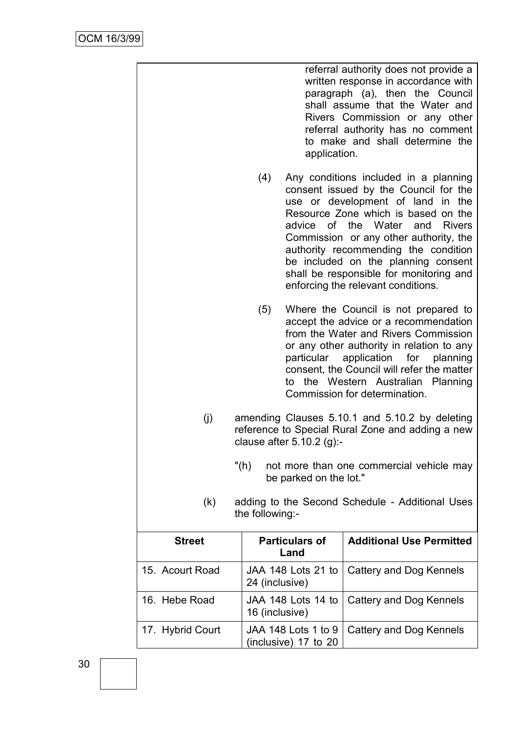referral authority does not provide a written response in accordance with paragraph (a), then the Council shall assume that the Water and Rivers Commission or any other referral authority has no comment to make and shall determine the application.

(4) Any conditions included in a planning consent issued by the Council for the use or development of land in the Resource Zone which is based on the advice of the Water and Rivers Commission or any other authority, the authority recommending the condition be included on the planning consent shall be responsible for monitoring and enforcing the relevant conditions.

(5) Where the Council is not prepared to accept the advice or a recommendation from the Water and Rivers Commission or any other authority in relation to any particular application for planning consent, the Council will refer the matter to the Western Australian Planning Commission for determination.

(j) amending Clauses 5.10.1 and 5.10.2 by deleting reference to Special Rural Zone and adding a new clause after 5.10.2 (g):-

"(h) not more than one commercial vehicle may be parked on the lot."

(k) adding to the Second Schedule - Additional Uses the following:-

| Street | Particulars of Land | Additional Use Permitted |
|---|---|---|
| 15. Acourt Road | JAA 148 Lots 21 to 24 (inclusive) | Cattery and Dog Kennels |
| 16. Hebe Road | JAA 148 Lots 14 to 16 (inclusive) | Cattery and Dog Kennels |
| 17. Hybrid Court | JAA 148 Lots 1 to 9 (inclusive) 17 to 20 | Cattery and Dog Kennels |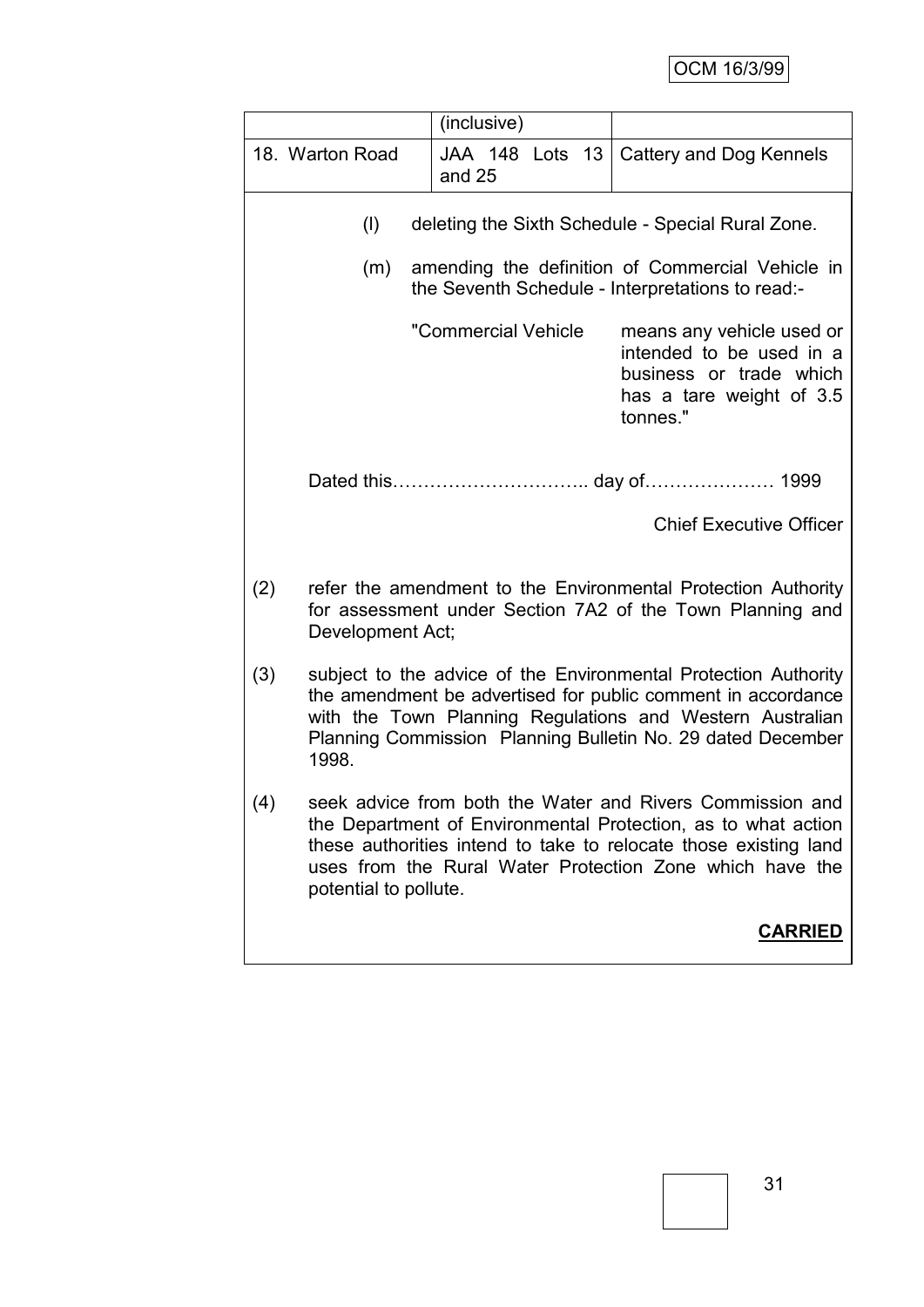| | | |
|---|---|---|
| | (inclusive) | |
| 18. Warton Road | JAA 148 Lots 13 and 25 | Cattery and Dog Kennels |

(l) deleting the Sixth Schedule - Special Rural Zone.

(m) amending the definition of Commercial Vehicle in the Seventh Schedule - Interpretations to read:-

"Commercial Vehicle means any vehicle used or intended to be used in a business or trade which has a tare weight of 3.5 tonnes."

Dated this………………………….. day of………………… 1999

Chief Executive Officer

(2) refer the amendment to the Environmental Protection Authority for assessment under Section 7A2 of the Town Planning and Development Act;

(3) subject to the advice of the Environmental Protection Authority the amendment be advertised for public comment in accordance with the Town Planning Regulations and Western Australian Planning Commission Planning Bulletin No. 29 dated December 1998.

(4) seek advice from both the Water and Rivers Commission and the Department of Environmental Protection, as to what action these authorities intend to take to relocate those existing land uses from the Rural Water Protection Zone which have the potential to pollute.

**CARRIED**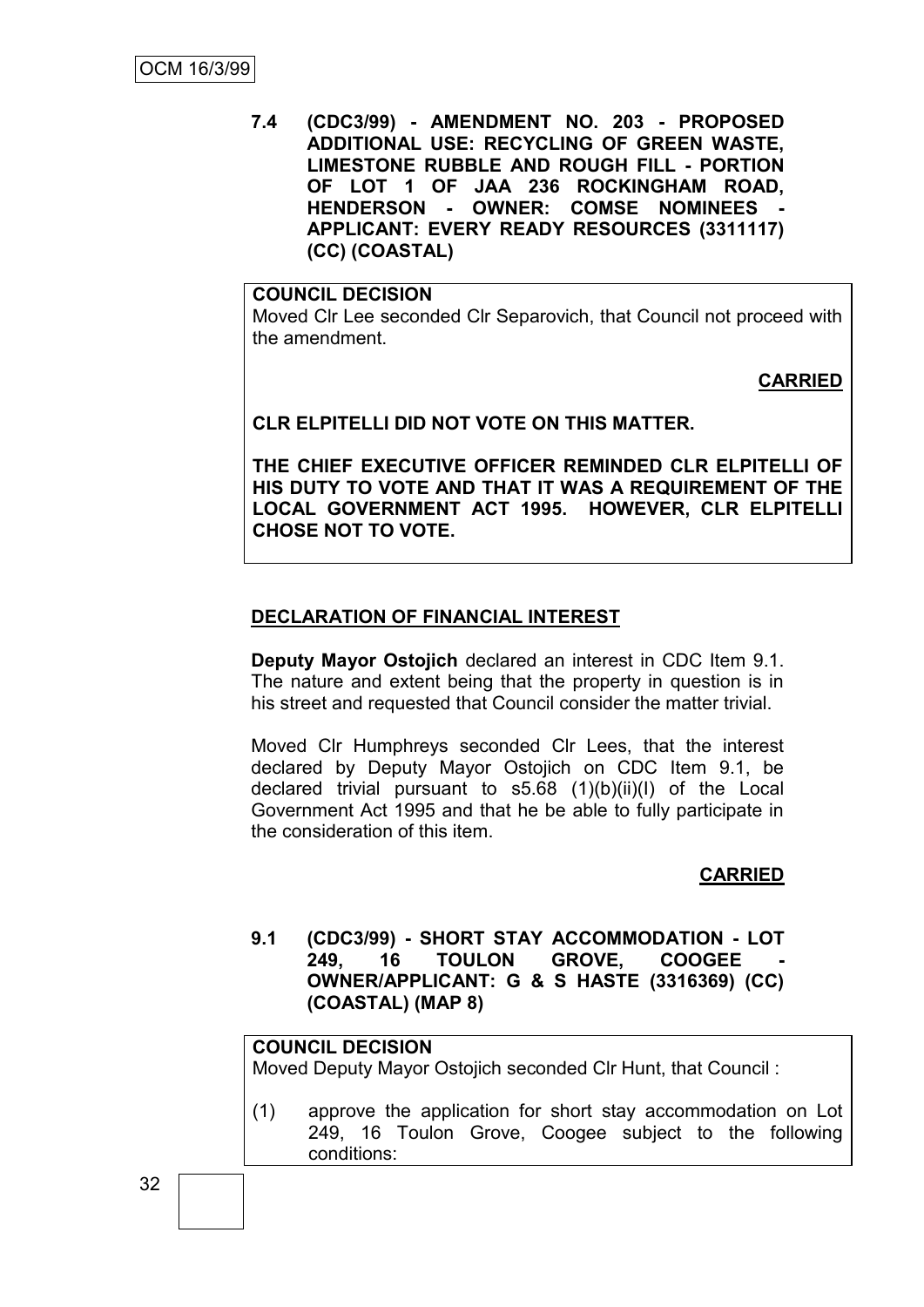**7.4 (CDC3/99) - AMENDMENT NO. 203 - PROPOSED ADDITIONAL USE: RECYCLING OF GREEN WASTE, LIMESTONE RUBBLE AND ROUGH FILL - PORTION OF LOT 1 OF JAA 236 ROCKINGHAM ROAD, HENDERSON - OWNER: COMSE NOMINEES - APPLICANT: EVERY READY RESOURCES (3311117) (CC) (COASTAL)**

**COUNCIL DECISION**
Moved Clr Lee seconded Clr Separovich, that Council not proceed with the amendment.

**CARRIED**

**CLR ELPITELLI DID NOT VOTE ON THIS MATTER.**

**THE CHIEF EXECUTIVE OFFICER REMINDED CLR ELPITELLI OF HIS DUTY TO VOTE AND THAT IT WAS A REQUIREMENT OF THE LOCAL GOVERNMENT ACT 1995. HOWEVER, CLR ELPITELLI CHOSE NOT TO VOTE.**

**DECLARATION OF FINANCIAL INTEREST**

**Deputy Mayor Ostojich** declared an interest in CDC Item 9.1. The nature and extent being that the property in question is in his street and requested that Council consider the matter trivial.

Moved Clr Humphreys seconded Clr Lees, that the interest declared by Deputy Mayor Ostojich on CDC Item 9.1, be declared trivial pursuant to s5.68 (1)(b)(ii)(I) of the Local Government Act 1995 and that he be able to fully participate in the consideration of this item.

**CARRIED**

**9.1 (CDC3/99) - SHORT STAY ACCOMMODATION - LOT 249, 16 TOULON GROVE, COOGEE - OWNER/APPLICANT: G & S HASTE (3316369) (CC) (COASTAL) (MAP 8)**

**COUNCIL DECISION**
Moved Deputy Mayor Ostojich seconded Clr Hunt, that Council :

(1) approve the application for short stay accommodation on Lot 249, 16 Toulon Grove, Coogee subject to the following conditions: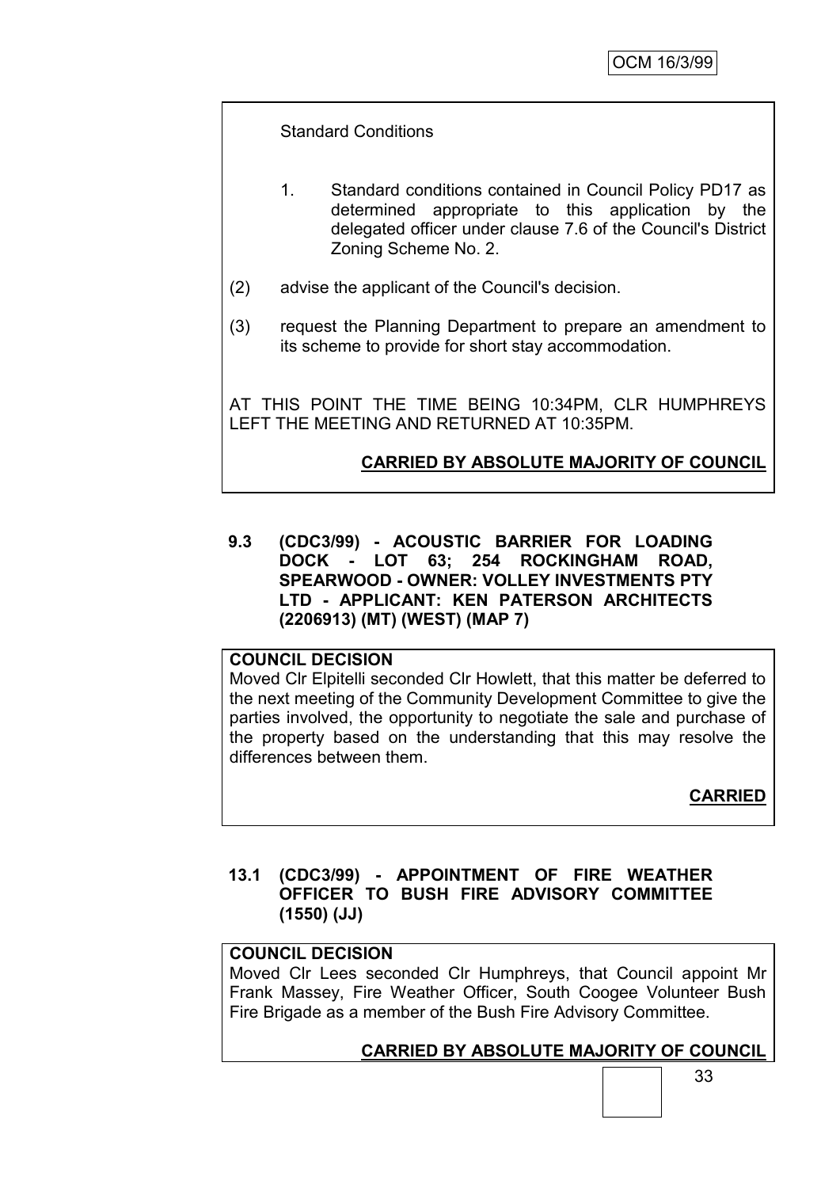Standard Conditions

1. Standard conditions contained in Council Policy PD17 as determined appropriate to this application by the delegated officer under clause 7.6 of the Council's District Zoning Scheme No. 2.

(2) advise the applicant of the Council's decision.

(3) request the Planning Department to prepare an amendment to its scheme to provide for short stay accommodation.

AT THIS POINT THE TIME BEING 10:34PM, CLR HUMPHREYS LEFT THE MEETING AND RETURNED AT 10:35PM.

**CARRIED BY ABSOLUTE MAJORITY OF COUNCIL**

### 9.3 (CDC3/99) - ACOUSTIC BARRIER FOR LOADING DOCK - LOT 63; 254 ROCKINGHAM ROAD, SPEARWOOD - OWNER: VOLLEY INVESTMENTS PTY LTD - APPLICANT: KEN PATERSON ARCHITECTS (2206913) (MT) (WEST) (MAP 7)

**COUNCIL DECISION**

Moved Clr Elpitelli seconded Clr Howlett, that this matter be deferred to the next meeting of the Community Development Committee to give the parties involved, the opportunity to negotiate the sale and purchase of the property based on the understanding that this may resolve the differences between them.

**CARRIED**

### 13.1 (CDC3/99) - APPOINTMENT OF FIRE WEATHER OFFICER TO BUSH FIRE ADVISORY COMMITTEE (1550) (JJ)

**COUNCIL DECISION**

Moved Clr Lees seconded Clr Humphreys, that Council appoint Mr Frank Massey, Fire Weather Officer, South Coogee Volunteer Bush Fire Brigade as a member of the Bush Fire Advisory Committee.

**CARRIED BY ABSOLUTE MAJORITY OF COUNCIL**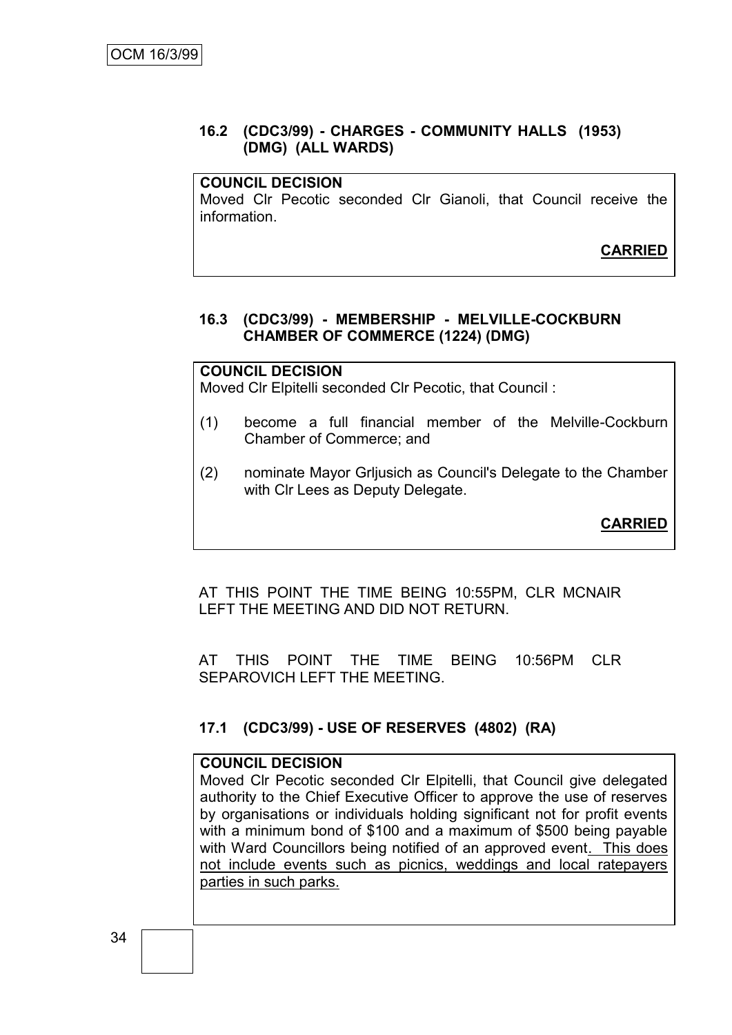### 16.2 (CDC3/99) - CHARGES - COMMUNITY HALLS (1953) (DMG) (ALL WARDS)

**COUNCIL DECISION**
Moved Clr Pecotic seconded Clr Gianoli, that Council receive the information.

**CARRIED**

### 16.3 (CDC3/99) - MEMBERSHIP - MELVILLE-COCKBURN CHAMBER OF COMMERCE (1224) (DMG)

**COUNCIL DECISION**
Moved Clr Elpitelli seconded Clr Pecotic, that Council :

(1) become a full financial member of the Melville-Cockburn Chamber of Commerce; and

(2) nominate Mayor Grljusich as Council's Delegate to the Chamber with Clr Lees as Deputy Delegate.

**CARRIED**

AT THIS POINT THE TIME BEING 10:55PM, CLR MCNAIR LEFT THE MEETING AND DID NOT RETURN.

AT THIS POINT THE TIME BEING 10:56PM CLR SEPAROVICH LEFT THE MEETING.

### 17.1 (CDC3/99) - USE OF RESERVES (4802) (RA)

**COUNCIL DECISION**
Moved Clr Pecotic seconded Clr Elpitelli, that Council give delegated authority to the Chief Executive Officer to approve the use of reserves by organisations or individuals holding significant not for profit events with a minimum bond of $100 and a maximum of $500 being payable with Ward Councillors being notified of an approved event. <u>This does not include events such as picnics, weddings and local ratepayers parties in such parks.</u>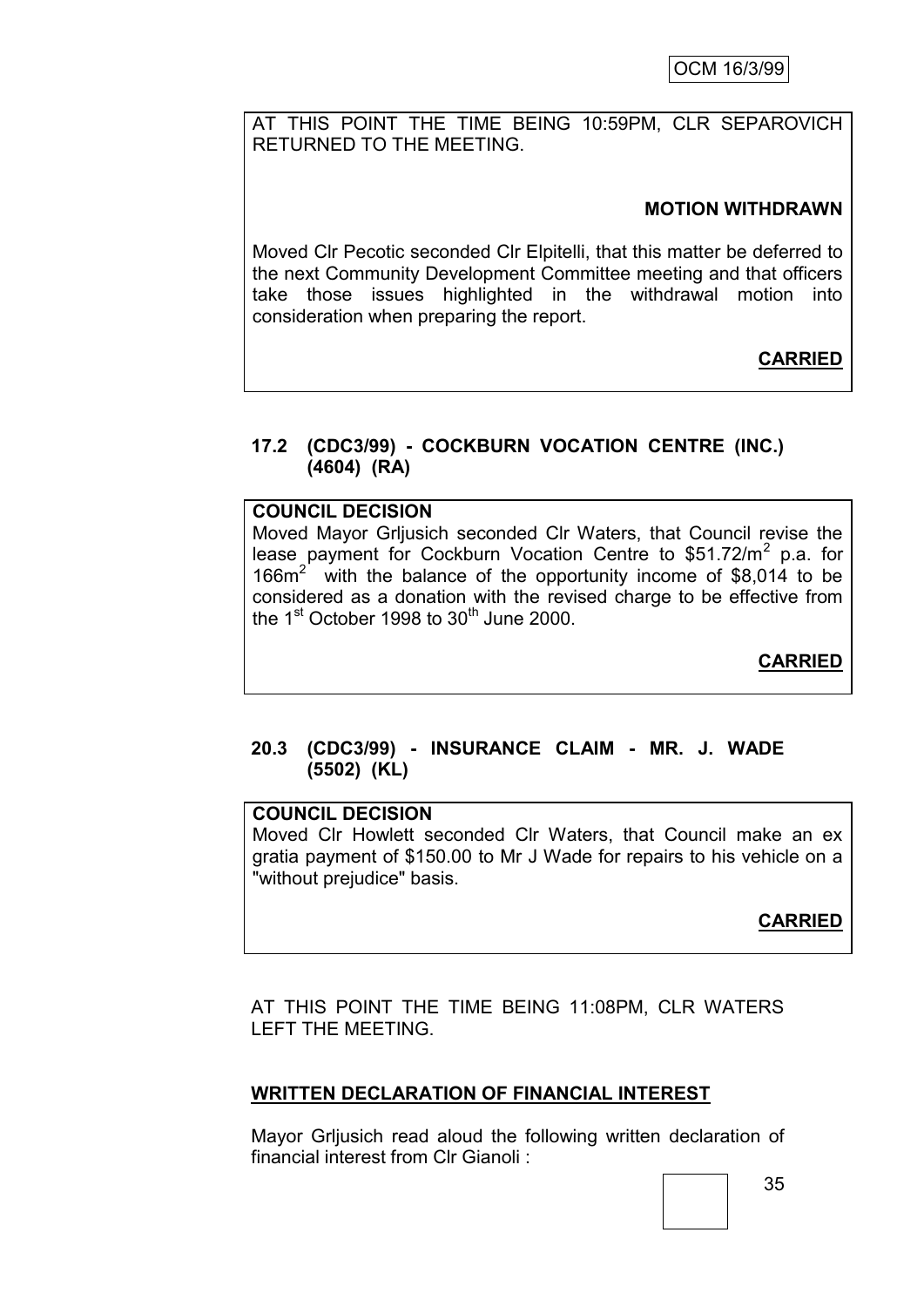AT THIS POINT THE TIME BEING 10:59PM, CLR SEPAROVICH RETURNED TO THE MEETING.

**MOTION WITHDRAWN**

Moved Clr Pecotic seconded Clr Elpitelli, that this matter be deferred to the next Community Development Committee meeting and that officers take those issues highlighted in the withdrawal motion into consideration when preparing the report.

**CARRIED**

### 17.2 (CDC3/99) - COCKBURN VOCATION CENTRE (INC.) (4604) (RA)

**COUNCIL DECISION**

Moved Mayor Grljusich seconded Clr Waters, that Council revise the lease payment for Cockburn Vocation Centre to $51.72/m^2$ p.a. for $166m^2$ with the balance of the opportunity income of $8,014 to be considered as a donation with the revised charge to be effective from the 1st October 1998 to 30th June 2000.

**CARRIED**

### 20.3 (CDC3/99) - INSURANCE CLAIM - MR. J. WADE (5502) (KL)

**COUNCIL DECISION**

Moved Clr Howlett seconded Clr Waters, that Council make an ex gratia payment of $150.00 to Mr J Wade for repairs to his vehicle on a "without prejudice" basis.

**CARRIED**

AT THIS POINT THE TIME BEING 11:08PM, CLR WATERS LEFT THE MEETING.

**WRITTEN DECLARATION OF FINANCIAL INTEREST**

Mayor Grljusich read aloud the following written declaration of financial interest from Clr Gianoli :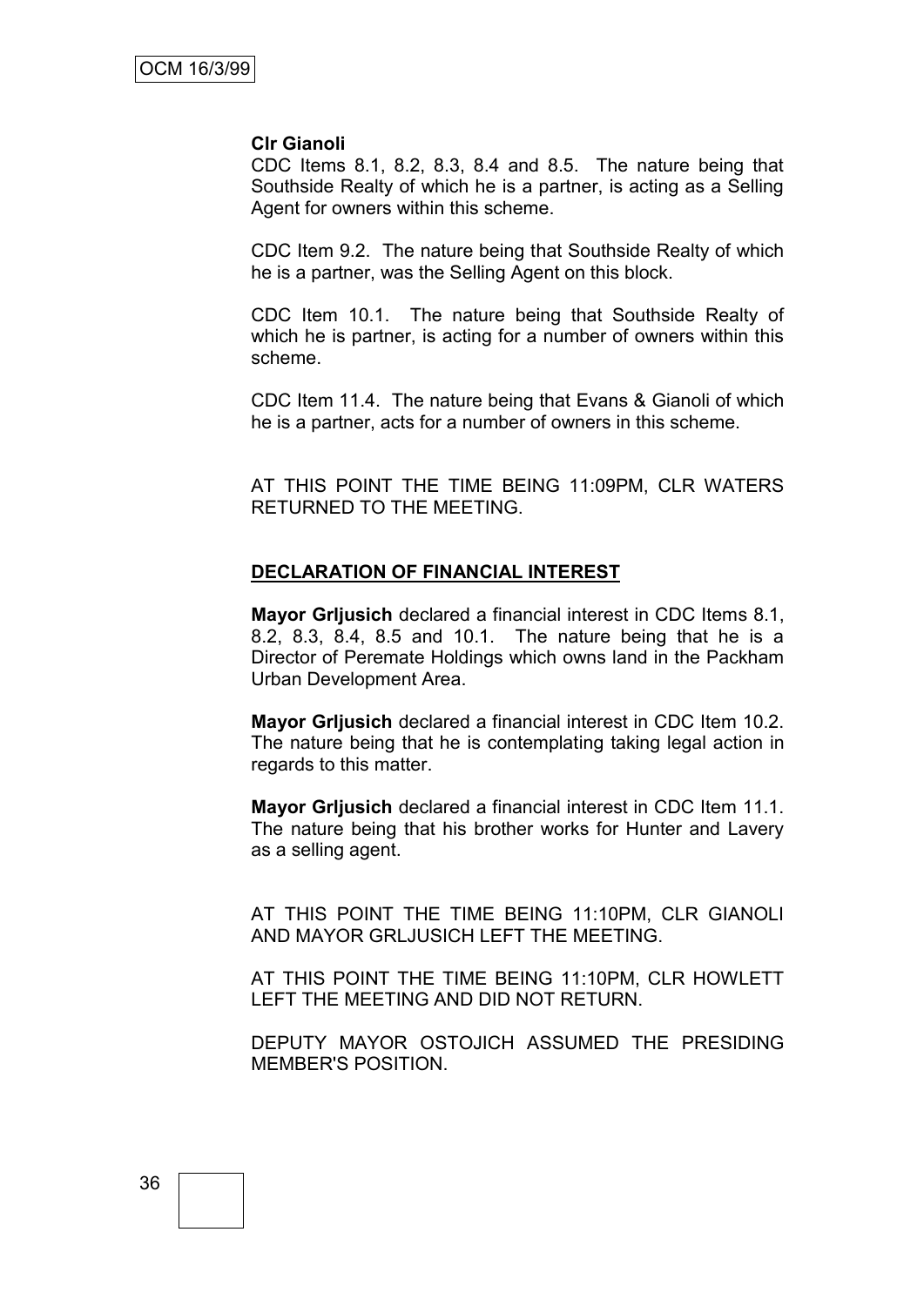**Clr Gianoli**
CDC Items 8.1, 8.2, 8.3, 8.4 and 8.5. The nature being that Southside Realty of which he is a partner, is acting as a Selling Agent for owners within this scheme.

CDC Item 9.2. The nature being that Southside Realty of which he is a partner, was the Selling Agent on this block.

CDC Item 10.1. The nature being that Southside Realty of which he is partner, is acting for a number of owners within this scheme.

CDC Item 11.4. The nature being that Evans & Gianoli of which he is a partner, acts for a number of owners in this scheme.

AT THIS POINT THE TIME BEING 11:09PM, CLR WATERS RETURNED TO THE MEETING.

**DECLARATION OF FINANCIAL INTEREST**

**Mayor Grljusich** declared a financial interest in CDC Items 8.1, 8.2, 8.3, 8.4, 8.5 and 10.1. The nature being that he is a Director of Peremate Holdings which owns land in the Packham Urban Development Area.

**Mayor Grljusich** declared a financial interest in CDC Item 10.2. The nature being that he is contemplating taking legal action in regards to this matter.

**Mayor Grljusich** declared a financial interest in CDC Item 11.1. The nature being that his brother works for Hunter and Lavery as a selling agent.

AT THIS POINT THE TIME BEING 11:10PM, CLR GIANOLI AND MAYOR GRLJUSICH LEFT THE MEETING.

AT THIS POINT THE TIME BEING 11:10PM, CLR HOWLETT LEFT THE MEETING AND DID NOT RETURN.

DEPUTY MAYOR OSTOJICH ASSUMED THE PRESIDING MEMBER'S POSITION.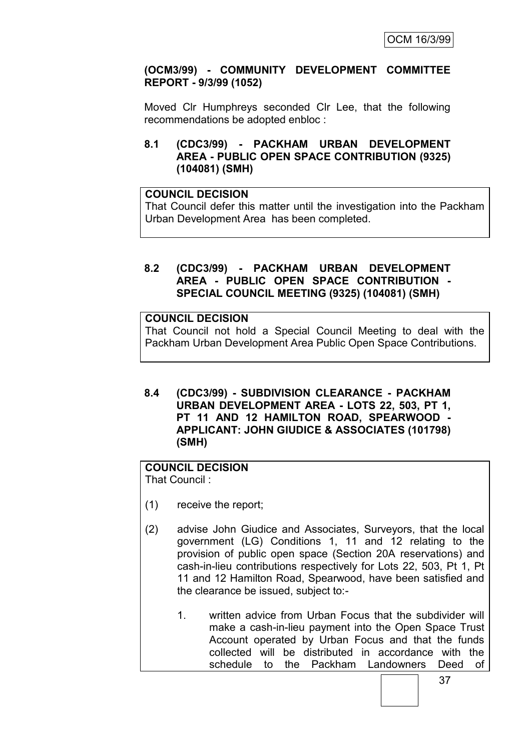**(OCM3/99) - COMMUNITY DEVELOPMENT COMMITTEE REPORT - 9/3/99 (1052)**

Moved Clr Humphreys seconded Clr Lee, that the following recommendations be adopted enbloc :

**8.1 (CDC3/99) - PACKHAM URBAN DEVELOPMENT AREA - PUBLIC OPEN SPACE CONTRIBUTION (9325) (104081) (SMH)**

**COUNCIL DECISION**
That Council defer this matter until the investigation into the Packham Urban Development Area has been completed.

**8.2 (CDC3/99) - PACKHAM URBAN DEVELOPMENT AREA - PUBLIC OPEN SPACE CONTRIBUTION - SPECIAL COUNCIL MEETING (9325) (104081) (SMH)**

**COUNCIL DECISION**
That Council not hold a Special Council Meeting to deal with the Packham Urban Development Area Public Open Space Contributions.

**8.4 (CDC3/99) - SUBDIVISION CLEARANCE - PACKHAM URBAN DEVELOPMENT AREA - LOTS 22, 503, PT 1, PT 11 AND 12 HAMILTON ROAD, SPEARWOOD - APPLICANT: JOHN GIUDICE & ASSOCIATES (101798) (SMH)**

**COUNCIL DECISION**
That Council :

(1) receive the report;

(2) advise John Giudice and Associates, Surveyors, that the local government (LG) Conditions 1, 11 and 12 relating to the provision of public open space (Section 20A reservations) and cash-in-lieu contributions respectively for Lots 22, 503, Pt 1, Pt 11 and 12 Hamilton Road, Spearwood, have been satisfied and the clearance be issued, subject to:-

 1. written advice from Urban Focus that the subdivider will make a cash-in-lieu payment into the Open Space Trust Account operated by Urban Focus and that the funds collected will be distributed in accordance with the schedule to the Packham Landowners Deed of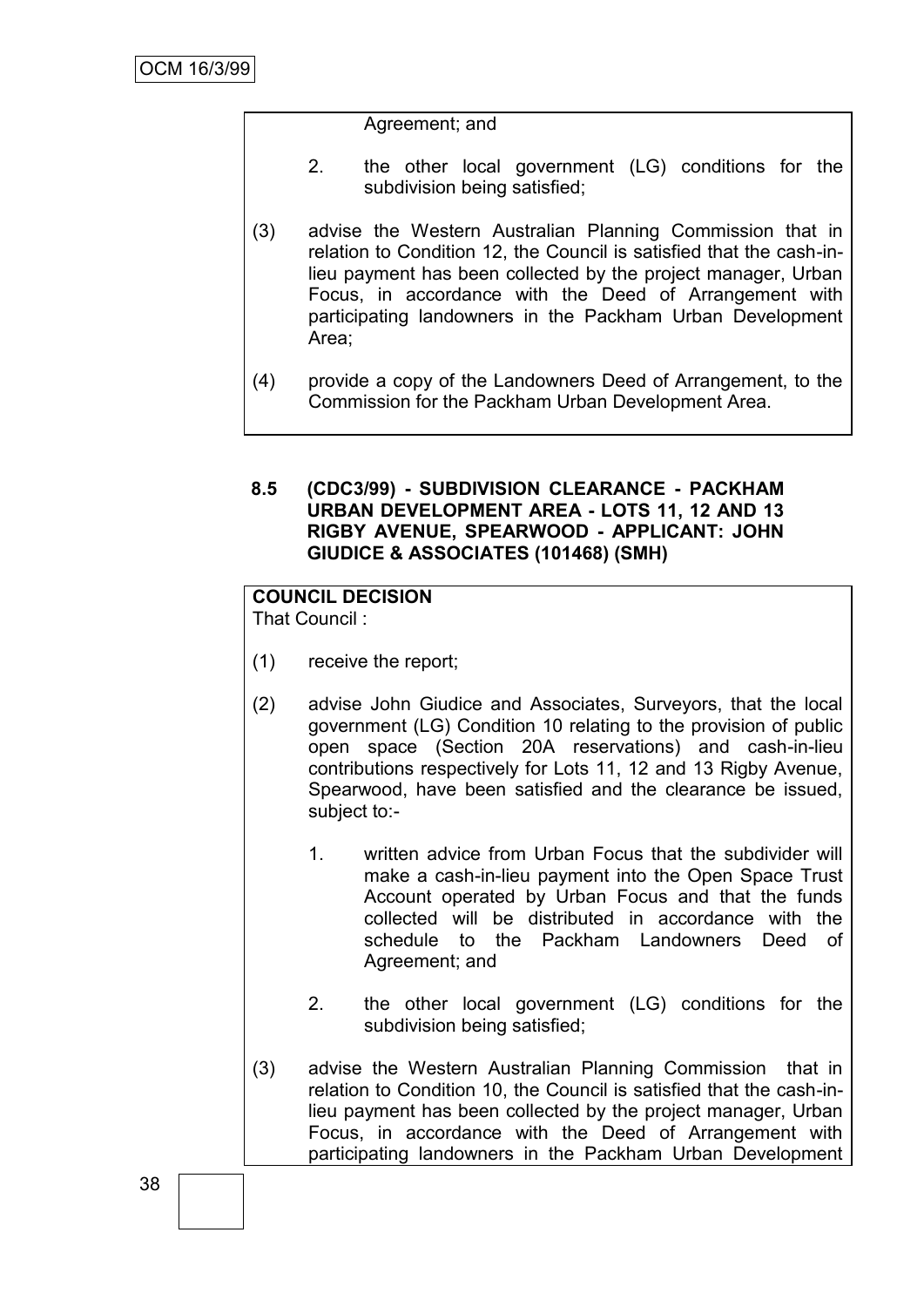Agreement; and

2. the other local government (LG) conditions for the subdivision being satisfied;

(3) advise the Western Australian Planning Commission that in relation to Condition 12, the Council is satisfied that the cash-in-lieu payment has been collected by the project manager, Urban Focus, in accordance with the Deed of Arrangement with participating landowners in the Packham Urban Development Area;

(4) provide a copy of the Landowners Deed of Arrangement, to the Commission for the Packham Urban Development Area.

### 8.5 (CDC3/99) - SUBDIVISION CLEARANCE - PACKHAM URBAN DEVELOPMENT AREA - LOTS 11, 12 AND 13 RIGBY AVENUE, SPEARWOOD - APPLICANT: JOHN GIUDICE & ASSOCIATES (101468) (SMH)

**COUNCIL DECISION**

That Council :

(1) receive the report;

(2) advise John Giudice and Associates, Surveyors, that the local government (LG) Condition 10 relating to the provision of public open space (Section 20A reservations) and cash-in-lieu contributions respectively for Lots 11, 12 and 13 Rigby Avenue, Spearwood, have been satisfied and the clearance be issued, subject to:-

1. written advice from Urban Focus that the subdivider will make a cash-in-lieu payment into the Open Space Trust Account operated by Urban Focus and that the funds collected will be distributed in accordance with the schedule to the Packham Landowners Deed of Agreement; and

2. the other local government (LG) conditions for the subdivision being satisfied;

(3) advise the Western Australian Planning Commission that in relation to Condition 10, the Council is satisfied that the cash-in-lieu payment has been collected by the project manager, Urban Focus, in accordance with the Deed of Arrangement with participating landowners in the Packham Urban Development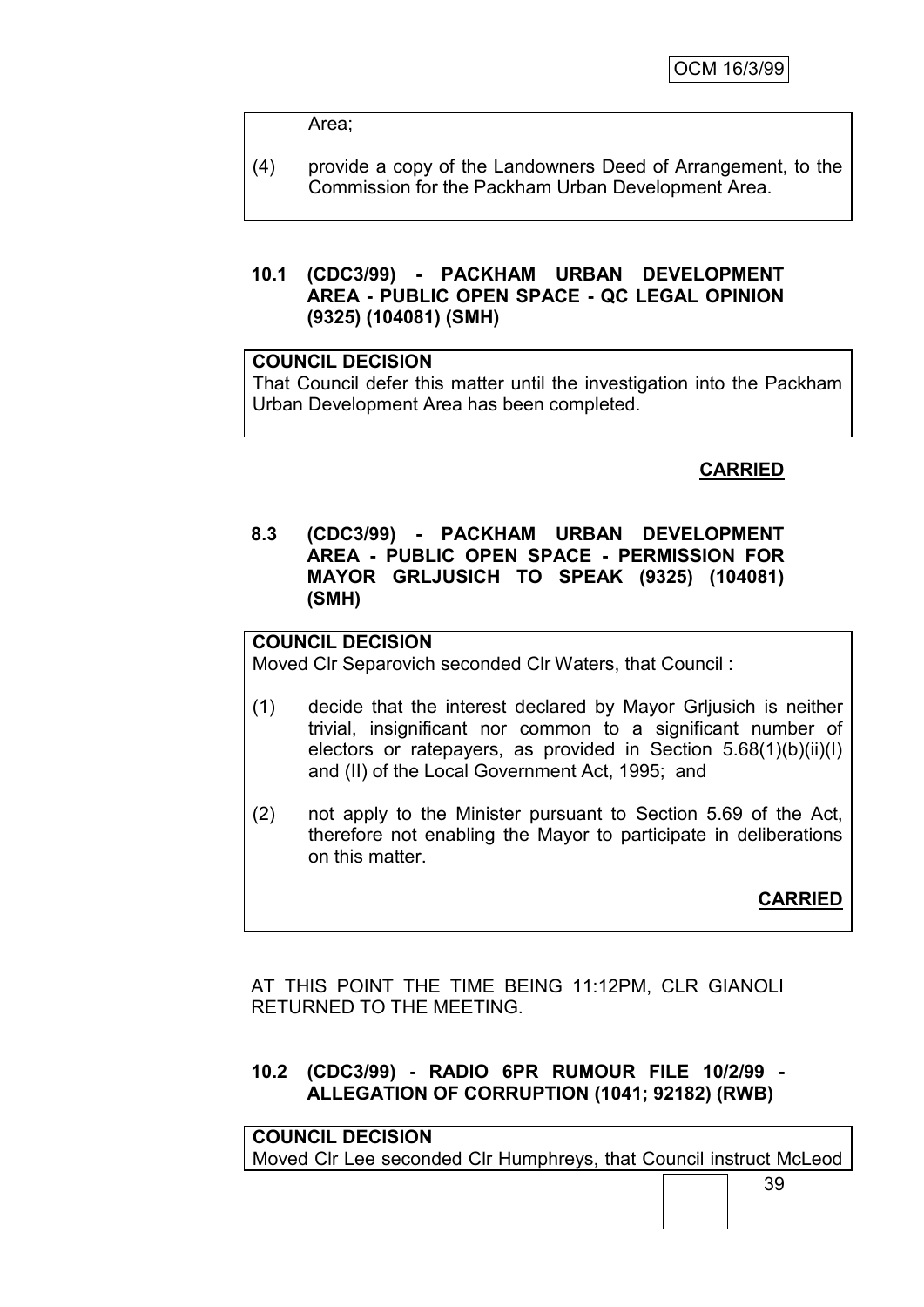Area;

(4) provide a copy of the Landowners Deed of Arrangement, to the Commission for the Packham Urban Development Area.

### 10.1 (CDC3/99) - PACKHAM URBAN DEVELOPMENT AREA - PUBLIC OPEN SPACE - QC LEGAL OPINION (9325) (104081) (SMH)

**COUNCIL DECISION**

That Council defer this matter until the investigation into the Packham Urban Development Area has been completed.

**CARRIED**

### 8.3 (CDC3/99) - PACKHAM URBAN DEVELOPMENT AREA - PUBLIC OPEN SPACE - PERMISSION FOR MAYOR GRLJUSICH TO SPEAK (9325) (104081) (SMH)

**COUNCIL DECISION**

Moved Clr Separovich seconded Clr Waters, that Council :

(1) decide that the interest declared by Mayor Grljusich is neither trivial, insignificant nor common to a significant number of electors or ratepayers, as provided in Section 5.68(1)(b)(ii)(I) and (II) of the Local Government Act, 1995; and

(2) not apply to the Minister pursuant to Section 5.69 of the Act, therefore not enabling the Mayor to participate in deliberations on this matter.

**CARRIED**

AT THIS POINT THE TIME BEING 11:12PM, CLR GIANOLI RETURNED TO THE MEETING.

### 10.2 (CDC3/99) - RADIO 6PR RUMOUR FILE 10/2/99 - ALLEGATION OF CORRUPTION (1041; 92182) (RWB)

**COUNCIL DECISION**

Moved Clr Lee seconded Clr Humphreys, that Council instruct McLeod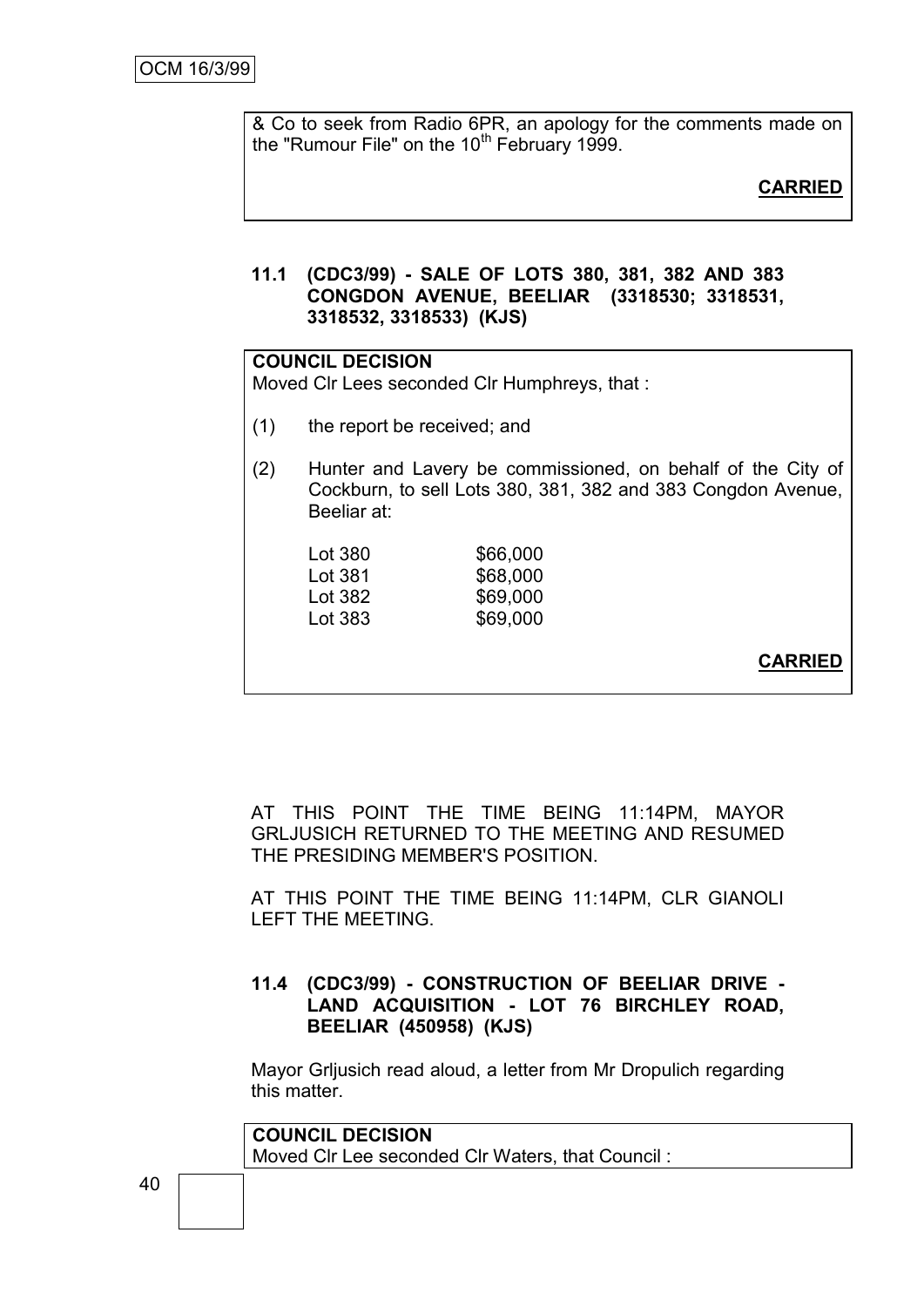& Co to seek from Radio 6PR, an apology for the comments made on the "Rumour File" on the 10th February 1999.

**CARRIED**

### 11.1 (CDC3/99) - SALE OF LOTS 380, 381, 382 AND 383 CONGDON AVENUE, BEELIAR (3318530; 3318531, 3318532, 3318533) (KJS)

**COUNCIL DECISION**
Moved Clr Lees seconded Clr Humphreys, that :

(1) the report be received; and

(2) Hunter and Lavery be commissioned, on behalf of the City of Cockburn, to sell Lots 380, 381, 382 and 383 Congdon Avenue, Beeliar at:

| | |
|---|---|
| Lot 380 | $66,000 |
| Lot 381 | $68,000 |
| Lot 382 | $69,000 |
| Lot 383 | $69,000 |

**CARRIED**

AT THIS POINT THE TIME BEING 11:14PM, MAYOR GRLJUSICH RETURNED TO THE MEETING AND RESUMED THE PRESIDING MEMBER'S POSITION.

AT THIS POINT THE TIME BEING 11:14PM, CLR GIANOLI LEFT THE MEETING.

### 11.4 (CDC3/99) - CONSTRUCTION OF BEELIAR DRIVE - LAND ACQUISITION - LOT 76 BIRCHLEY ROAD, BEELIAR (450958) (KJS)

Mayor Grljusich read aloud, a letter from Mr Dropulich regarding this matter.

**COUNCIL DECISION**
Moved Clr Lee seconded Clr Waters, that Council :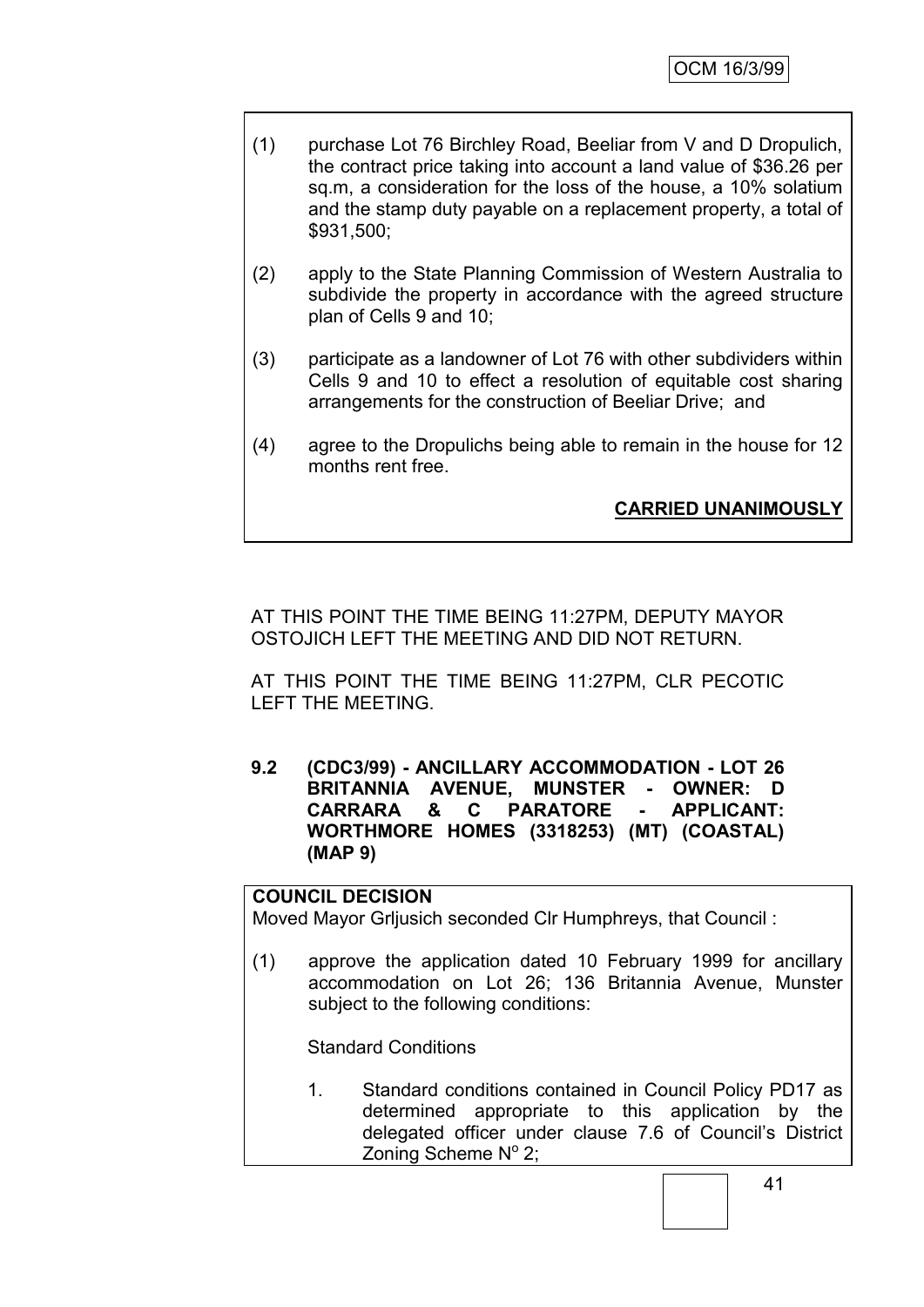(1) purchase Lot 76 Birchley Road, Beeliar from V and D Dropulich, the contract price taking into account a land value of $36.26 per sq.m, a consideration for the loss of the house, a 10% solatium and the stamp duty payable on a replacement property, a total of $931,500;

(2) apply to the State Planning Commission of Western Australia to subdivide the property in accordance with the agreed structure plan of Cells 9 and 10;

(3) participate as a landowner of Lot 76 with other subdividers within Cells 9 and 10 to effect a resolution of equitable cost sharing arrangements for the construction of Beeliar Drive; and

(4) agree to the Dropulichs being able to remain in the house for 12 months rent free.

**CARRIED UNANIMOUSLY**

AT THIS POINT THE TIME BEING 11:27PM, DEPUTY MAYOR OSTOJICH LEFT THE MEETING AND DID NOT RETURN.

AT THIS POINT THE TIME BEING 11:27PM, CLR PECOTIC LEFT THE MEETING.

**9.2 (CDC3/99) - ANCILLARY ACCOMMODATION - LOT 26 BRITANNIA AVENUE, MUNSTER - OWNER: D CARRARA & C PARATORE - APPLICANT: WORTHMORE HOMES (3318253) (MT) (COASTAL) (MAP 9)**

**COUNCIL DECISION**

Moved Mayor Grljusich seconded Clr Humphreys, that Council :

(1) approve the application dated 10 February 1999 for ancillary accommodation on Lot 26; 136 Britannia Avenue, Munster subject to the following conditions:

Standard Conditions

1. Standard conditions contained in Council Policy PD17 as determined appropriate to this application by the delegated officer under clause 7.6 of Council's District Zoning Scheme N° 2;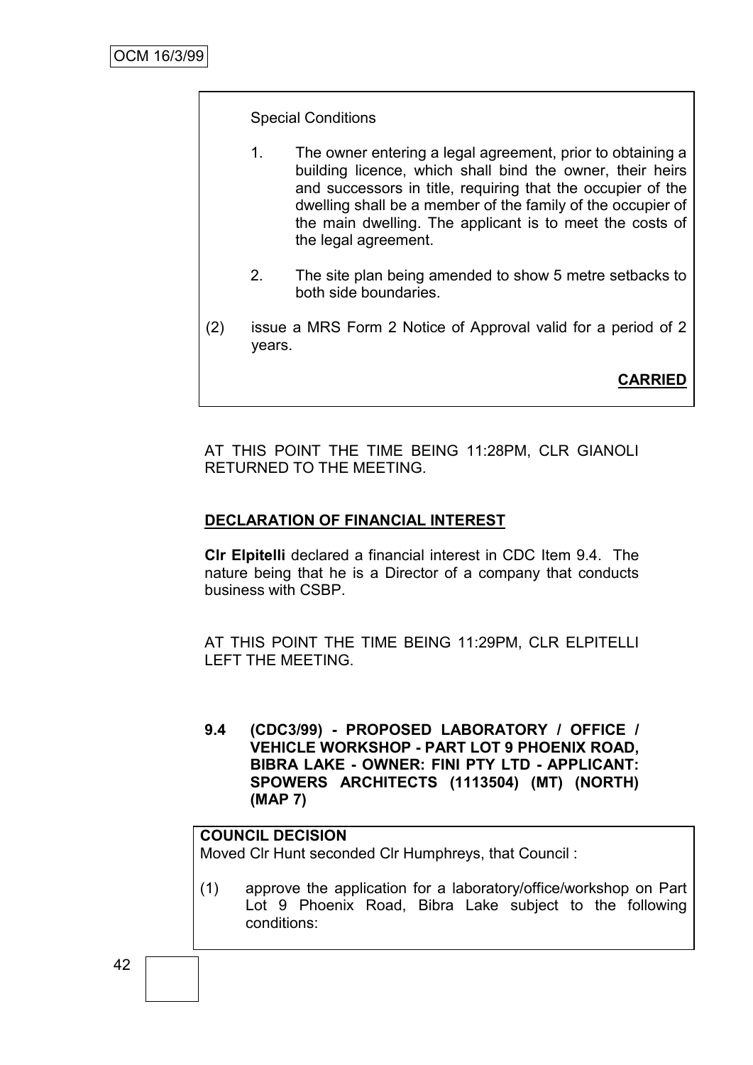Special Conditions

1. The owner entering a legal agreement, prior to obtaining a building licence, which shall bind the owner, their heirs and successors in title, requiring that the occupier of the dwelling shall be a member of the family of the occupier of the main dwelling. The applicant is to meet the costs of the legal agreement.

2. The site plan being amended to show 5 metre setbacks to both side boundaries.

(2) issue a MRS Form 2 Notice of Approval valid for a period of 2 years.

**CARRIED**

AT THIS POINT THE TIME BEING 11:28PM, CLR GIANOLI RETURNED TO THE MEETING.

**DECLARATION OF FINANCIAL INTEREST**

**Clr Elpitelli** declared a financial interest in CDC Item 9.4. The nature being that he is a Director of a company that conducts business with CSBP.

AT THIS POINT THE TIME BEING 11:29PM, CLR ELPITELLI LEFT THE MEETING.

**9.4 (CDC3/99) - PROPOSED LABORATORY / OFFICE / VEHICLE WORKSHOP - PART LOT 9 PHOENIX ROAD, BIBRA LAKE - OWNER: FINI PTY LTD - APPLICANT: SPOWERS ARCHITECTS (1113504) (MT) (NORTH) (MAP 7)**

**COUNCIL DECISION**

Moved Clr Hunt seconded Clr Humphreys, that Council :

(1) approve the application for a laboratory/office/workshop on Part Lot 9 Phoenix Road, Bibra Lake subject to the following conditions: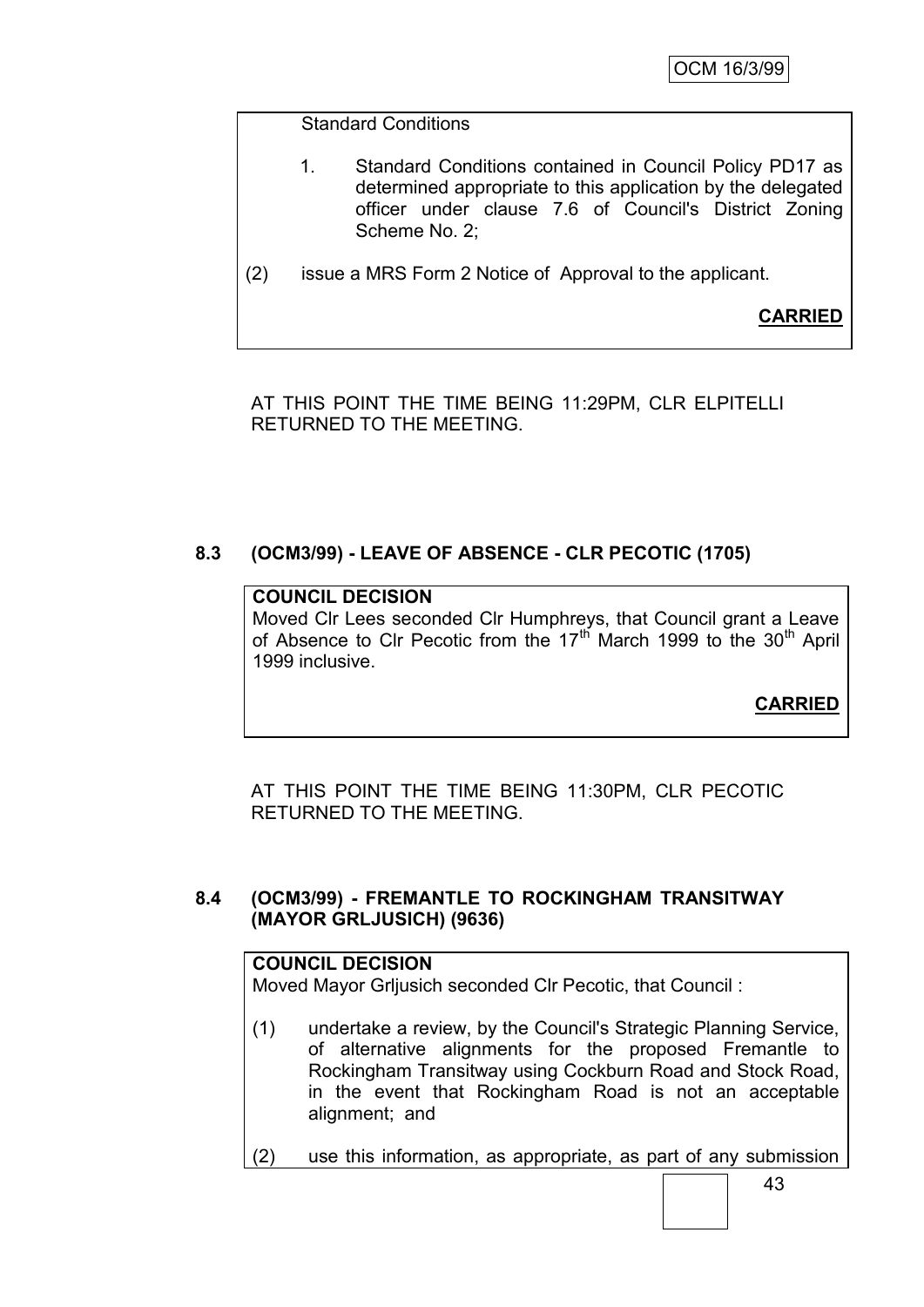Standard Conditions

1. Standard Conditions contained in Council Policy PD17 as determined appropriate to this application by the delegated officer under clause 7.6 of Council's District Zoning Scheme No. 2;

(2) issue a MRS Form 2 Notice of Approval to the applicant.

**CARRIED**

AT THIS POINT THE TIME BEING 11:29PM, CLR ELPITELLI RETURNED TO THE MEETING.

### 8.3 (OCM3/99) - LEAVE OF ABSENCE - CLR PECOTIC (1705)

**COUNCIL DECISION**

Moved Clr Lees seconded Clr Humphreys, that Council grant a Leave of Absence to Clr Pecotic from the 17th March 1999 to the 30th April 1999 inclusive.

**CARRIED**

AT THIS POINT THE TIME BEING 11:30PM, CLR PECOTIC RETURNED TO THE MEETING.

### 8.4 (OCM3/99) - FREMANTLE TO ROCKINGHAM TRANSITWAY (MAYOR GRLJUSICH) (9636)

**COUNCIL DECISION**

Moved Mayor Grljusich seconded Clr Pecotic, that Council :

(1) undertake a review, by the Council's Strategic Planning Service, of alternative alignments for the proposed Fremantle to Rockingham Transitway using Cockburn Road and Stock Road, in the event that Rockingham Road is not an acceptable alignment; and

(2) use this information, as appropriate, as part of any submission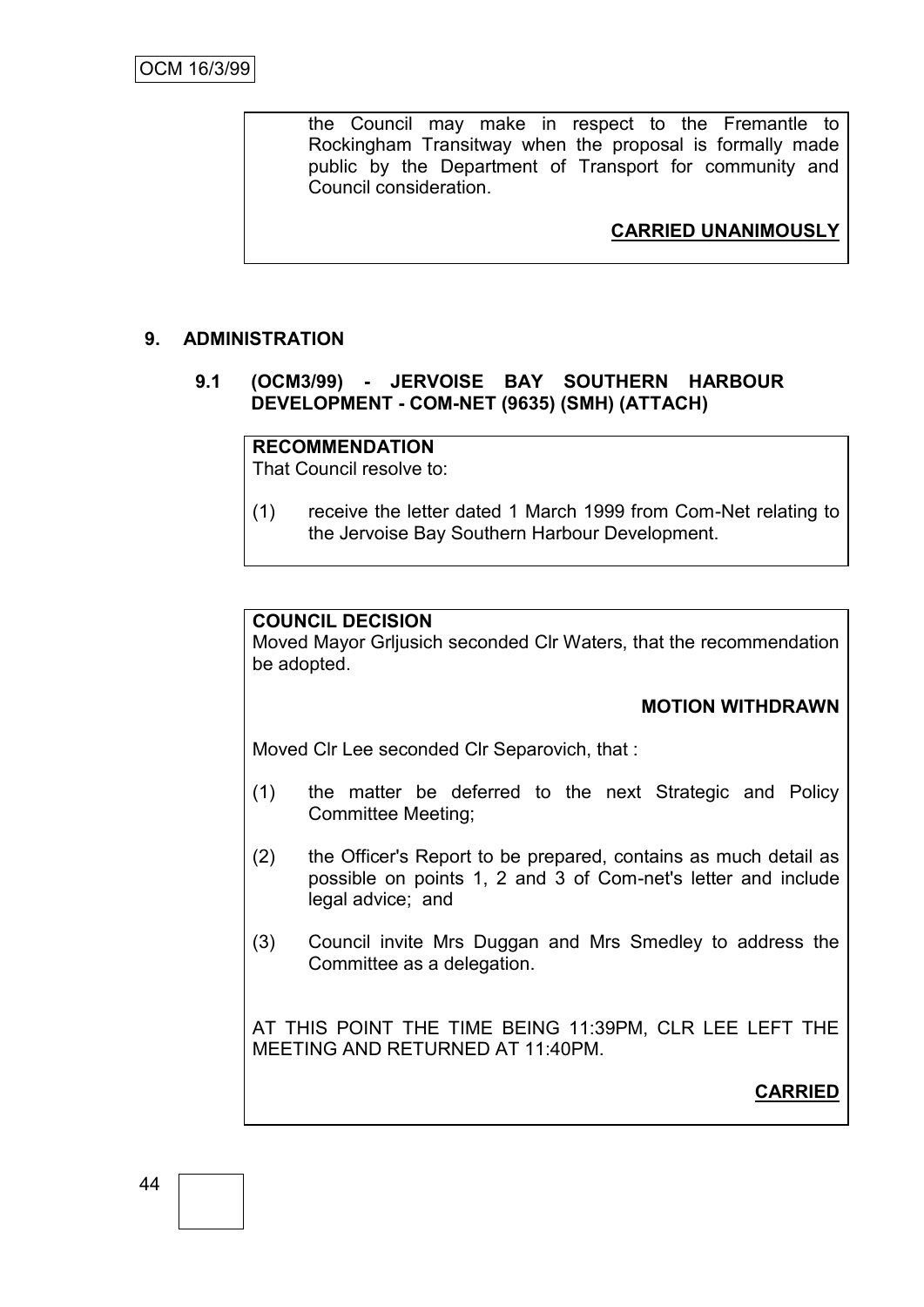the Council may make in respect to the Fremantle to Rockingham Transitway when the proposal is formally made public by the Department of Transport for community and Council consideration.

**CARRIED UNANIMOUSLY**

## 9. ADMINISTRATION

### 9.1 (OCM3/99) - JERVOISE BAY SOUTHERN HARBOUR DEVELOPMENT - COM-NET (9635) (SMH) (ATTACH)

**RECOMMENDATION**
That Council resolve to:

(1) receive the letter dated 1 March 1999 from Com-Net relating to the Jervoise Bay Southern Harbour Development.

**COUNCIL DECISION**
Moved Mayor Grljusich seconded Clr Waters, that the recommendation be adopted.

**MOTION WITHDRAWN**

Moved Clr Lee seconded Clr Separovich, that :

(1) the matter be deferred to the next Strategic and Policy Committee Meeting;

(2) the Officer's Report to be prepared, contains as much detail as possible on points 1, 2 and 3 of Com-net's letter and include legal advice; and

(3) Council invite Mrs Duggan and Mrs Smedley to address the Committee as a delegation.

AT THIS POINT THE TIME BEING 11:39PM, CLR LEE LEFT THE MEETING AND RETURNED AT 11:40PM.

**CARRIED**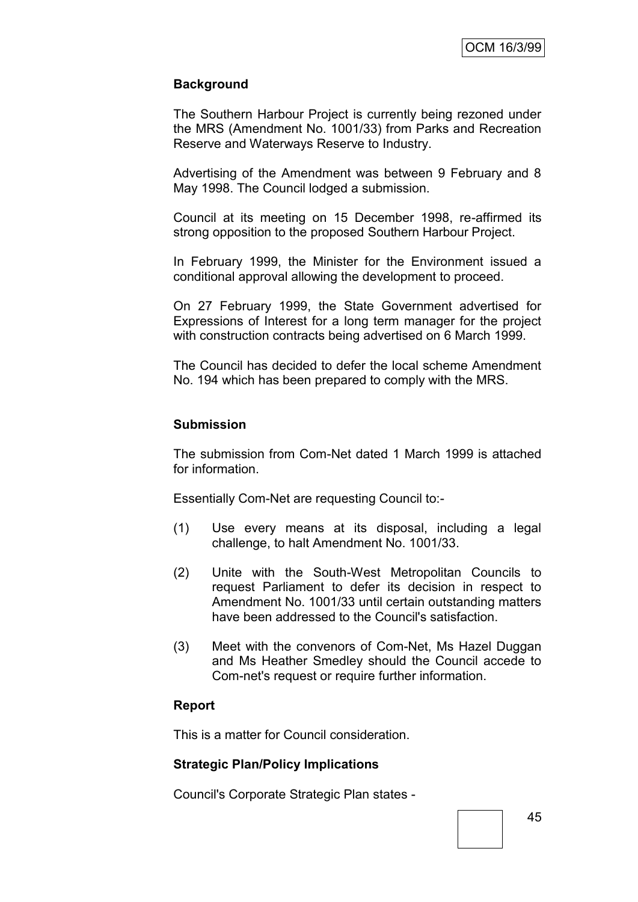**Background**

The Southern Harbour Project is currently being rezoned under the MRS (Amendment No. 1001/33) from Parks and Recreation Reserve and Waterways Reserve to Industry.

Advertising of the Amendment was between 9 February and 8 May 1998. The Council lodged a submission.

Council at its meeting on 15 December 1998, re-affirmed its strong opposition to the proposed Southern Harbour Project.

In February 1999, the Minister for the Environment issued a conditional approval allowing the development to proceed.

On 27 February 1999, the State Government advertised for Expressions of Interest for a long term manager for the project with construction contracts being advertised on 6 March 1999.

The Council has decided to defer the local scheme Amendment No. 194 which has been prepared to comply with the MRS.

**Submission**

The submission from Com-Net dated 1 March 1999 is attached for information.

Essentially Com-Net are requesting Council to:-

(1) Use every means at its disposal, including a legal challenge, to halt Amendment No. 1001/33.

(2) Unite with the South-West Metropolitan Councils to request Parliament to defer its decision in respect to Amendment No. 1001/33 until certain outstanding matters have been addressed to the Council's satisfaction.

(3) Meet with the convenors of Com-Net, Ms Hazel Duggan and Ms Heather Smedley should the Council accede to Com-net's request or require further information.

**Report**

This is a matter for Council consideration.

**Strategic Plan/Policy Implications**

Council's Corporate Strategic Plan states -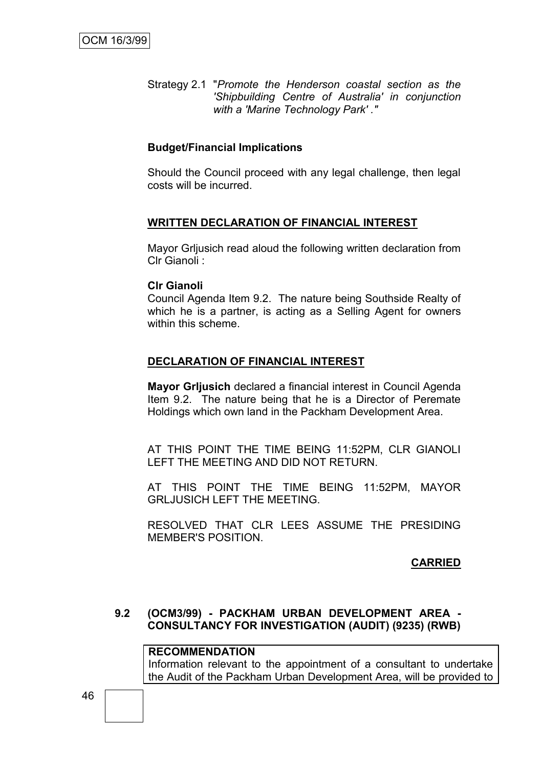Strategy 2.1 "*Promote the Henderson coastal section as the 'Shipbuilding Centre of Australia' in conjunction with a 'Marine Technology Park' .*"

**Budget/Financial Implications**

Should the Council proceed with any legal challenge, then legal costs will be incurred.

**WRITTEN DECLARATION OF FINANCIAL INTEREST**

Mayor Grljusich read aloud the following written declaration from Clr Gianoli :

**Clr Gianoli**
Council Agenda Item 9.2. The nature being Southside Realty of which he is a partner, is acting as a Selling Agent for owners within this scheme.

**DECLARATION OF FINANCIAL INTEREST**

**Mayor Grljusich** declared a financial interest in Council Agenda Item 9.2. The nature being that he is a Director of Peremate Holdings which own land in the Packham Development Area.

AT THIS POINT THE TIME BEING 11:52PM, CLR GIANOLI LEFT THE MEETING AND DID NOT RETURN.

AT THIS POINT THE TIME BEING 11:52PM, MAYOR GRLJUSICH LEFT THE MEETING.

RESOLVED THAT CLR LEES ASSUME THE PRESIDING MEMBER'S POSITION.

**CARRIED**

### 9.2 (OCM3/99) - PACKHAM URBAN DEVELOPMENT AREA - CONSULTANCY FOR INVESTIGATION (AUDIT) (9235) (RWB)

**RECOMMENDATION**
Information relevant to the appointment of a consultant to undertake the Audit of the Packham Urban Development Area, will be provided to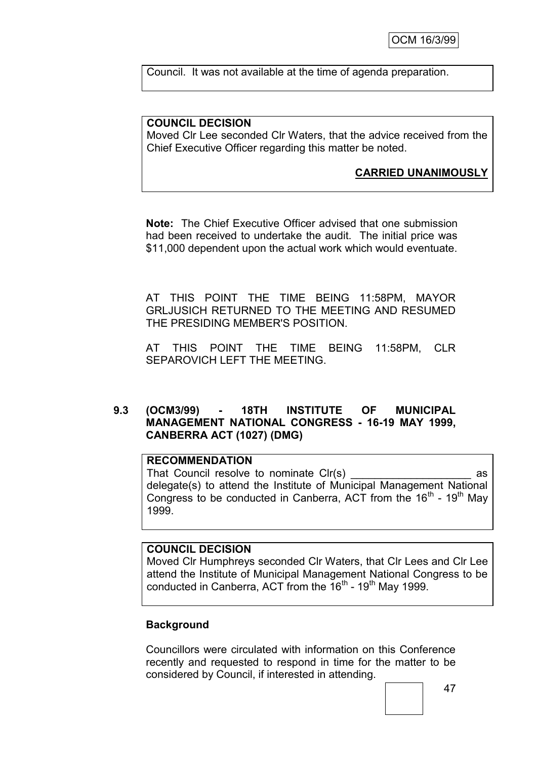Council. It was not available at the time of agenda preparation.

**COUNCIL DECISION**

Moved Clr Lee seconded Clr Waters, that the advice received from the Chief Executive Officer regarding this matter be noted.

**CARRIED UNANIMOUSLY**

**Note:** The Chief Executive Officer advised that one submission had been received to undertake the audit. The initial price was $11,000 dependent upon the actual work which would eventuate.

AT THIS POINT THE TIME BEING 11:58PM, MAYOR GRLJUSICH RETURNED TO THE MEETING AND RESUMED THE PRESIDING MEMBER'S POSITION.

AT THIS POINT THE TIME BEING 11:58PM, CLR SEPAROVICH LEFT THE MEETING.

### 9.3 (OCM3/99) - 18TH INSTITUTE OF MUNICIPAL MANAGEMENT NATIONAL CONGRESS - 16-19 MAY 1999, CANBERRA ACT (1027) (DMG)

**RECOMMENDATION**

That Council resolve to nominate Clr(s) ____________________ as delegate(s) to attend the Institute of Municipal Management National Congress to be conducted in Canberra, ACT from the 16th - 19th May 1999.

**COUNCIL DECISION**

Moved Clr Humphreys seconded Clr Waters, that Clr Lees and Clr Lee attend the Institute of Municipal Management National Congress to be conducted in Canberra, ACT from the 16th - 19th May 1999.

**Background**

Councillors were circulated with information on this Conference recently and requested to respond in time for the matter to be considered by Council, if interested in attending.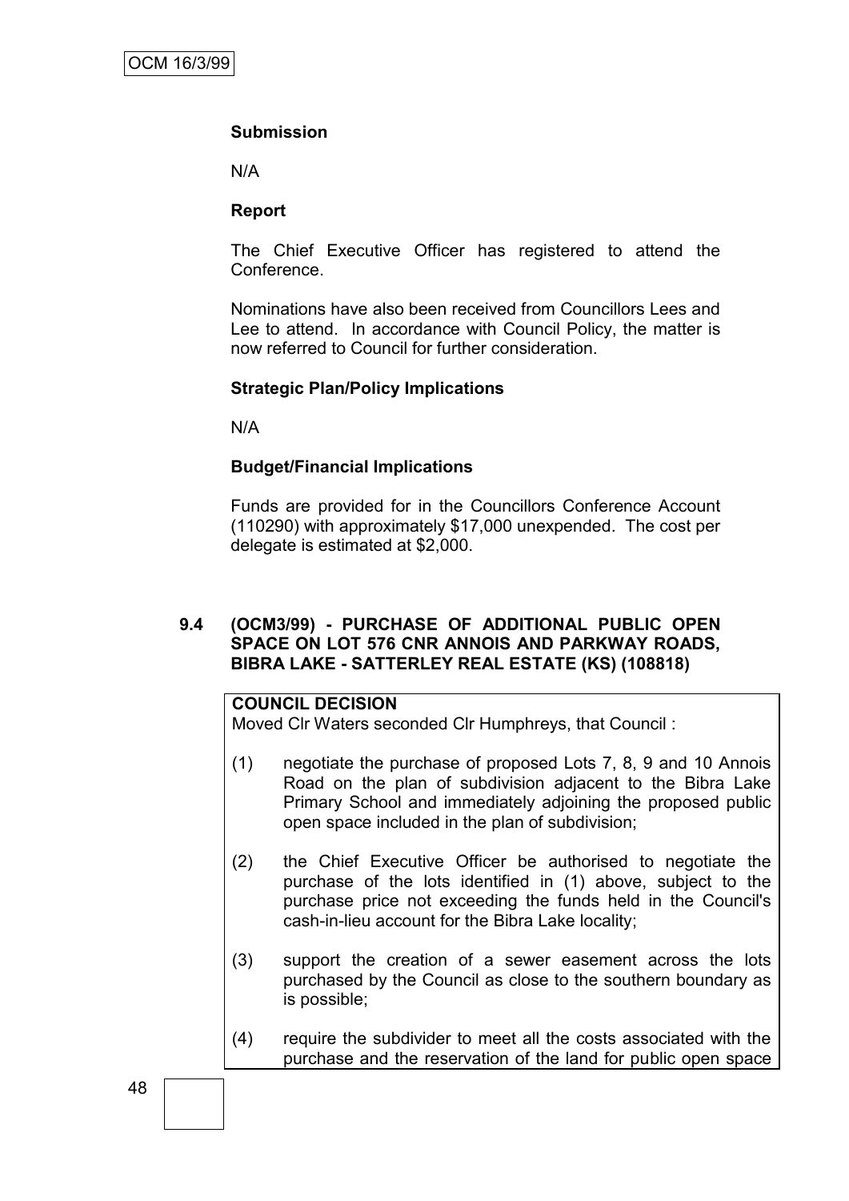**Submission**

N/A

**Report**

The Chief Executive Officer has registered to attend the Conference.

Nominations have also been received from Councillors Lees and Lee to attend. In accordance with Council Policy, the matter is now referred to Council for further consideration.

**Strategic Plan/Policy Implications**

N/A

**Budget/Financial Implications**

Funds are provided for in the Councillors Conference Account (110290) with approximately $17,000 unexpended. The cost per delegate is estimated at $2,000.

### 9.4 (OCM3/99) - PURCHASE OF ADDITIONAL PUBLIC OPEN SPACE ON LOT 576 CNR ANNOIS AND PARKWAY ROADS, BIBRA LAKE - SATTERLEY REAL ESTATE (KS) (108818)

**COUNCIL DECISION**

Moved Clr Waters seconded Clr Humphreys, that Council :

(1) negotiate the purchase of proposed Lots 7, 8, 9 and 10 Annois Road on the plan of subdivision adjacent to the Bibra Lake Primary School and immediately adjoining the proposed public open space included in the plan of subdivision;

(2) the Chief Executive Officer be authorised to negotiate the purchase of the lots identified in (1) above, subject to the purchase price not exceeding the funds held in the Council's cash-in-lieu account for the Bibra Lake locality;

(3) support the creation of a sewer easement across the lots purchased by the Council as close to the southern boundary as is possible;

(4) require the subdivider to meet all the costs associated with the purchase and the reservation of the land for public open space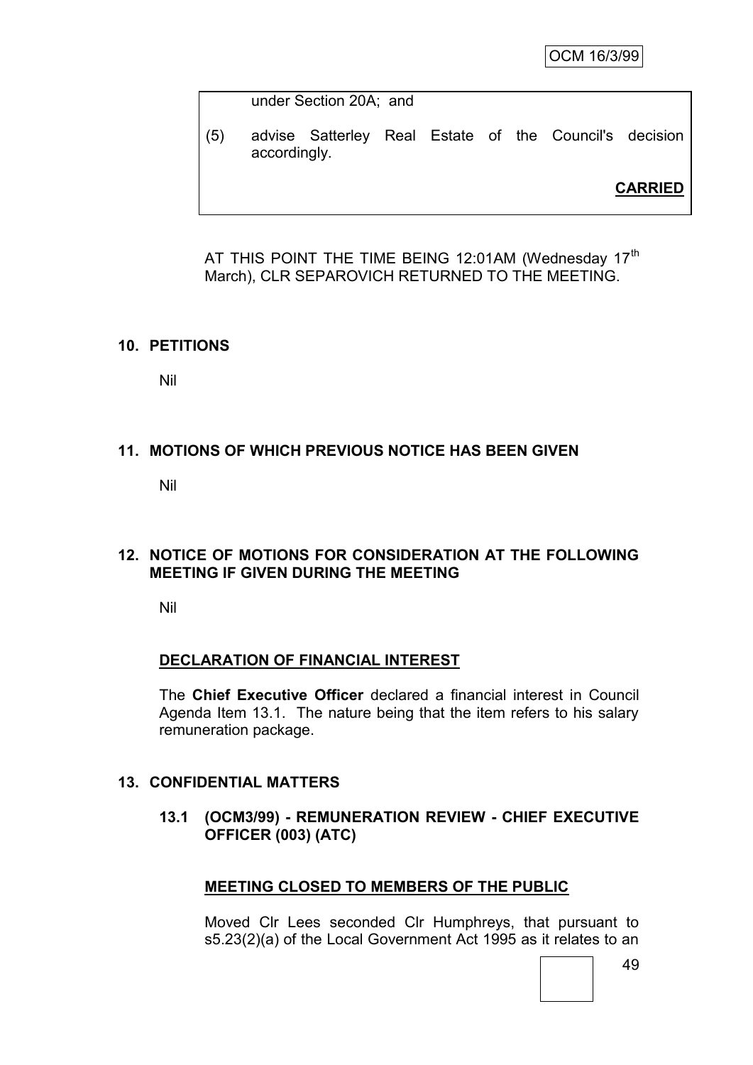under Section 20A; and

(5) advise Satterley Real Estate of the Council's decision accordingly.

**CARRIED**

AT THIS POINT THE TIME BEING 12:01AM (Wednesday 17th March), CLR SEPAROVICH RETURNED TO THE MEETING.

## 10. PETITIONS

Nil

## 11. MOTIONS OF WHICH PREVIOUS NOTICE HAS BEEN GIVEN

Nil

## 12. NOTICE OF MOTIONS FOR CONSIDERATION AT THE FOLLOWING MEETING IF GIVEN DURING THE MEETING

Nil

**DECLARATION OF FINANCIAL INTEREST**

The **Chief Executive Officer** declared a financial interest in Council Agenda Item 13.1. The nature being that the item refers to his salary remuneration package.

## 13. CONFIDENTIAL MATTERS

### 13.1 (OCM3/99) - REMUNERATION REVIEW - CHIEF EXECUTIVE OFFICER (003) (ATC)

**MEETING CLOSED TO MEMBERS OF THE PUBLIC**

Moved Clr Lees seconded Clr Humphreys, that pursuant to s5.23(2)(a) of the Local Government Act 1995 as it relates to an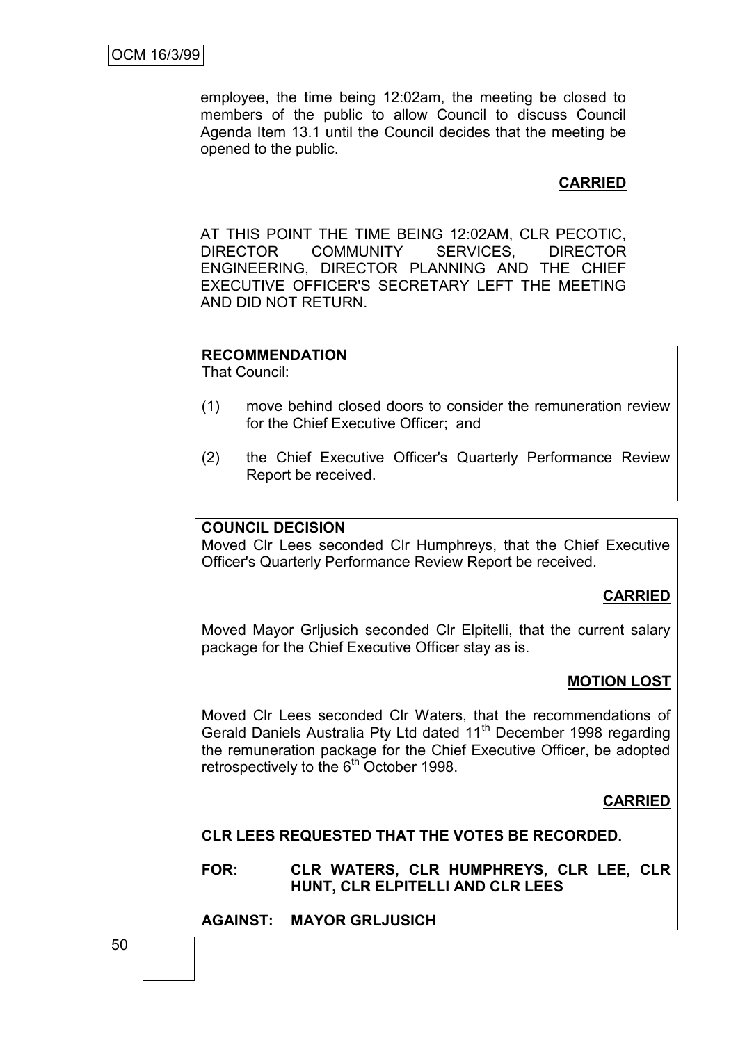employee, the time being 12:02am, the meeting be closed to members of the public to allow Council to discuss Council Agenda Item 13.1 until the Council decides that the meeting be opened to the public.

**CARRIED**

AT THIS POINT THE TIME BEING 12:02AM, CLR PECOTIC, DIRECTOR COMMUNITY SERVICES, DIRECTOR ENGINEERING, DIRECTOR PLANNING AND THE CHIEF EXECUTIVE OFFICER'S SECRETARY LEFT THE MEETING AND DID NOT RETURN.

**RECOMMENDATION**

That Council:

(1) move behind closed doors to consider the remuneration review for the Chief Executive Officer; and

(2) the Chief Executive Officer's Quarterly Performance Review Report be received.

**COUNCIL DECISION**

Moved Clr Lees seconded Clr Humphreys, that the Chief Executive Officer's Quarterly Performance Review Report be received.

**CARRIED**

Moved Mayor Grljusich seconded Clr Elpitelli, that the current salary package for the Chief Executive Officer stay as is.

**MOTION LOST**

Moved Clr Lees seconded Clr Waters, that the recommendations of Gerald Daniels Australia Pty Ltd dated 11th December 1998 regarding the remuneration package for the Chief Executive Officer, be adopted retrospectively to the 6th October 1998.

**CARRIED**

**CLR LEES REQUESTED THAT THE VOTES BE RECORDED.**

**FOR: CLR WATERS, CLR HUMPHREYS, CLR LEE, CLR HUNT, CLR ELPITELLI AND CLR LEES**

**AGAINST: MAYOR GRLJUSICH**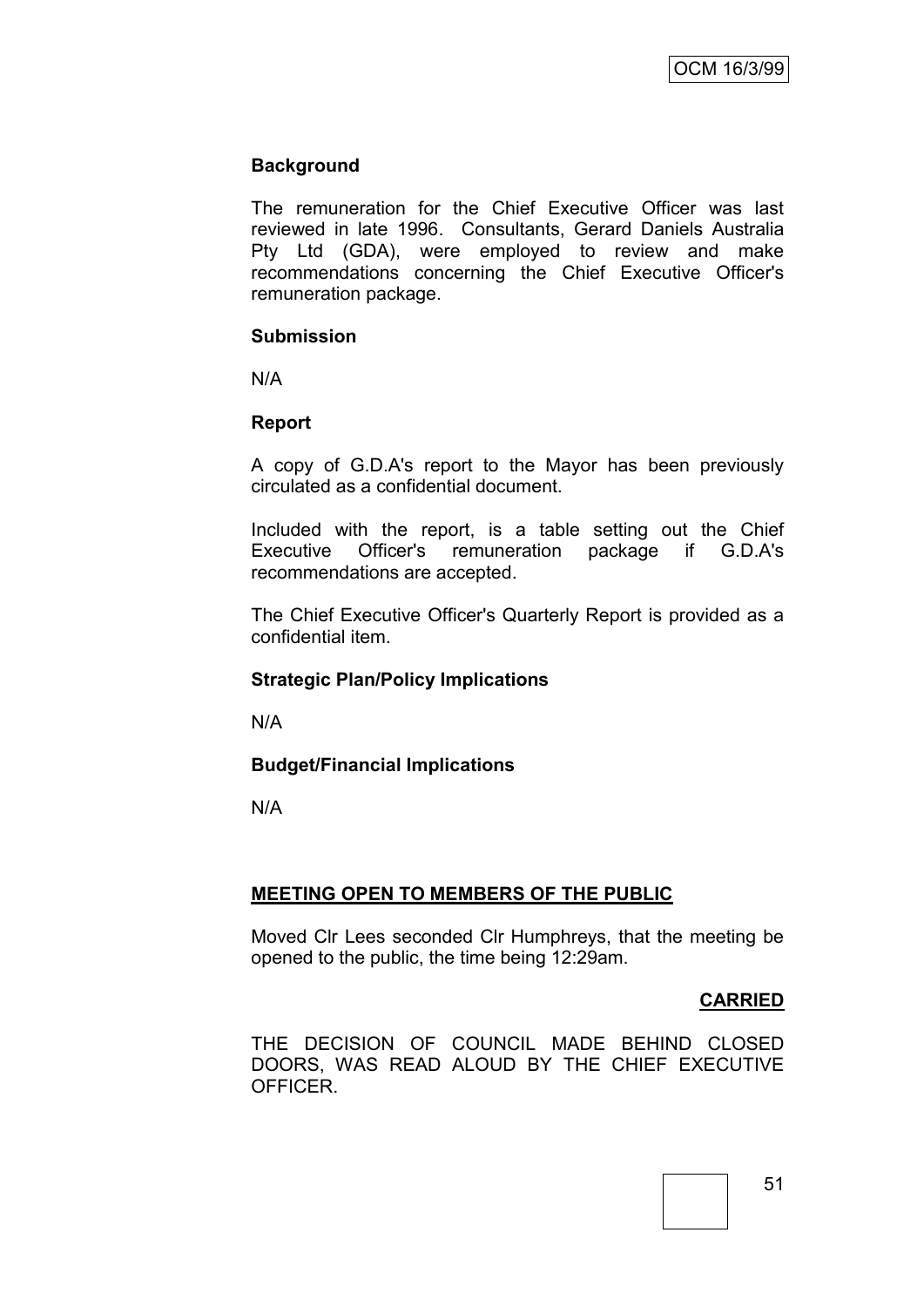**Background**

The remuneration for the Chief Executive Officer was last reviewed in late 1996. Consultants, Gerard Daniels Australia Pty Ltd (GDA), were employed to review and make recommendations concerning the Chief Executive Officer's remuneration package.

**Submission**

N/A

**Report**

A copy of G.D.A's report to the Mayor has been previously circulated as a confidential document.

Included with the report, is a table setting out the Chief Executive Officer's remuneration package if G.D.A's recommendations are accepted.

The Chief Executive Officer's Quarterly Report is provided as a confidential item.

**Strategic Plan/Policy Implications**

N/A

**Budget/Financial Implications**

N/A

**MEETING OPEN TO MEMBERS OF THE PUBLIC**

Moved Clr Lees seconded Clr Humphreys, that the meeting be opened to the public, the time being 12:29am.

**CARRIED**

THE DECISION OF COUNCIL MADE BEHIND CLOSED DOORS, WAS READ ALOUD BY THE CHIEF EXECUTIVE OFFICER.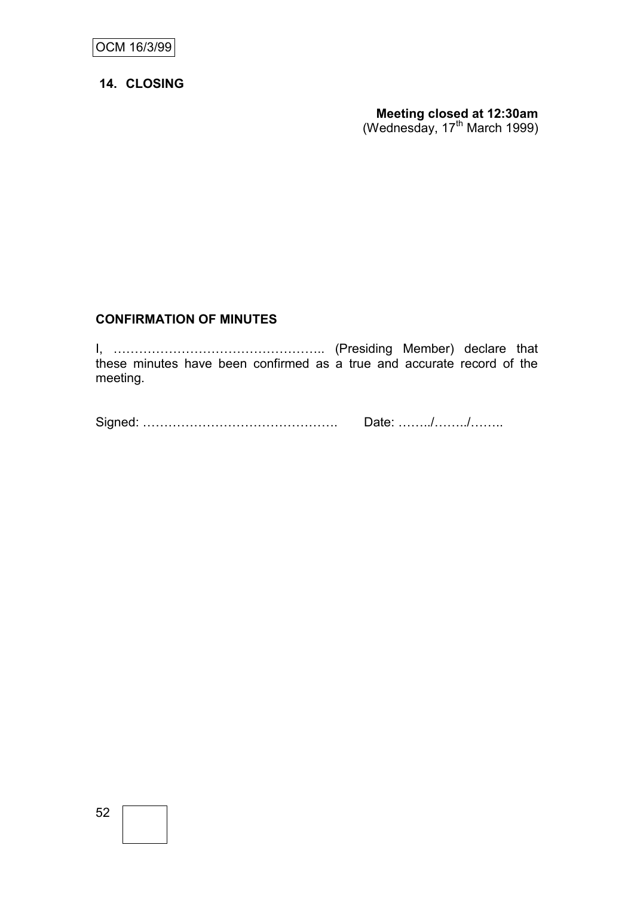## 14. CLOSING

**Meeting closed at 12:30am**
(Wednesday, 17th March 1999)

**CONFIRMATION OF MINUTES**

I, ………………………………………….. (Presiding Member) declare that these minutes have been confirmed as a true and accurate record of the meeting.

Signed: ………………………………………. Date: ……../……../……..